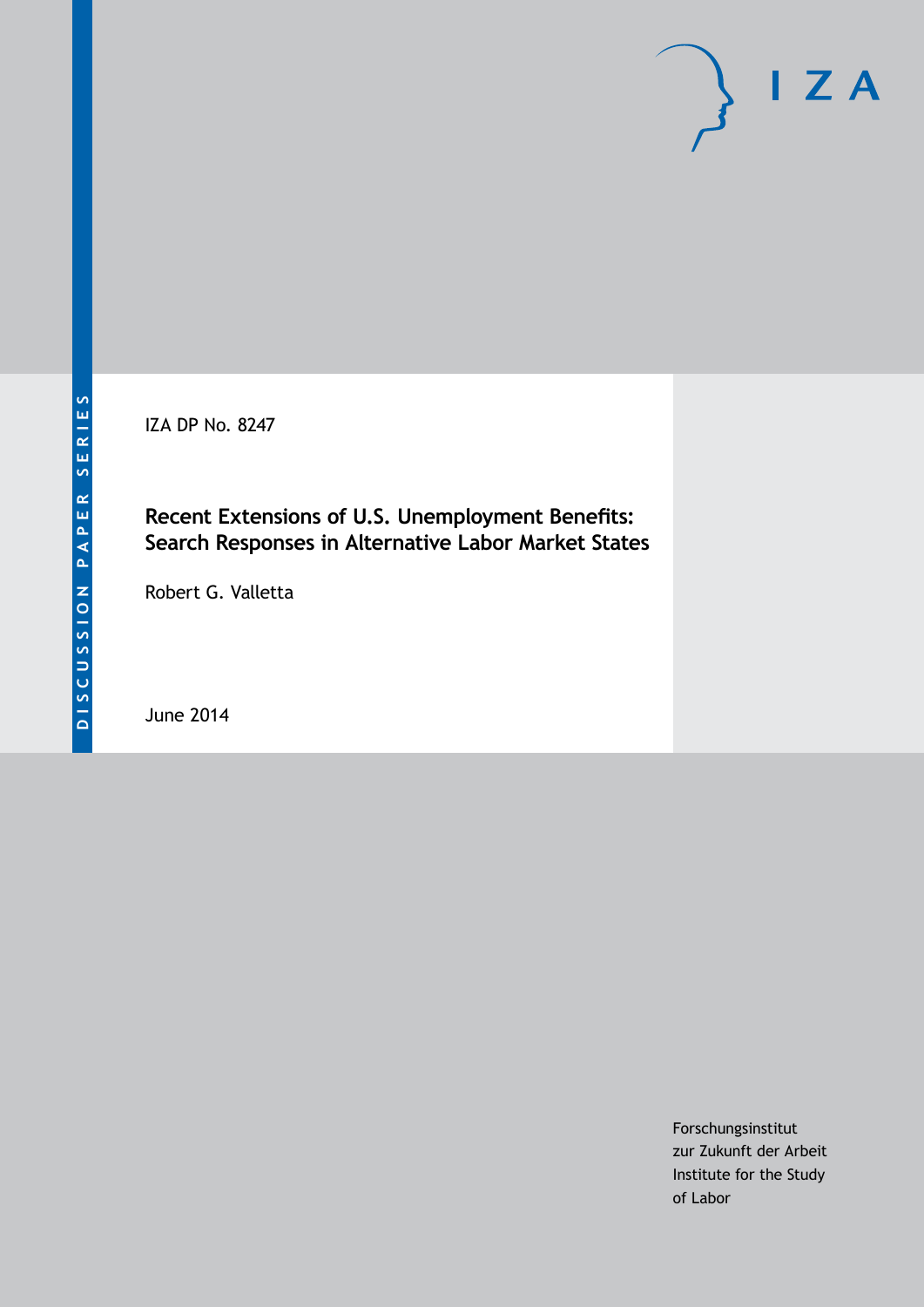DISCUSSION PAPER SERIES

IZA

IZA DP No. 8247

# Recent Extensions of U.S. Unemployment Benefits: Search Responses in Alternative Labor Market States

Robert G. Valletta

June 2014

Forschungsinstitut
zur Zukunft der Arbeit
Institute for the Study
of Labor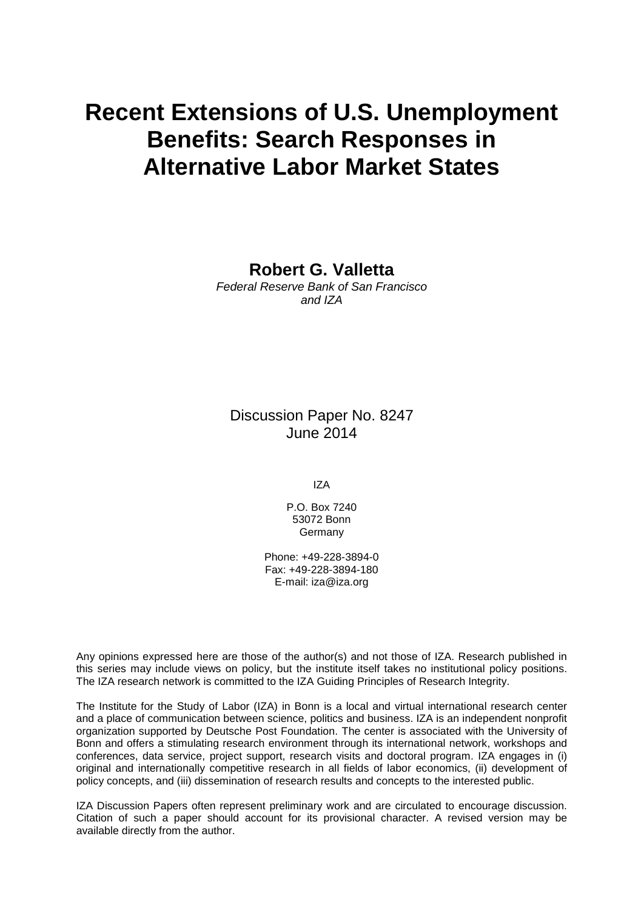# Recent Extensions of U.S. Unemployment Benefits: Search Responses in Alternative Labor Market States

**Robert G. Valletta**

*Federal Reserve Bank of San Francisco and IZA*

Discussion Paper No. 8247
June 2014

IZA

P.O. Box 7240
53072 Bonn
Germany

Phone: +49-228-3894-0
Fax: +49-228-3894-180
E-mail: iza@iza.org

Any opinions expressed here are those of the author(s) and not those of IZA. Research published in this series may include views on policy, but the institute itself takes no institutional policy positions. The IZA research network is committed to the IZA Guiding Principles of Research Integrity.

The Institute for the Study of Labor (IZA) in Bonn is a local and virtual international research center and a place of communication between science, politics and business. IZA is an independent nonprofit organization supported by Deutsche Post Foundation. The center is associated with the University of Bonn and offers a stimulating research environment through its international network, workshops and conferences, data service, project support, research visits and doctoral program. IZA engages in (i) original and internationally competitive research in all fields of labor economics, (ii) development of policy concepts, and (iii) dissemination of research results and concepts to the interested public.

IZA Discussion Papers often represent preliminary work and are circulated to encourage discussion. Citation of such a paper should account for its provisional character. A revised version may be available directly from the author.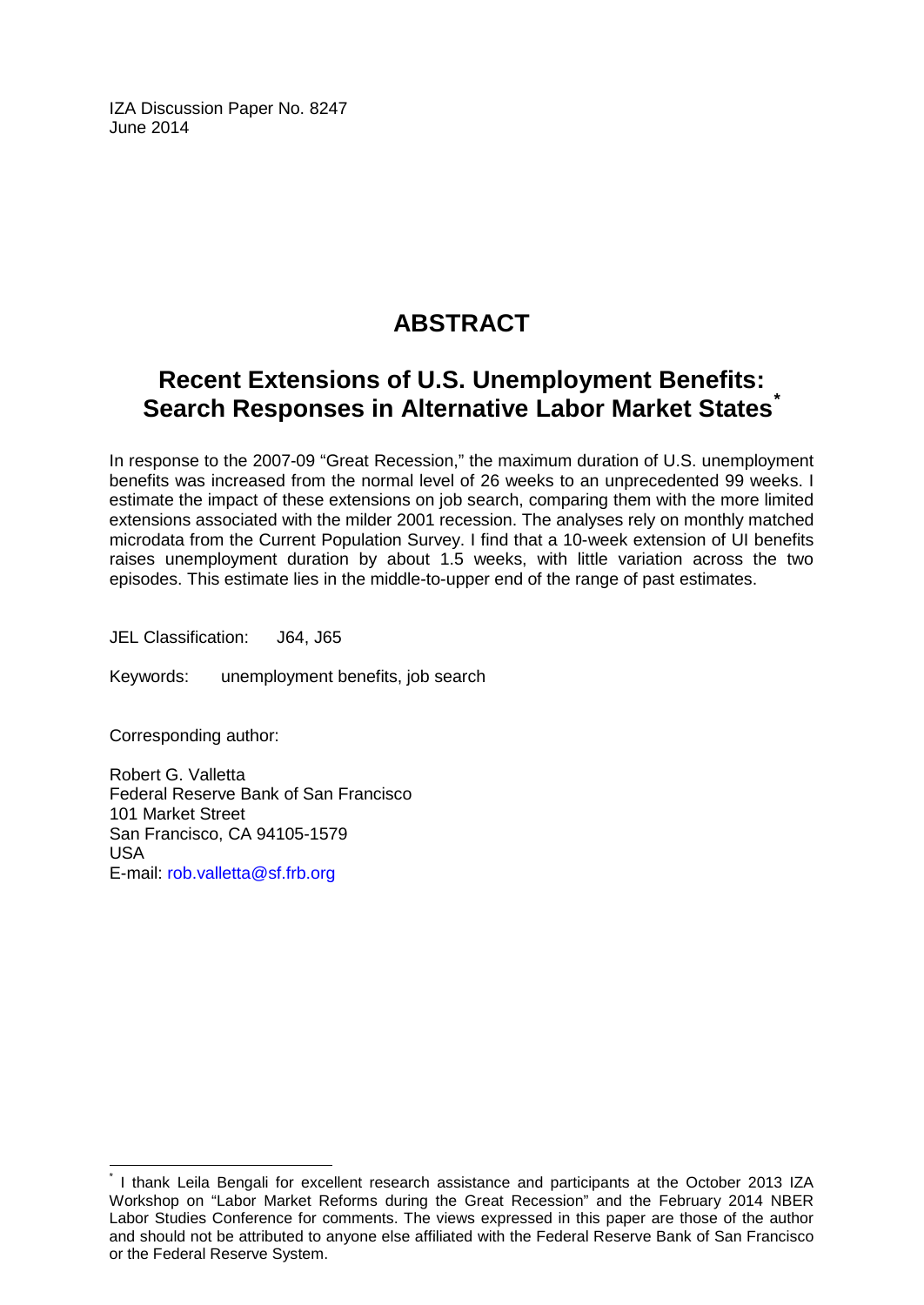IZA Discussion Paper No. 8247
June 2014

# ABSTRACT

## Recent Extensions of U.S. Unemployment Benefits: Search Responses in Alternative Labor Market States*

In response to the 2007-09 “Great Recession,” the maximum duration of U.S. unemployment benefits was increased from the normal level of 26 weeks to an unprecedented 99 weeks. I estimate the impact of these extensions on job search, comparing them with the more limited extensions associated with the milder 2001 recession. The analyses rely on monthly matched microdata from the Current Population Survey. I find that a 10-week extension of UI benefits raises unemployment duration by about 1.5 weeks, with little variation across the two episodes. This estimate lies in the middle-to-upper end of the range of past estimates.

JEL Classification: J64, J65

Keywords: unemployment benefits, job search

Corresponding author:

Robert G. Valletta
Federal Reserve Bank of San Francisco
101 Market Street
San Francisco, CA 94105-1579
USA
E-mail: rob.valletta@sf.frb.org

---

* I thank Leila Bengali for excellent research assistance and participants at the October 2013 IZA Workshop on “Labor Market Reforms during the Great Recession” and the February 2014 NBER Labor Studies Conference for comments. The views expressed in this paper are those of the author and should not be attributed to anyone else affiliated with the Federal Reserve Bank of San Francisco or the Federal Reserve System.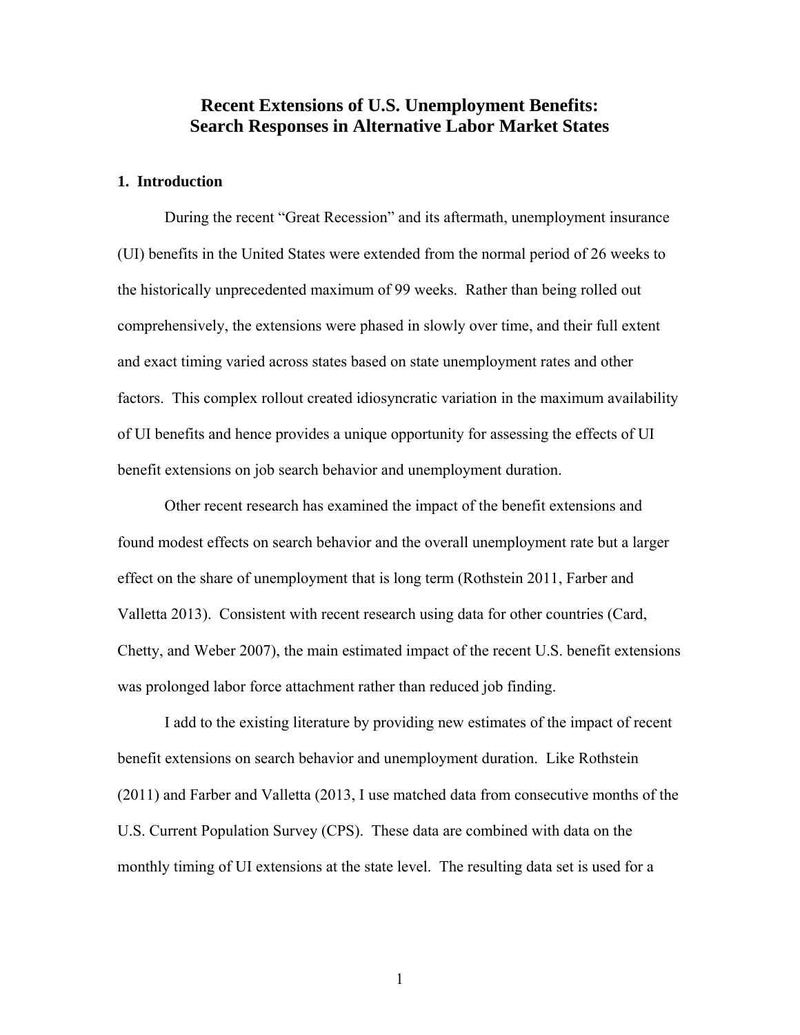# Recent Extensions of U.S. Unemployment Benefits: Search Responses in Alternative Labor Market States

## 1. Introduction

During the recent "Great Recession" and its aftermath, unemployment insurance (UI) benefits in the United States were extended from the normal period of 26 weeks to the historically unprecedented maximum of 99 weeks. Rather than being rolled out comprehensively, the extensions were phased in slowly over time, and their full extent and exact timing varied across states based on state unemployment rates and other factors. This complex rollout created idiosyncratic variation in the maximum availability of UI benefits and hence provides a unique opportunity for assessing the effects of UI benefit extensions on job search behavior and unemployment duration.

Other recent research has examined the impact of the benefit extensions and found modest effects on search behavior and the overall unemployment rate but a larger effect on the share of unemployment that is long term (Rothstein 2011, Farber and Valletta 2013). Consistent with recent research using data for other countries (Card, Chetty, and Weber 2007), the main estimated impact of the recent U.S. benefit extensions was prolonged labor force attachment rather than reduced job finding.

I add to the existing literature by providing new estimates of the impact of recent benefit extensions on search behavior and unemployment duration. Like Rothstein (2011) and Farber and Valletta (2013, I use matched data from consecutive months of the U.S. Current Population Survey (CPS). These data are combined with data on the monthly timing of UI extensions at the state level. The resulting data set is used for a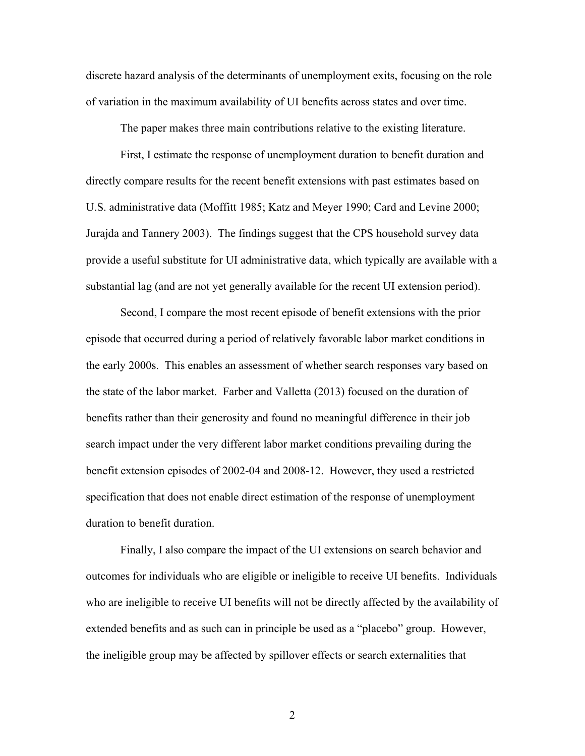discrete hazard analysis of the determinants of unemployment exits, focusing on the role of variation in the maximum availability of UI benefits across states and over time.

The paper makes three main contributions relative to the existing literature.

First, I estimate the response of unemployment duration to benefit duration and directly compare results for the recent benefit extensions with past estimates based on U.S. administrative data (Moffitt 1985; Katz and Meyer 1990; Card and Levine 2000; Jurajda and Tannery 2003). The findings suggest that the CPS household survey data provide a useful substitute for UI administrative data, which typically are available with a substantial lag (and are not yet generally available for the recent UI extension period).

Second, I compare the most recent episode of benefit extensions with the prior episode that occurred during a period of relatively favorable labor market conditions in the early 2000s. This enables an assessment of whether search responses vary based on the state of the labor market. Farber and Valletta (2013) focused on the duration of benefits rather than their generosity and found no meaningful difference in their job search impact under the very different labor market conditions prevailing during the benefit extension episodes of 2002-04 and 2008-12. However, they used a restricted specification that does not enable direct estimation of the response of unemployment duration to benefit duration.

Finally, I also compare the impact of the UI extensions on search behavior and outcomes for individuals who are eligible or ineligible to receive UI benefits. Individuals who are ineligible to receive UI benefits will not be directly affected by the availability of extended benefits and as such can in principle be used as a "placebo" group. However, the ineligible group may be affected by spillover effects or search externalities that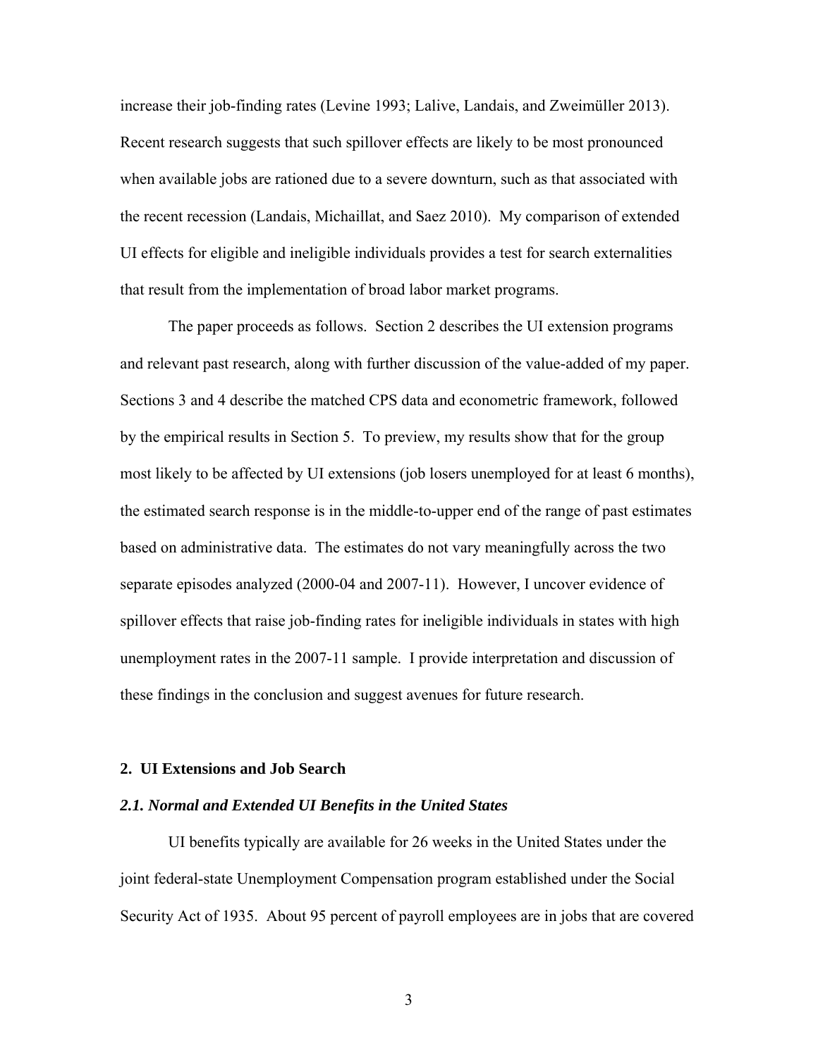increase their job-finding rates (Levine 1993; Lalive, Landais, and Zweimüller 2013). Recent research suggests that such spillover effects are likely to be most pronounced when available jobs are rationed due to a severe downturn, such as that associated with the recent recession (Landais, Michaillat, and Saez 2010). My comparison of extended UI effects for eligible and ineligible individuals provides a test for search externalities that result from the implementation of broad labor market programs.

The paper proceeds as follows. Section 2 describes the UI extension programs and relevant past research, along with further discussion of the value-added of my paper. Sections 3 and 4 describe the matched CPS data and econometric framework, followed by the empirical results in Section 5. To preview, my results show that for the group most likely to be affected by UI extensions (job losers unemployed for at least 6 months), the estimated search response is in the middle-to-upper end of the range of past estimates based on administrative data. The estimates do not vary meaningfully across the two separate episodes analyzed (2000-04 and 2007-11). However, I uncover evidence of spillover effects that raise job-finding rates for ineligible individuals in states with high unemployment rates in the 2007-11 sample. I provide interpretation and discussion of these findings in the conclusion and suggest avenues for future research.

## 2. UI Extensions and Job Search

### *2.1. Normal and Extended UI Benefits in the United States*

UI benefits typically are available for 26 weeks in the United States under the joint federal-state Unemployment Compensation program established under the Social Security Act of 1935. About 95 percent of payroll employees are in jobs that are covered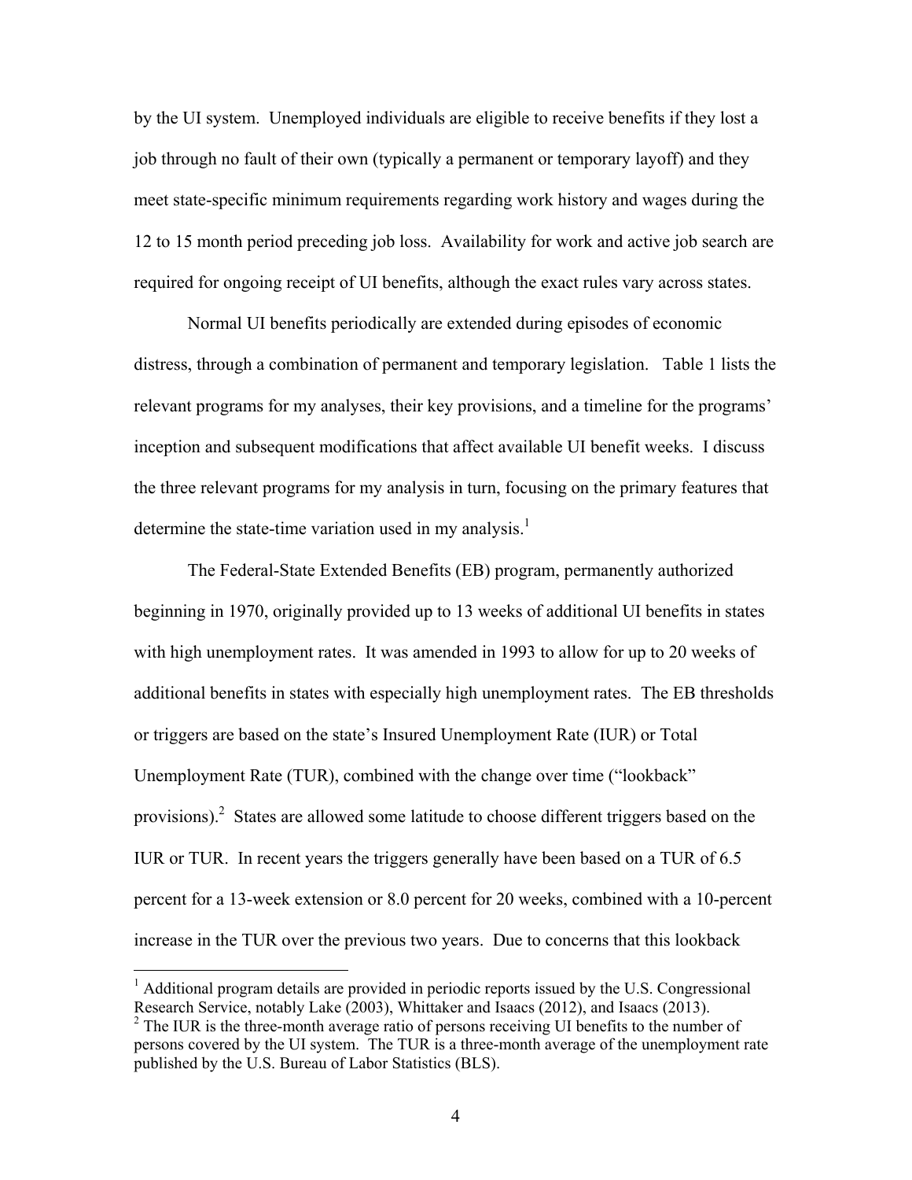by the UI system. Unemployed individuals are eligible to receive benefits if they lost a job through no fault of their own (typically a permanent or temporary layoff) and they meet state-specific minimum requirements regarding work history and wages during the 12 to 15 month period preceding job loss. Availability for work and active job search are required for ongoing receipt of UI benefits, although the exact rules vary across states.

Normal UI benefits periodically are extended during episodes of economic distress, through a combination of permanent and temporary legislation. Table 1 lists the relevant programs for my analyses, their key provisions, and a timeline for the programs' inception and subsequent modifications that affect available UI benefit weeks. I discuss the three relevant programs for my analysis in turn, focusing on the primary features that determine the state-time variation used in my analysis.[1]

The Federal-State Extended Benefits (EB) program, permanently authorized beginning in 1970, originally provided up to 13 weeks of additional UI benefits in states with high unemployment rates. It was amended in 1993 to allow for up to 20 weeks of additional benefits in states with especially high unemployment rates. The EB thresholds or triggers are based on the state's Insured Unemployment Rate (IUR) or Total Unemployment Rate (TUR), combined with the change over time ("lookback" provisions).[2] States are allowed some latitude to choose different triggers based on the IUR or TUR. In recent years the triggers generally have been based on a TUR of 6.5 percent for a 13-week extension or 8.0 percent for 20 weeks, combined with a 10-percent increase in the TUR over the previous two years. Due to concerns that this lookback

---

[1] Additional program details are provided in periodic reports issued by the U.S. Congressional Research Service, notably Lake (2003), Whittaker and Isaacs (2012), and Isaacs (2013).

[2] The IUR is the three-month average ratio of persons receiving UI benefits to the number of persons covered by the UI system. The TUR is a three-month average of the unemployment rate published by the U.S. Bureau of Labor Statistics (BLS).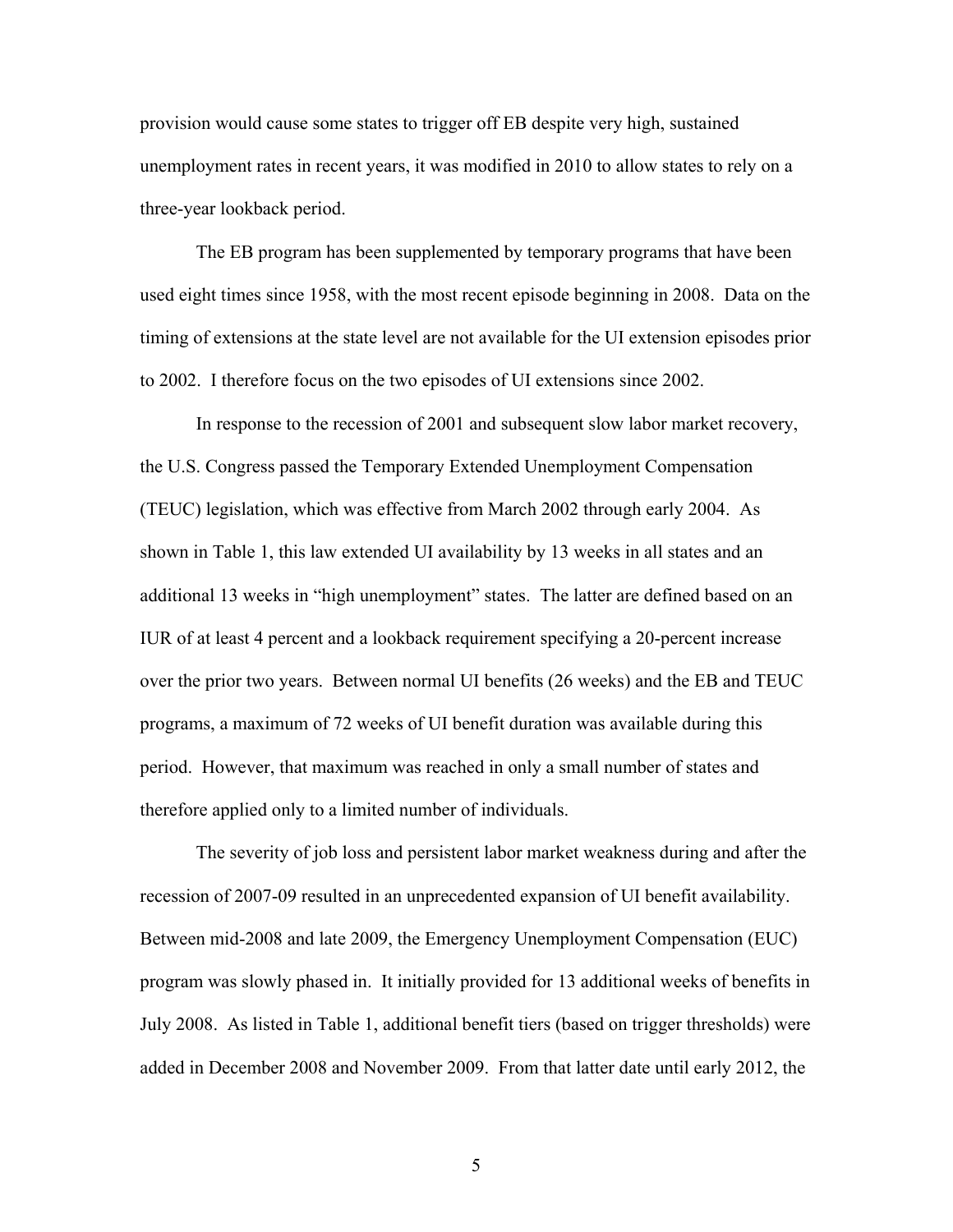provision would cause some states to trigger off EB despite very high, sustained unemployment rates in recent years, it was modified in 2010 to allow states to rely on a three-year lookback period.

The EB program has been supplemented by temporary programs that have been used eight times since 1958, with the most recent episode beginning in 2008. Data on the timing of extensions at the state level are not available for the UI extension episodes prior to 2002. I therefore focus on the two episodes of UI extensions since 2002.

In response to the recession of 2001 and subsequent slow labor market recovery, the U.S. Congress passed the Temporary Extended Unemployment Compensation (TEUC) legislation, which was effective from March 2002 through early 2004. As shown in Table 1, this law extended UI availability by 13 weeks in all states and an additional 13 weeks in "high unemployment" states. The latter are defined based on an IUR of at least 4 percent and a lookback requirement specifying a 20-percent increase over the prior two years. Between normal UI benefits (26 weeks) and the EB and TEUC programs, a maximum of 72 weeks of UI benefit duration was available during this period. However, that maximum was reached in only a small number of states and therefore applied only to a limited number of individuals.

The severity of job loss and persistent labor market weakness during and after the recession of 2007-09 resulted in an unprecedented expansion of UI benefit availability. Between mid-2008 and late 2009, the Emergency Unemployment Compensation (EUC) program was slowly phased in. It initially provided for 13 additional weeks of benefits in July 2008. As listed in Table 1, additional benefit tiers (based on trigger thresholds) were added in December 2008 and November 2009. From that latter date until early 2012, the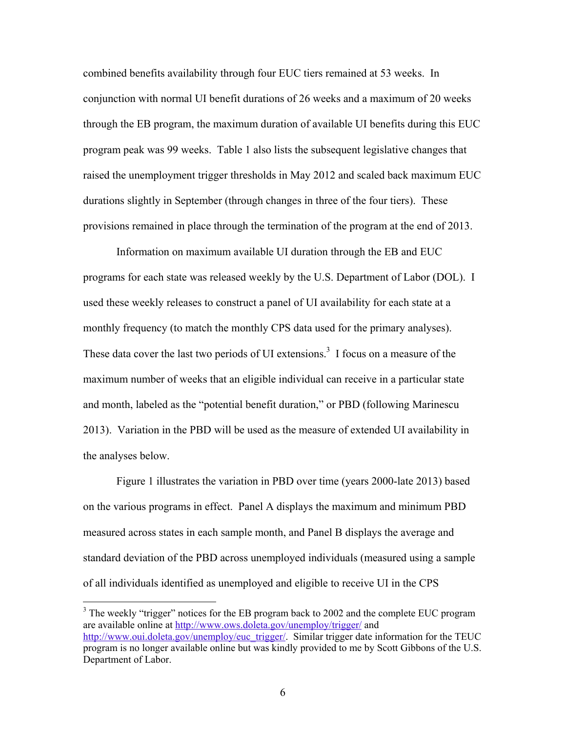combined benefits availability through four EUC tiers remained at 53 weeks. In conjunction with normal UI benefit durations of 26 weeks and a maximum of 20 weeks through the EB program, the maximum duration of available UI benefits during this EUC program peak was 99 weeks. Table 1 also lists the subsequent legislative changes that raised the unemployment trigger thresholds in May 2012 and scaled back maximum EUC durations slightly in September (through changes in three of the four tiers). These provisions remained in place through the termination of the program at the end of 2013.

Information on maximum available UI duration through the EB and EUC programs for each state was released weekly by the U.S. Department of Labor (DOL). I used these weekly releases to construct a panel of UI availability for each state at a monthly frequency (to match the monthly CPS data used for the primary analyses). These data cover the last two periods of UI extensions.[3] I focus on a measure of the maximum number of weeks that an eligible individual can receive in a particular state and month, labeled as the "potential benefit duration," or PBD (following Marinescu 2013). Variation in the PBD will be used as the measure of extended UI availability in the analyses below.

Figure 1 illustrates the variation in PBD over time (years 2000-late 2013) based on the various programs in effect. Panel A displays the maximum and minimum PBD measured across states in each sample month, and Panel B displays the average and standard deviation of the PBD across unemployed individuals (measured using a sample of all individuals identified as unemployed and eligible to receive UI in the CPS

---

[3] The weekly "trigger" notices for the EB program back to 2002 and the complete EUC program are available online at http://www.ows.doleta.gov/unemploy/trigger/ and http://www.oui.doleta.gov/unemploy/euc_trigger/. Similar trigger date information for the TEUC program is no longer available online but was kindly provided to me by Scott Gibbons of the U.S. Department of Labor.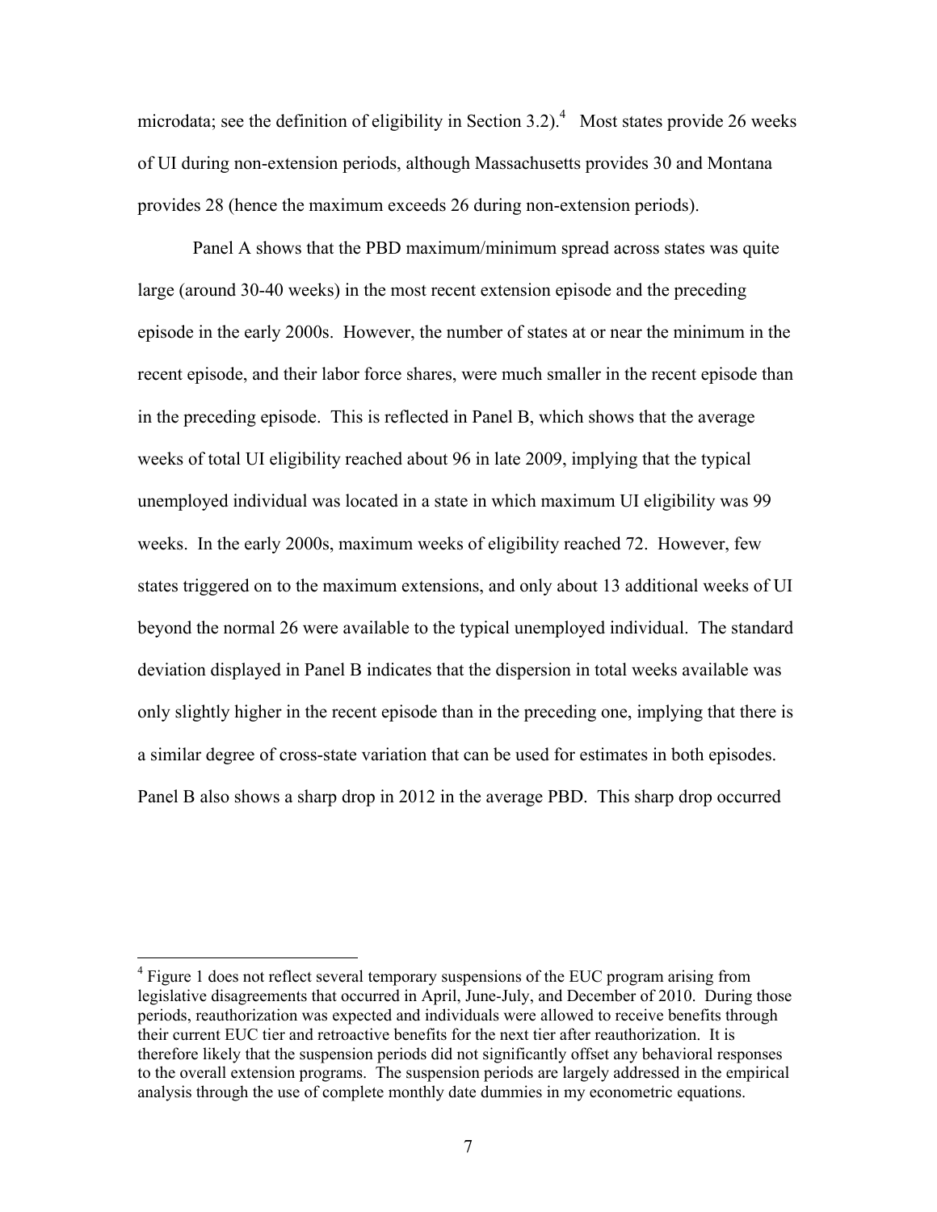microdata; see the definition of eligibility in Section 3.2).[4] Most states provide 26 weeks of UI during non-extension periods, although Massachusetts provides 30 and Montana provides 28 (hence the maximum exceeds 26 during non-extension periods).

Panel A shows that the PBD maximum/minimum spread across states was quite large (around 30-40 weeks) in the most recent extension episode and the preceding episode in the early 2000s. However, the number of states at or near the minimum in the recent episode, and their labor force shares, were much smaller in the recent episode than in the preceding episode. This is reflected in Panel B, which shows that the average weeks of total UI eligibility reached about 96 in late 2009, implying that the typical unemployed individual was located in a state in which maximum UI eligibility was 99 weeks. In the early 2000s, maximum weeks of eligibility reached 72. However, few states triggered on to the maximum extensions, and only about 13 additional weeks of UI beyond the normal 26 were available to the typical unemployed individual. The standard deviation displayed in Panel B indicates that the dispersion in total weeks available was only slightly higher in the recent episode than in the preceding one, implying that there is a similar degree of cross-state variation that can be used for estimates in both episodes. Panel B also shows a sharp drop in 2012 in the average PBD. This sharp drop occurred

[4] Figure 1 does not reflect several temporary suspensions of the EUC program arising from legislative disagreements that occurred in April, June-July, and December of 2010. During those periods, reauthorization was expected and individuals were allowed to receive benefits through their current EUC tier and retroactive benefits for the next tier after reauthorization. It is therefore likely that the suspension periods did not significantly offset any behavioral responses to the overall extension programs. The suspension periods are largely addressed in the empirical analysis through the use of complete monthly date dummies in my econometric equations.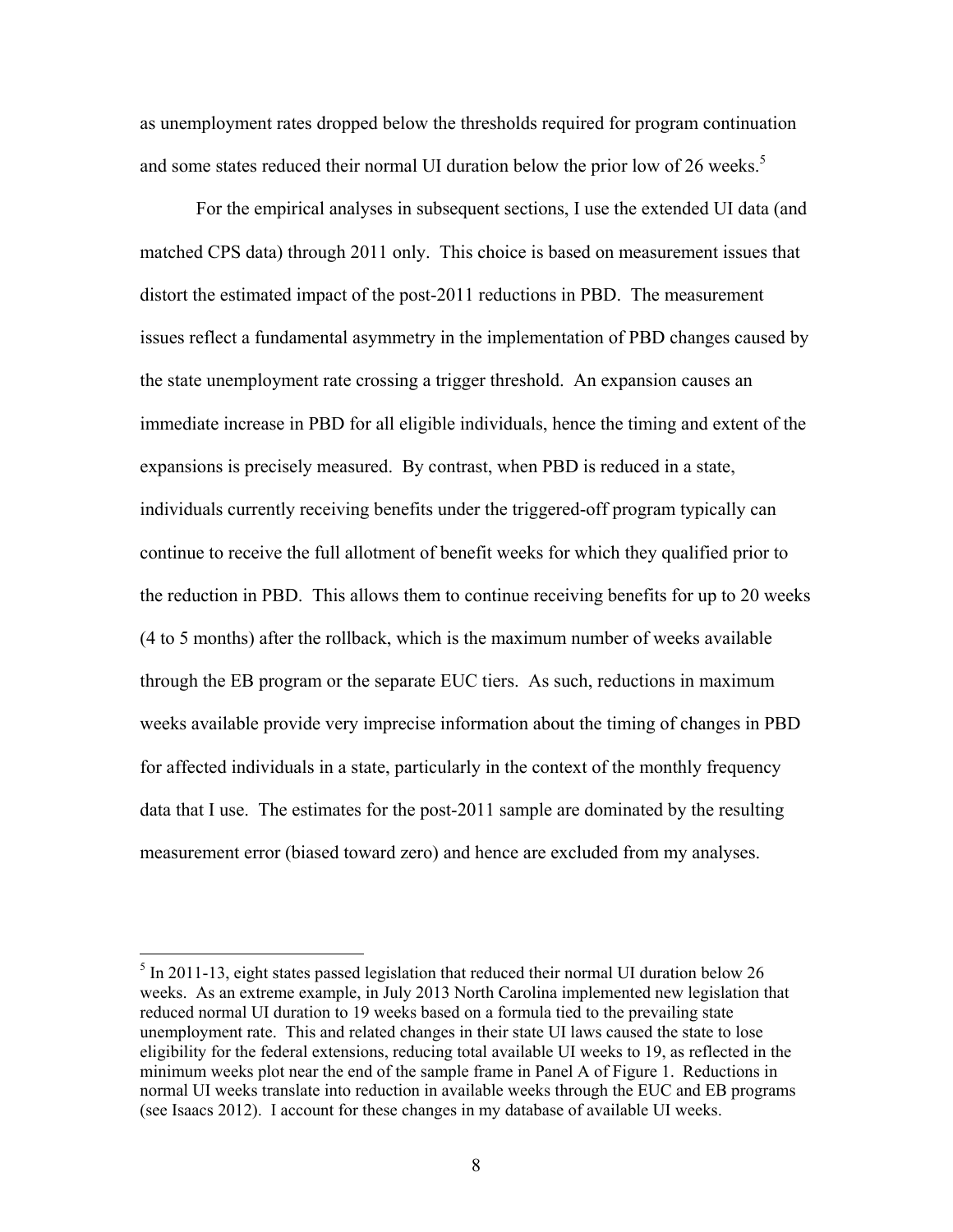as unemployment rates dropped below the thresholds required for program continuation and some states reduced their normal UI duration below the prior low of 26 weeks.[5]

For the empirical analyses in subsequent sections, I use the extended UI data (and matched CPS data) through 2011 only. This choice is based on measurement issues that distort the estimated impact of the post-2011 reductions in PBD. The measurement issues reflect a fundamental asymmetry in the implementation of PBD changes caused by the state unemployment rate crossing a trigger threshold. An expansion causes an immediate increase in PBD for all eligible individuals, hence the timing and extent of the expansions is precisely measured. By contrast, when PBD is reduced in a state, individuals currently receiving benefits under the triggered-off program typically can continue to receive the full allotment of benefit weeks for which they qualified prior to the reduction in PBD. This allows them to continue receiving benefits for up to 20 weeks (4 to 5 months) after the rollback, which is the maximum number of weeks available through the EB program or the separate EUC tiers. As such, reductions in maximum weeks available provide very imprecise information about the timing of changes in PBD for affected individuals in a state, particularly in the context of the monthly frequency data that I use. The estimates for the post-2011 sample are dominated by the resulting measurement error (biased toward zero) and hence are excluded from my analyses.

[5] In 2011-13, eight states passed legislation that reduced their normal UI duration below 26 weeks. As an extreme example, in July 2013 North Carolina implemented new legislation that reduced normal UI duration to 19 weeks based on a formula tied to the prevailing state unemployment rate. This and related changes in their state UI laws caused the state to lose eligibility for the federal extensions, reducing total available UI weeks to 19, as reflected in the minimum weeks plot near the end of the sample frame in Panel A of Figure 1. Reductions in normal UI weeks translate into reduction in available weeks through the EUC and EB programs (see Isaacs 2012). I account for these changes in my database of available UI weeks.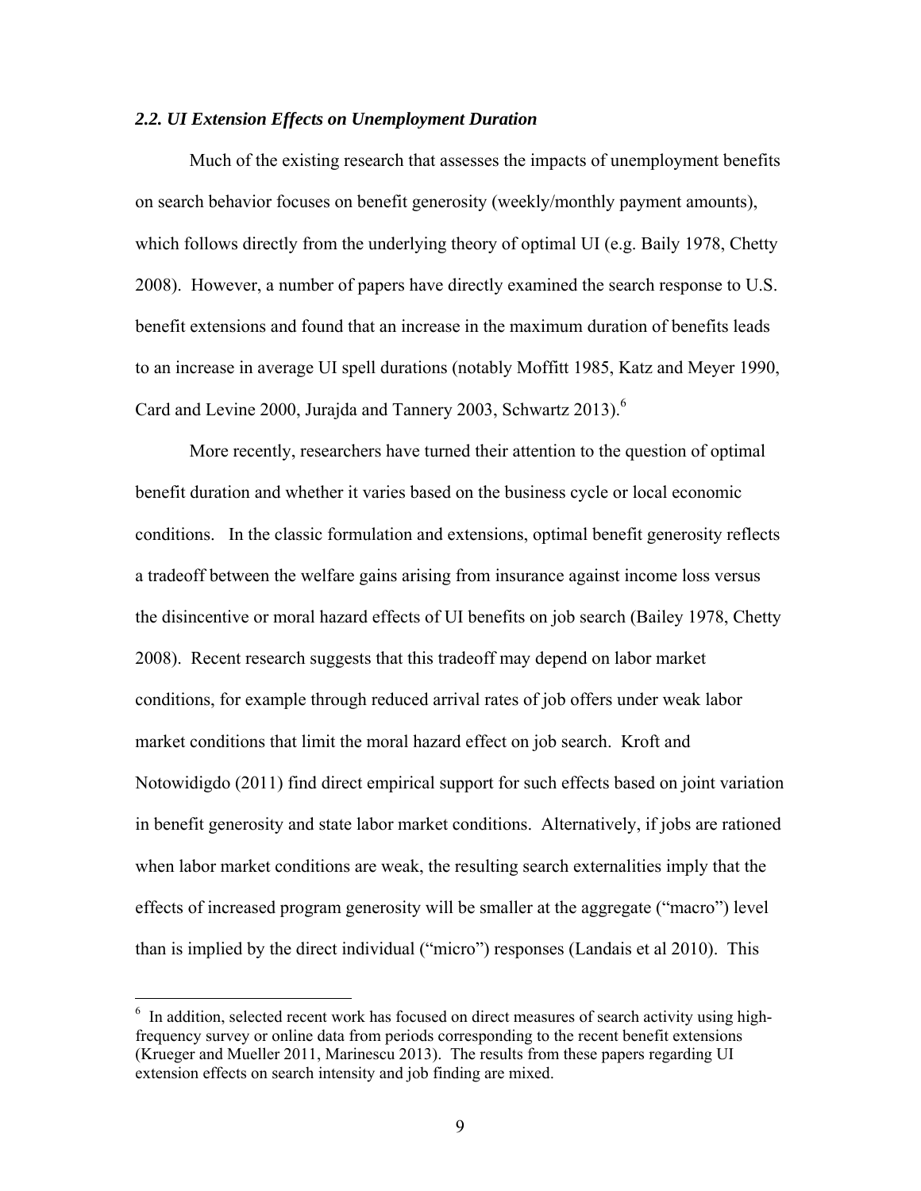### *2.2. UI Extension Effects on Unemployment Duration*

Much of the existing research that assesses the impacts of unemployment benefits on search behavior focuses on benefit generosity (weekly/monthly payment amounts), which follows directly from the underlying theory of optimal UI (e.g. Baily 1978, Chetty 2008). However, a number of papers have directly examined the search response to U.S. benefit extensions and found that an increase in the maximum duration of benefits leads to an increase in average UI spell durations (notably Moffitt 1985, Katz and Meyer 1990, Card and Levine 2000, Jurajda and Tannery 2003, Schwartz 2013).[6]

More recently, researchers have turned their attention to the question of optimal benefit duration and whether it varies based on the business cycle or local economic conditions. In the classic formulation and extensions, optimal benefit generosity reflects a tradeoff between the welfare gains arising from insurance against income loss versus the disincentive or moral hazard effects of UI benefits on job search (Bailey 1978, Chetty 2008). Recent research suggests that this tradeoff may depend on labor market conditions, for example through reduced arrival rates of job offers under weak labor market conditions that limit the moral hazard effect on job search. Kroft and Notowidigdo (2011) find direct empirical support for such effects based on joint variation in benefit generosity and state labor market conditions. Alternatively, if jobs are rationed when labor market conditions are weak, the resulting search externalities imply that the effects of increased program generosity will be smaller at the aggregate ("macro") level than is implied by the direct individual ("micro") responses (Landais et al 2010). This

[6] In addition, selected recent work has focused on direct measures of search activity using high-frequency survey or online data from periods corresponding to the recent benefit extensions (Krueger and Mueller 2011, Marinescu 2013). The results from these papers regarding UI extension effects on search intensity and job finding are mixed.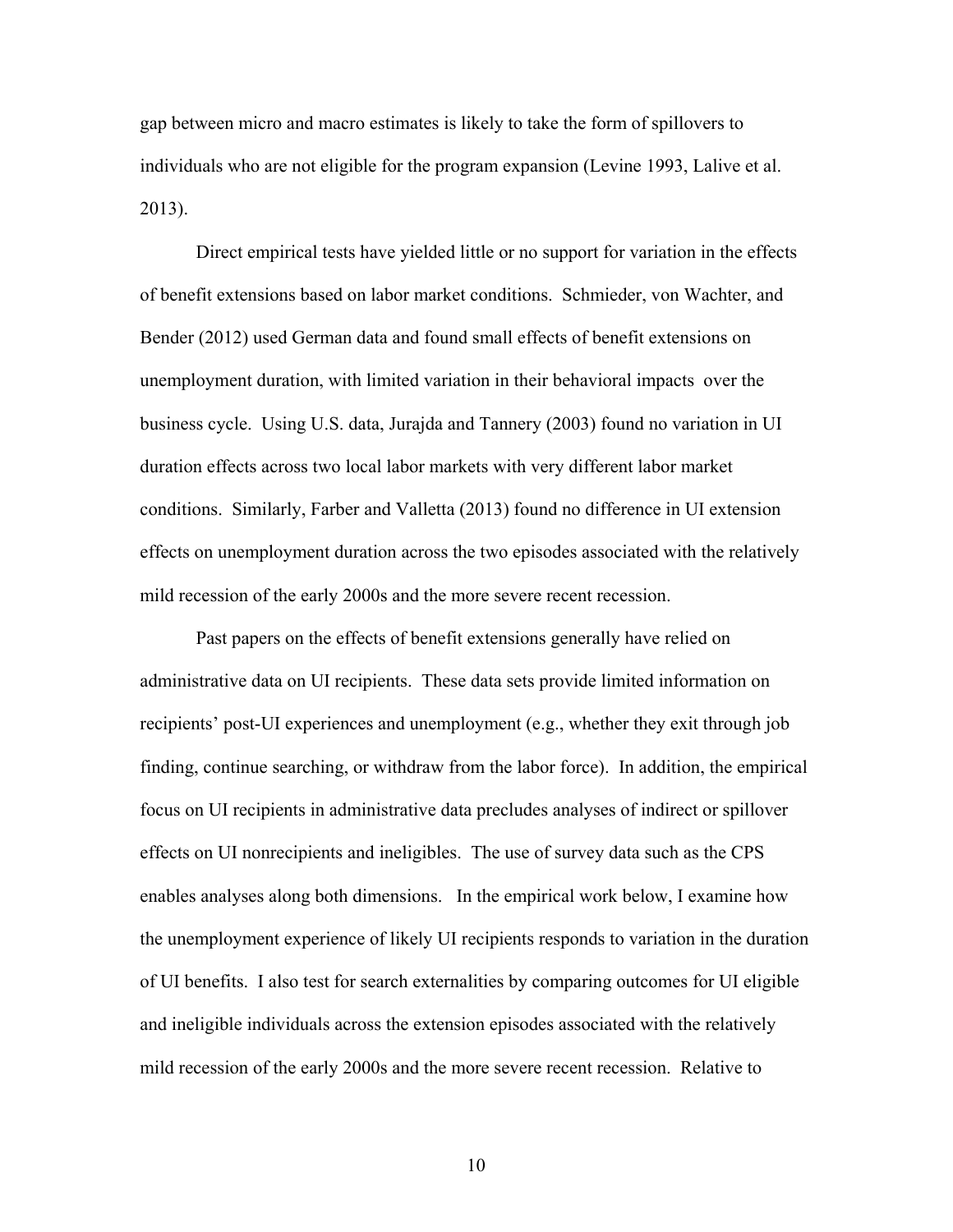gap between micro and macro estimates is likely to take the form of spillovers to individuals who are not eligible for the program expansion (Levine 1993, Lalive et al. 2013).

Direct empirical tests have yielded little or no support for variation in the effects of benefit extensions based on labor market conditions. Schmieder, von Wachter, and Bender (2012) used German data and found small effects of benefit extensions on unemployment duration, with limited variation in their behavioral impacts over the business cycle. Using U.S. data, Jurajda and Tannery (2003) found no variation in UI duration effects across two local labor markets with very different labor market conditions. Similarly, Farber and Valletta (2013) found no difference in UI extension effects on unemployment duration across the two episodes associated with the relatively mild recession of the early 2000s and the more severe recent recession.

Past papers on the effects of benefit extensions generally have relied on administrative data on UI recipients. These data sets provide limited information on recipients' post-UI experiences and unemployment (e.g., whether they exit through job finding, continue searching, or withdraw from the labor force). In addition, the empirical focus on UI recipients in administrative data precludes analyses of indirect or spillover effects on UI nonrecipients and ineligibles. The use of survey data such as the CPS enables analyses along both dimensions. In the empirical work below, I examine how the unemployment experience of likely UI recipients responds to variation in the duration of UI benefits. I also test for search externalities by comparing outcomes for UI eligible and ineligible individuals across the extension episodes associated with the relatively mild recession of the early 2000s and the more severe recent recession. Relative to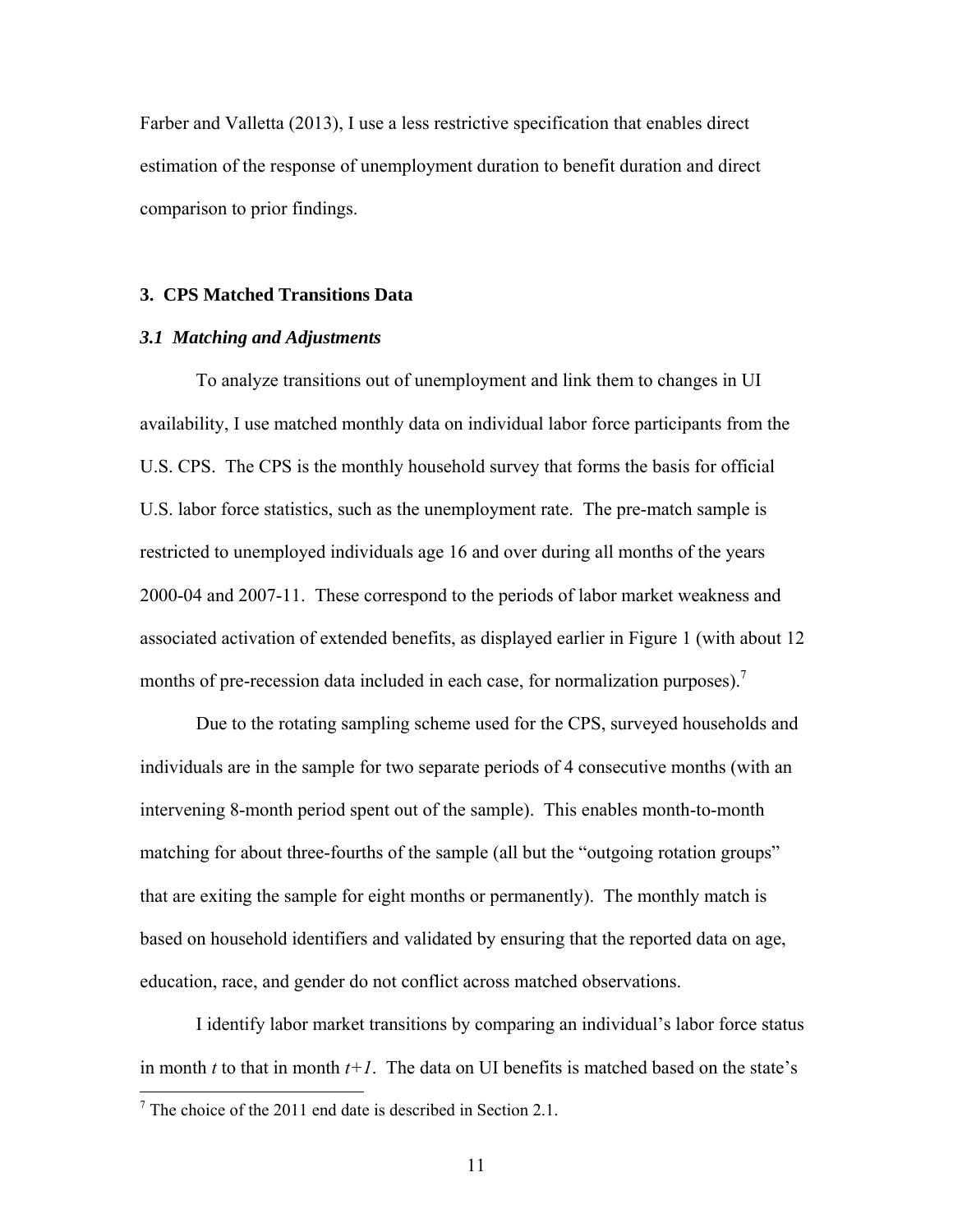Farber and Valletta (2013), I use a less restrictive specification that enables direct estimation of the response of unemployment duration to benefit duration and direct comparison to prior findings.

## 3. CPS Matched Transitions Data

### *3.1 Matching and Adjustments*

To analyze transitions out of unemployment and link them to changes in UI availability, I use matched monthly data on individual labor force participants from the U.S. CPS. The CPS is the monthly household survey that forms the basis for official U.S. labor force statistics, such as the unemployment rate. The pre-match sample is restricted to unemployed individuals age 16 and over during all months of the years 2000-04 and 2007-11. These correspond to the periods of labor market weakness and associated activation of extended benefits, as displayed earlier in Figure 1 (with about 12 months of pre-recession data included in each case, for normalization purposes).[7]

Due to the rotating sampling scheme used for the CPS, surveyed households and individuals are in the sample for two separate periods of 4 consecutive months (with an intervening 8-month period spent out of the sample). This enables month-to-month matching for about three-fourths of the sample (all but the "outgoing rotation groups" that are exiting the sample for eight months or permanently). The monthly match is based on household identifiers and validated by ensuring that the reported data on age, education, race, and gender do not conflict across matched observations.

I identify labor market transitions by comparing an individual's labor force status in month *t* to that in month *t+1*. The data on UI benefits is matched based on the state's

[7] The choice of the 2011 end date is described in Section 2.1.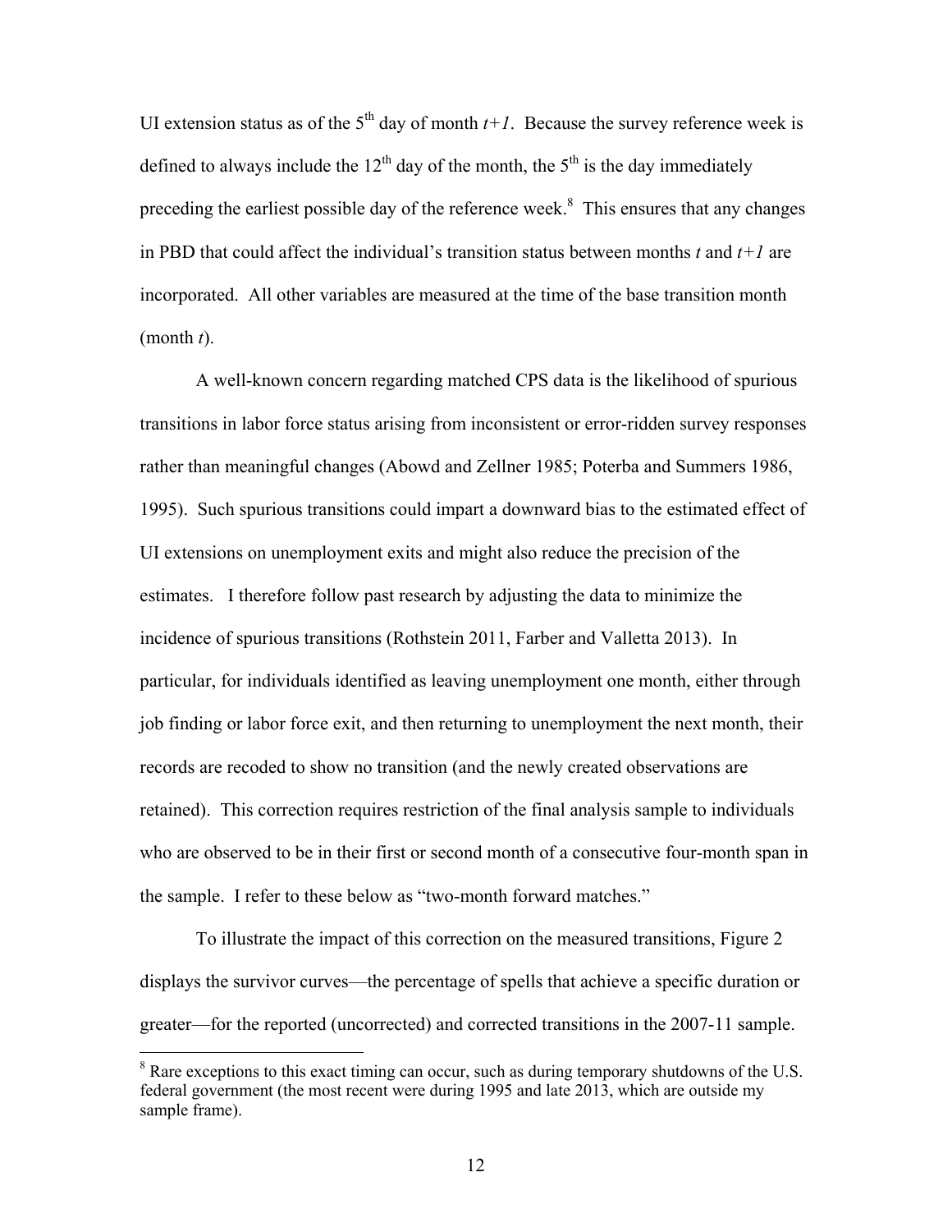UI extension status as of the 5th day of month $t+1$. Because the survey reference week is defined to always include the 12th day of the month, the 5th is the day immediately preceding the earliest possible day of the reference week.[8] This ensures that any changes in PBD that could affect the individual's transition status between months $t$ and $t+1$ are incorporated. All other variables are measured at the time of the base transition month (month $t$).

A well-known concern regarding matched CPS data is the likelihood of spurious transitions in labor force status arising from inconsistent or error-ridden survey responses rather than meaningful changes (Abowd and Zellner 1985; Poterba and Summers 1986, 1995). Such spurious transitions could impart a downward bias to the estimated effect of UI extensions on unemployment exits and might also reduce the precision of the estimates. I therefore follow past research by adjusting the data to minimize the incidence of spurious transitions (Rothstein 2011, Farber and Valletta 2013). In particular, for individuals identified as leaving unemployment one month, either through job finding or labor force exit, and then returning to unemployment the next month, their records are recoded to show no transition (and the newly created observations are retained). This correction requires restriction of the final analysis sample to individuals who are observed to be in their first or second month of a consecutive four-month span in the sample. I refer to these below as "two-month forward matches."

To illustrate the impact of this correction on the measured transitions, Figure 2 displays the survivor curves—the percentage of spells that achieve a specific duration or greater—for the reported (uncorrected) and corrected transitions in the 2007-11 sample.

---

[8] Rare exceptions to this exact timing can occur, such as during temporary shutdowns of the U.S. federal government (the most recent were during 1995 and late 2013, which are outside my sample frame).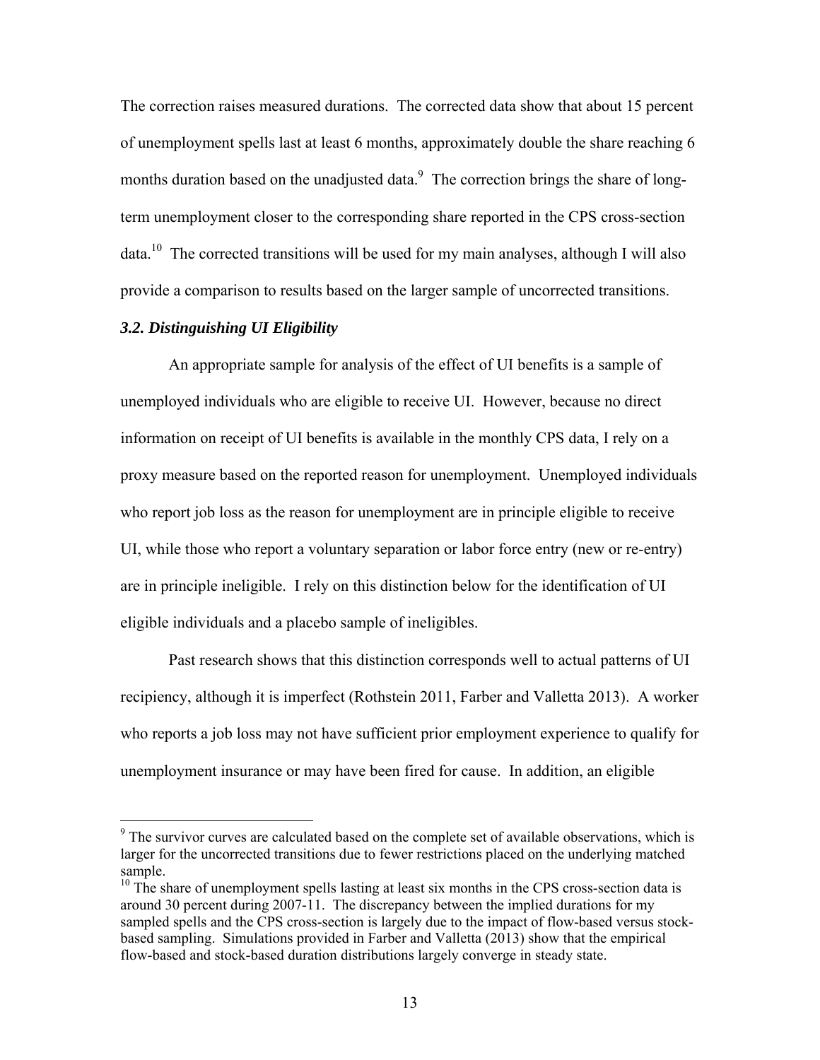The correction raises measured durations. The corrected data show that about 15 percent of unemployment spells last at least 6 months, approximately double the share reaching 6 months duration based on the unadjusted data.[9] The correction brings the share of long-term unemployment closer to the corresponding share reported in the CPS cross-section data.[10] The corrected transitions will be used for my main analyses, although I will also provide a comparison to results based on the larger sample of uncorrected transitions.

### *3.2. Distinguishing UI Eligibility*

An appropriate sample for analysis of the effect of UI benefits is a sample of unemployed individuals who are eligible to receive UI. However, because no direct information on receipt of UI benefits is available in the monthly CPS data, I rely on a proxy measure based on the reported reason for unemployment. Unemployed individuals who report job loss as the reason for unemployment are in principle eligible to receive UI, while those who report a voluntary separation or labor force entry (new or re-entry) are in principle ineligible. I rely on this distinction below for the identification of UI eligible individuals and a placebo sample of ineligibles.

Past research shows that this distinction corresponds well to actual patterns of UI recipiency, although it is imperfect (Rothstein 2011, Farber and Valletta 2013). A worker who reports a job loss may not have sufficient prior employment experience to qualify for unemployment insurance or may have been fired for cause. In addition, an eligible

---

[9] The survivor curves are calculated based on the complete set of available observations, which is larger for the uncorrected transitions due to fewer restrictions placed on the underlying matched sample.

[10] The share of unemployment spells lasting at least six months in the CPS cross-section data is around 30 percent during 2007-11. The discrepancy between the implied durations for my sampled spells and the CPS cross-section is largely due to the impact of flow-based versus stock-based sampling. Simulations provided in Farber and Valletta (2013) show that the empirical flow-based and stock-based duration distributions largely converge in steady state.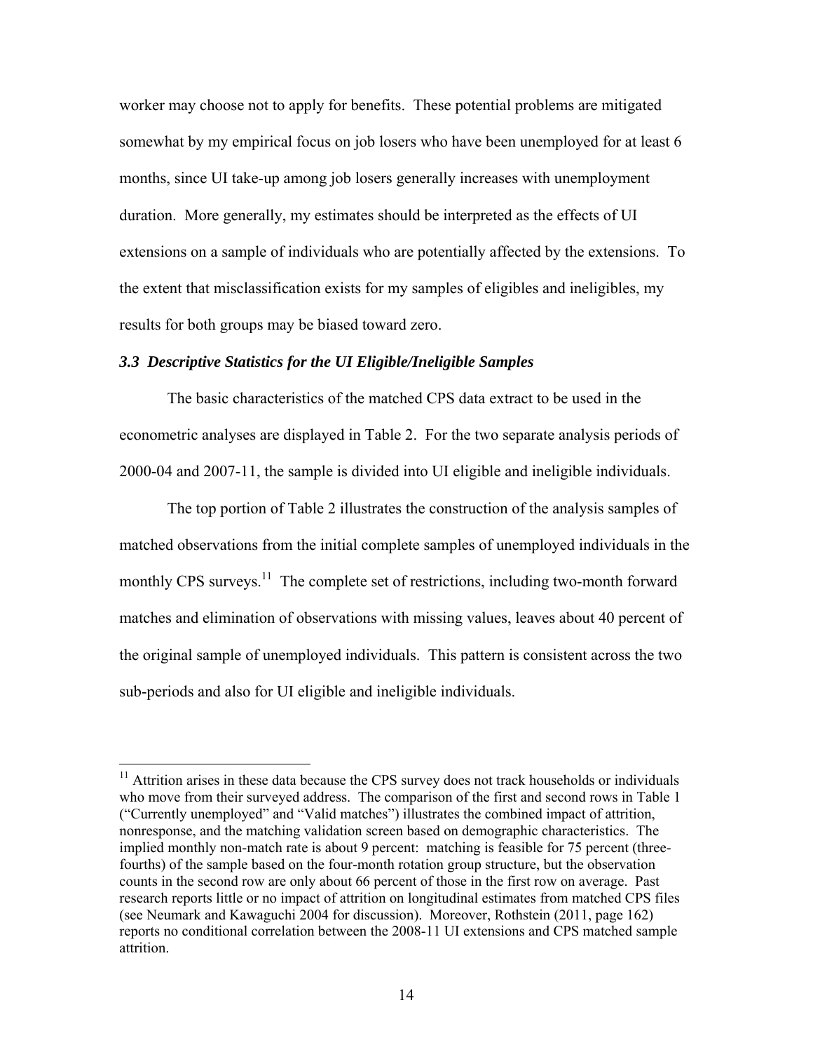worker may choose not to apply for benefits. These potential problems are mitigated somewhat by my empirical focus on job losers who have been unemployed for at least 6 months, since UI take-up among job losers generally increases with unemployment duration. More generally, my estimates should be interpreted as the effects of UI extensions on a sample of individuals who are potentially affected by the extensions. To the extent that misclassification exists for my samples of eligibles and ineligibles, my results for both groups may be biased toward zero.

### *3.3 Descriptive Statistics for the UI Eligible/Ineligible Samples*

The basic characteristics of the matched CPS data extract to be used in the econometric analyses are displayed in Table 2. For the two separate analysis periods of 2000-04 and 2007-11, the sample is divided into UI eligible and ineligible individuals.

The top portion of Table 2 illustrates the construction of the analysis samples of matched observations from the initial complete samples of unemployed individuals in the monthly CPS surveys.[11] The complete set of restrictions, including two-month forward matches and elimination of observations with missing values, leaves about 40 percent of the original sample of unemployed individuals. This pattern is consistent across the two sub-periods and also for UI eligible and ineligible individuals.

---

[11] Attrition arises in these data because the CPS survey does not track households or individuals who move from their surveyed address. The comparison of the first and second rows in Table 1 ("Currently unemployed" and "Valid matches") illustrates the combined impact of attrition, nonresponse, and the matching validation screen based on demographic characteristics. The implied monthly non-match rate is about 9 percent: matching is feasible for 75 percent (three-fourths) of the sample based on the four-month rotation group structure, but the observation counts in the second row are only about 66 percent of those in the first row on average. Past research reports little or no impact of attrition on longitudinal estimates from matched CPS files (see Neumark and Kawaguchi 2004 for discussion). Moreover, Rothstein (2011, page 162) reports no conditional correlation between the 2008-11 UI extensions and CPS matched sample attrition.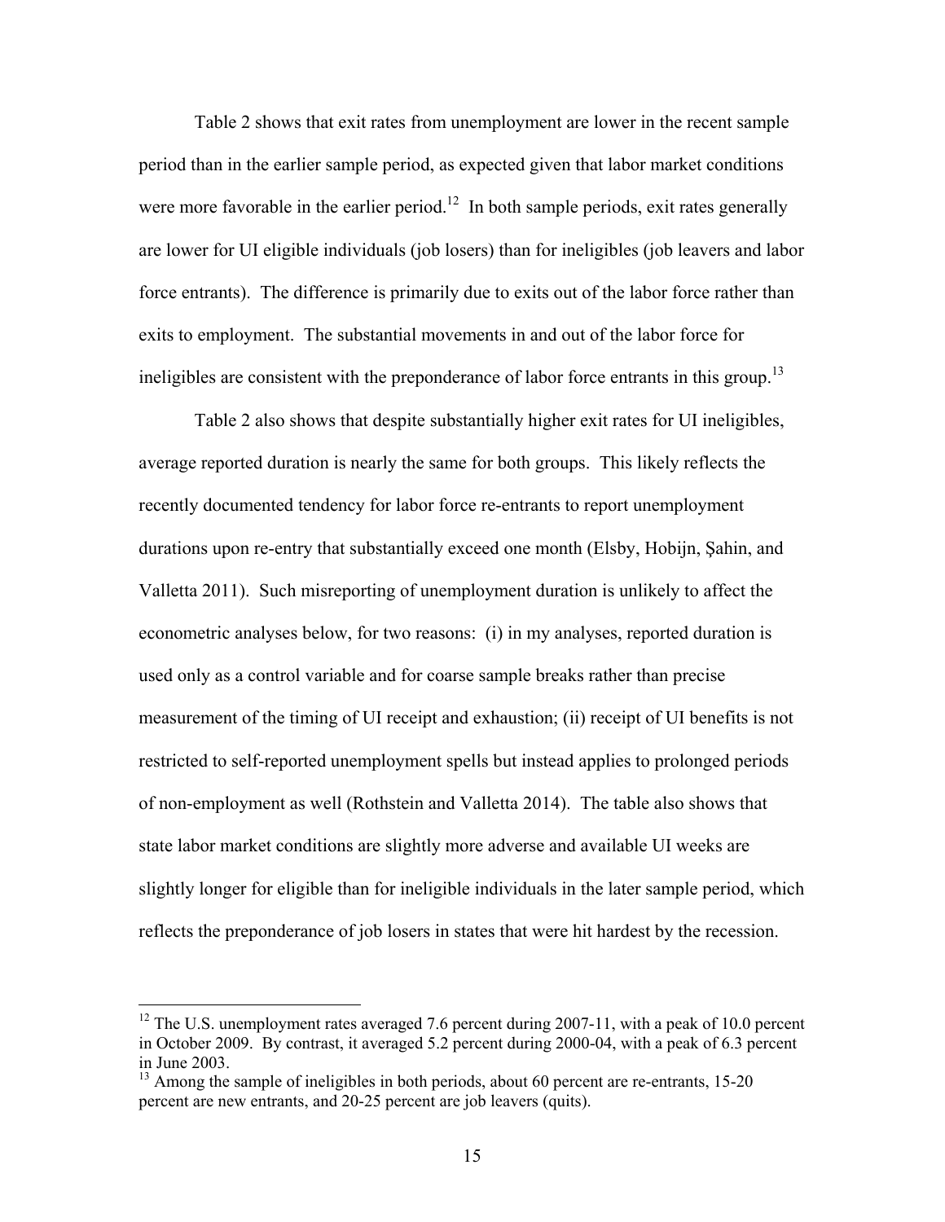Table 2 shows that exit rates from unemployment are lower in the recent sample period than in the earlier sample period, as expected given that labor market conditions were more favorable in the earlier period.[12] In both sample periods, exit rates generally are lower for UI eligible individuals (job losers) than for ineligibles (job leavers and labor force entrants). The difference is primarily due to exits out of the labor force rather than exits to employment. The substantial movements in and out of the labor force for ineligibles are consistent with the preponderance of labor force entrants in this group.[13]

Table 2 also shows that despite substantially higher exit rates for UI ineligibles, average reported duration is nearly the same for both groups. This likely reflects the recently documented tendency for labor force re-entrants to report unemployment durations upon re-entry that substantially exceed one month (Elsby, Hobijn, Şahin, and Valletta 2011). Such misreporting of unemployment duration is unlikely to affect the econometric analyses below, for two reasons: (i) in my analyses, reported duration is used only as a control variable and for coarse sample breaks rather than precise measurement of the timing of UI receipt and exhaustion; (ii) receipt of UI benefits is not restricted to self-reported unemployment spells but instead applies to prolonged periods of non-employment as well (Rothstein and Valletta 2014). The table also shows that state labor market conditions are slightly more adverse and available UI weeks are slightly longer for eligible than for ineligible individuals in the later sample period, which reflects the preponderance of job losers in states that were hit hardest by the recession.

---

[12] The U.S. unemployment rates averaged 7.6 percent during 2007-11, with a peak of 10.0 percent in October 2009. By contrast, it averaged 5.2 percent during 2000-04, with a peak of 6.3 percent in June 2003.

[13] Among the sample of ineligibles in both periods, about 60 percent are re-entrants, 15-20 percent are new entrants, and 20-25 percent are job leavers (quits).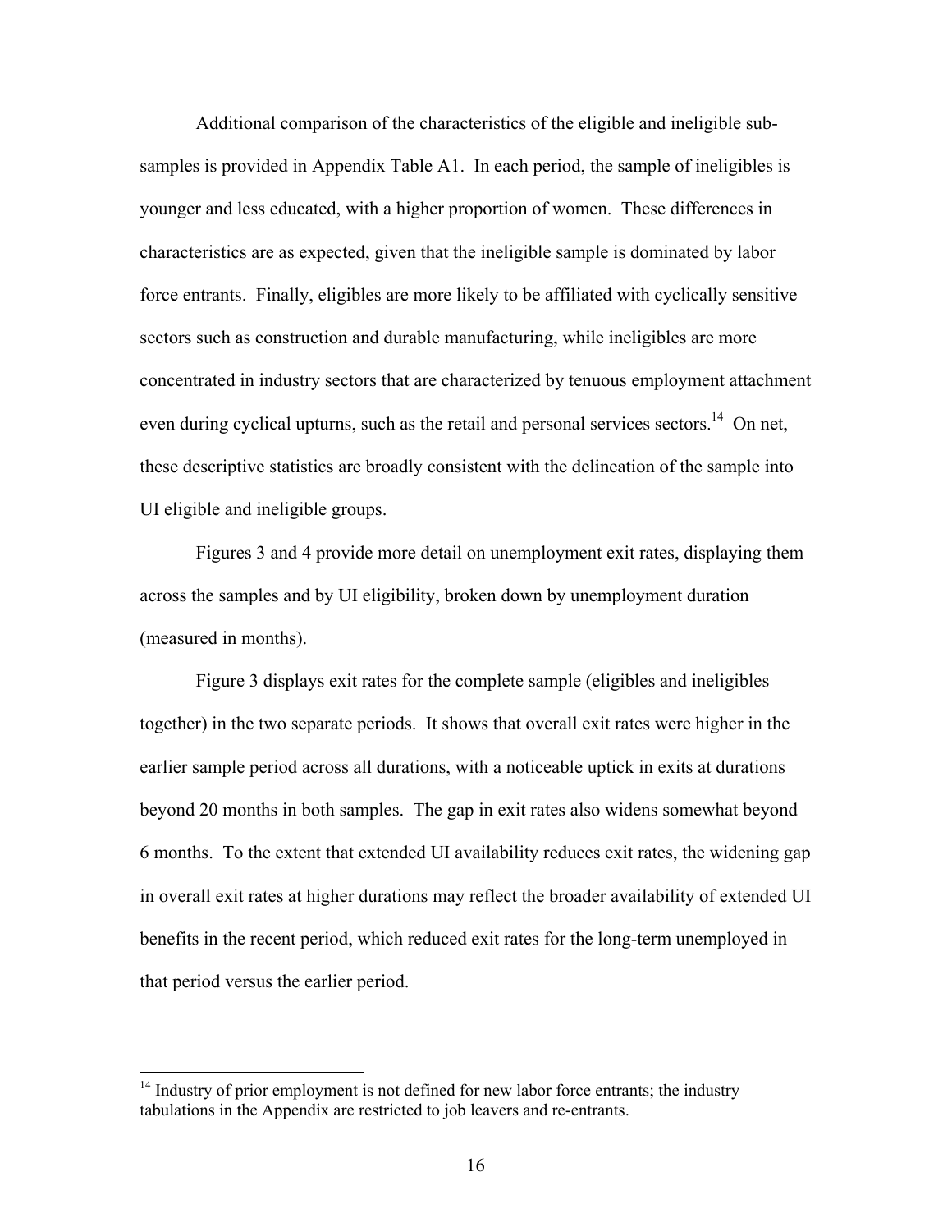Additional comparison of the characteristics of the eligible and ineligible sub-samples is provided in Appendix Table A1. In each period, the sample of ineligibles is younger and less educated, with a higher proportion of women. These differences in characteristics are as expected, given that the ineligible sample is dominated by labor force entrants. Finally, eligibles are more likely to be affiliated with cyclically sensitive sectors such as construction and durable manufacturing, while ineligibles are more concentrated in industry sectors that are characterized by tenuous employment attachment even during cyclical upturns, such as the retail and personal services sectors.[14] On net, these descriptive statistics are broadly consistent with the delineation of the sample into UI eligible and ineligible groups.

Figures 3 and 4 provide more detail on unemployment exit rates, displaying them across the samples and by UI eligibility, broken down by unemployment duration (measured in months).

Figure 3 displays exit rates for the complete sample (eligibles and ineligibles together) in the two separate periods. It shows that overall exit rates were higher in the earlier sample period across all durations, with a noticeable uptick in exits at durations beyond 20 months in both samples. The gap in exit rates also widens somewhat beyond 6 months. To the extent that extended UI availability reduces exit rates, the widening gap in overall exit rates at higher durations may reflect the broader availability of extended UI benefits in the recent period, which reduced exit rates for the long-term unemployed in that period versus the earlier period.

[14] Industry of prior employment is not defined for new labor force entrants; the industry tabulations in the Appendix are restricted to job leavers and re-entrants.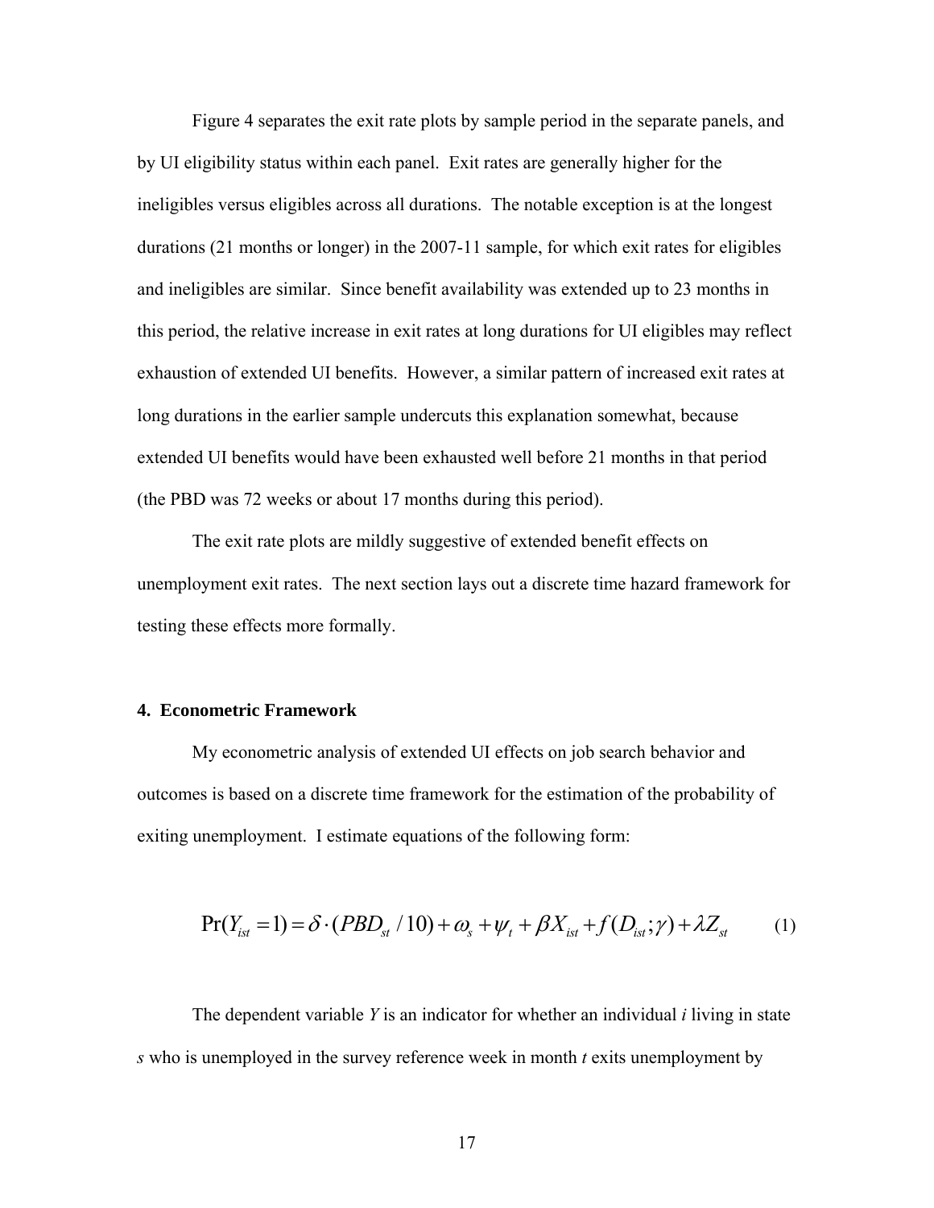Figure 4 separates the exit rate plots by sample period in the separate panels, and by UI eligibility status within each panel. Exit rates are generally higher for the ineligibles versus eligibles across all durations. The notable exception is at the longest durations (21 months or longer) in the 2007-11 sample, for which exit rates for eligibles and ineligibles are similar. Since benefit availability was extended up to 23 months in this period, the relative increase in exit rates at long durations for UI eligibles may reflect exhaustion of extended UI benefits. However, a similar pattern of increased exit rates at long durations in the earlier sample undercuts this explanation somewhat, because extended UI benefits would have been exhausted well before 21 months in that period (the PBD was 72 weeks or about 17 months during this period).

The exit rate plots are mildly suggestive of extended benefit effects on unemployment exit rates. The next section lays out a discrete time hazard framework for testing these effects more formally.

## 4. Econometric Framework

My econometric analysis of extended UI effects on job search behavior and outcomes is based on a discrete time framework for the estimation of the probability of exiting unemployment. I estimate equations of the following form:

$$\Pr(Y_{ist}=1)=\delta\cdot(PBD_{st}/10)+\omega_s+\psi_t+\beta X_{ist}+f(D_{ist};\gamma)+\lambda Z_{st} \qquad (1)$$

The dependent variable $Y$ is an indicator for whether an individual $i$ living in state $s$ who is unemployed in the survey reference week in month $t$ exits unemployment by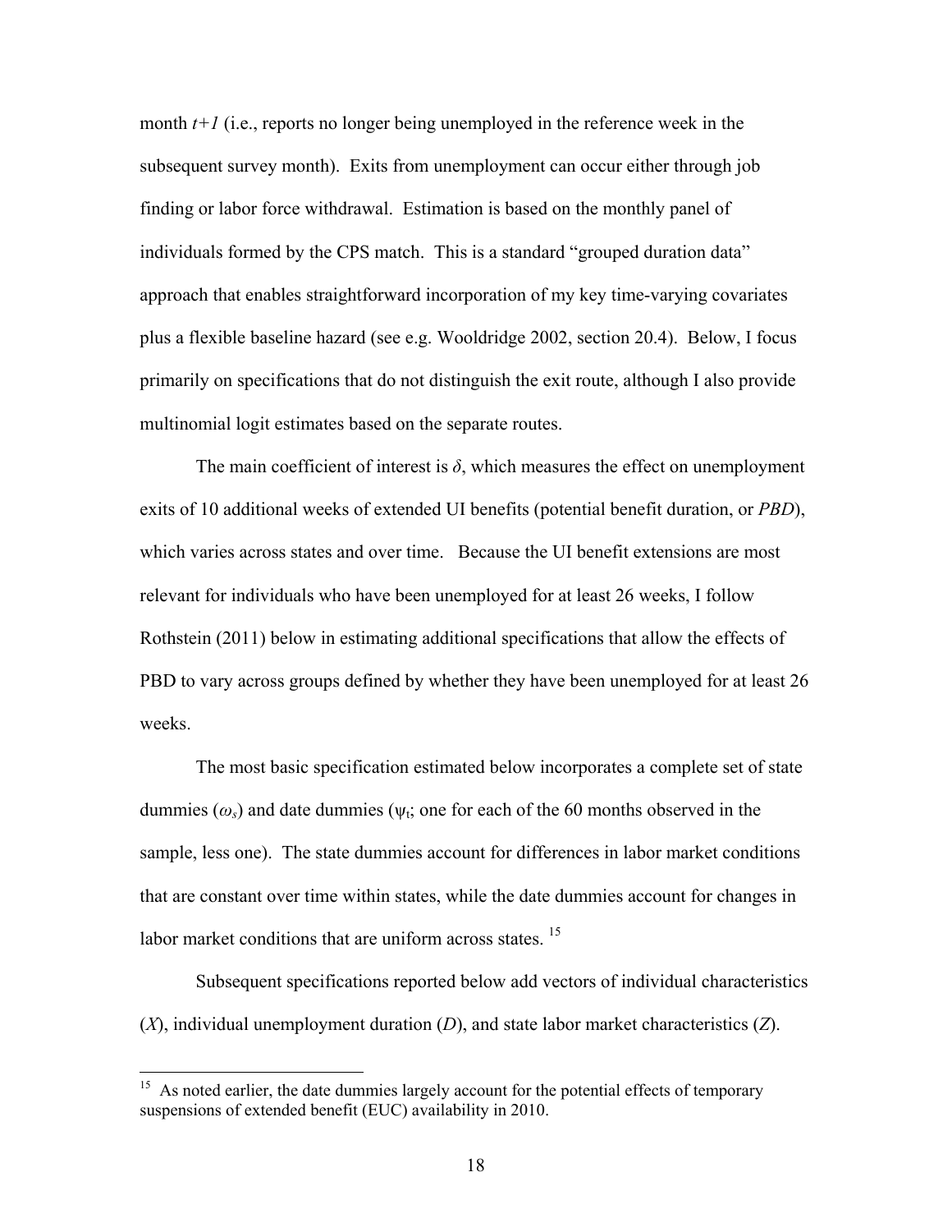month $t+1$ (i.e., reports no longer being unemployed in the reference week in the subsequent survey month). Exits from unemployment can occur either through job finding or labor force withdrawal. Estimation is based on the monthly panel of individuals formed by the CPS match. This is a standard "grouped duration data" approach that enables straightforward incorporation of my key time-varying covariates plus a flexible baseline hazard (see e.g. Wooldridge 2002, section 20.4). Below, I focus primarily on specifications that do not distinguish the exit route, although I also provide multinomial logit estimates based on the separate routes.

The main coefficient of interest is $\delta$, which measures the effect on unemployment exits of 10 additional weeks of extended UI benefits (potential benefit duration, or *PBD*), which varies across states and over time. Because the UI benefit extensions are most relevant for individuals who have been unemployed for at least 26 weeks, I follow Rothstein (2011) below in estimating additional specifications that allow the effects of PBD to vary across groups defined by whether they have been unemployed for at least 26 weeks.

The most basic specification estimated below incorporates a complete set of state dummies ($\omega_s$) and date dummies ($\psi_t$; one for each of the 60 months observed in the sample, less one). The state dummies account for differences in labor market conditions that are constant over time within states, while the date dummies account for changes in labor market conditions that are uniform across states.[15]

Subsequent specifications reported below add vectors of individual characteristics ($X$), individual unemployment duration ($D$), and state labor market characteristics ($Z$).

---

[15] As noted earlier, the date dummies largely account for the potential effects of temporary suspensions of extended benefit (EUC) availability in 2010.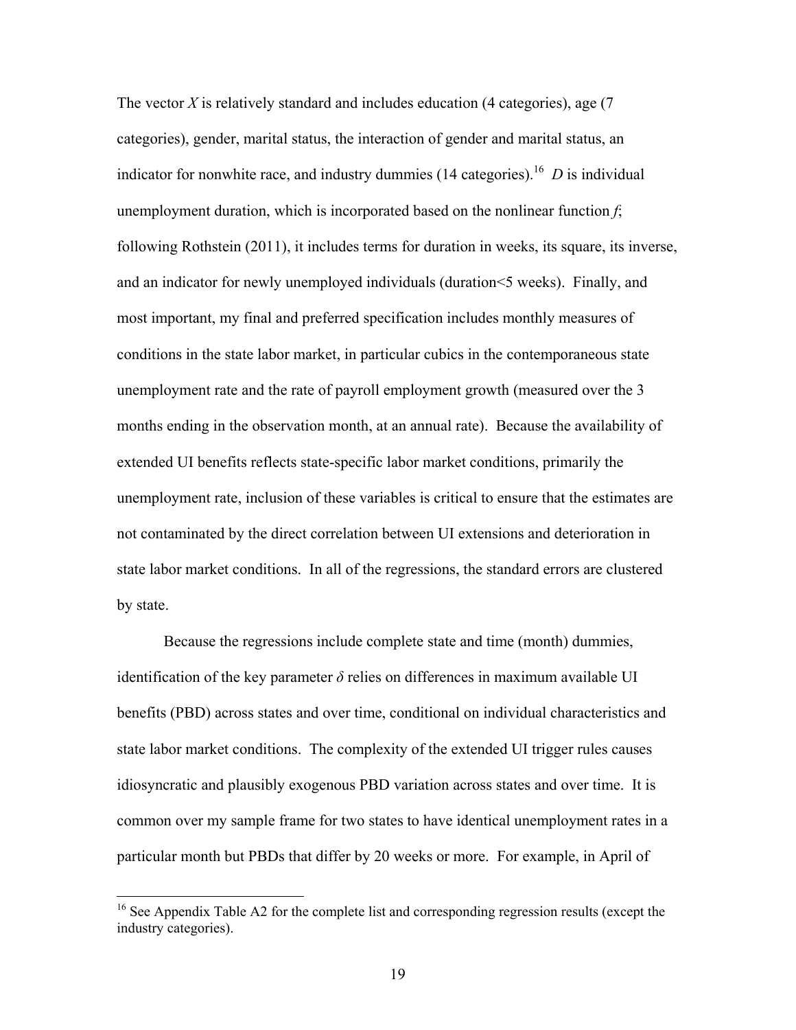The vector $X$ is relatively standard and includes education (4 categories), age (7 categories), gender, marital status, the interaction of gender and marital status, an indicator for nonwhite race, and industry dummies (14 categories).[16] $D$ is individual unemployment duration, which is incorporated based on the nonlinear function $f$; following Rothstein (2011), it includes terms for duration in weeks, its square, its inverse, and an indicator for newly unemployed individuals (duration<5 weeks). Finally, and most important, my final and preferred specification includes monthly measures of conditions in the state labor market, in particular cubics in the contemporaneous state unemployment rate and the rate of payroll employment growth (measured over the 3 months ending in the observation month, at an annual rate). Because the availability of extended UI benefits reflects state-specific labor market conditions, primarily the unemployment rate, inclusion of these variables is critical to ensure that the estimates are not contaminated by the direct correlation between UI extensions and deterioration in state labor market conditions. In all of the regressions, the standard errors are clustered by state.

Because the regressions include complete state and time (month) dummies, identification of the key parameter $\delta$ relies on differences in maximum available UI benefits (PBD) across states and over time, conditional on individual characteristics and state labor market conditions. The complexity of the extended UI trigger rules causes idiosyncratic and plausibly exogenous PBD variation across states and over time. It is common over my sample frame for two states to have identical unemployment rates in a particular month but PBDs that differ by 20 weeks or more. For example, in April of

[16] See Appendix Table A2 for the complete list and corresponding regression results (except the industry categories).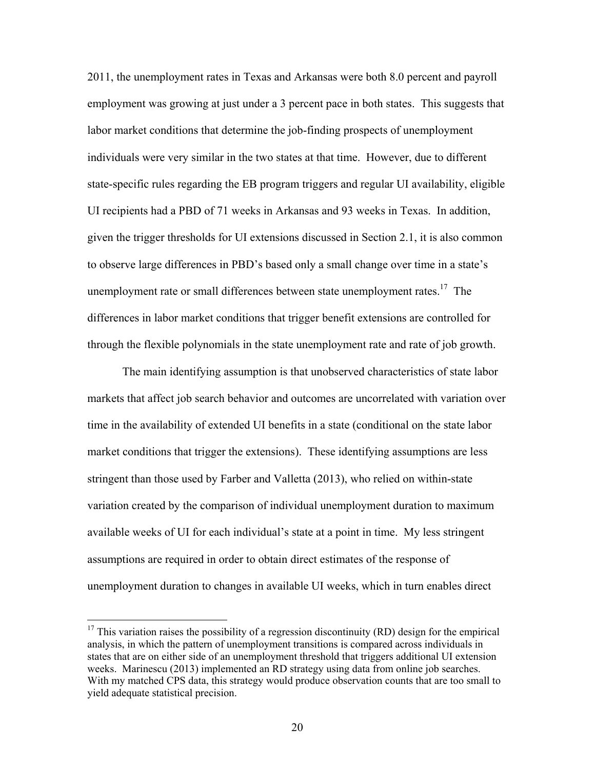2011, the unemployment rates in Texas and Arkansas were both 8.0 percent and payroll employment was growing at just under a 3 percent pace in both states. This suggests that labor market conditions that determine the job-finding prospects of unemployment individuals were very similar in the two states at that time. However, due to different state-specific rules regarding the EB program triggers and regular UI availability, eligible UI recipients had a PBD of 71 weeks in Arkansas and 93 weeks in Texas. In addition, given the trigger thresholds for UI extensions discussed in Section 2.1, it is also common to observe large differences in PBD's based only a small change over time in a state's unemployment rate or small differences between state unemployment rates.[17] The differences in labor market conditions that trigger benefit extensions are controlled for through the flexible polynomials in the state unemployment rate and rate of job growth.

The main identifying assumption is that unobserved characteristics of state labor markets that affect job search behavior and outcomes are uncorrelated with variation over time in the availability of extended UI benefits in a state (conditional on the state labor market conditions that trigger the extensions). These identifying assumptions are less stringent than those used by Farber and Valletta (2013), who relied on within-state variation created by the comparison of individual unemployment duration to maximum available weeks of UI for each individual's state at a point in time. My less stringent assumptions are required in order to obtain direct estimates of the response of unemployment duration to changes in available UI weeks, which in turn enables direct

[17] This variation raises the possibility of a regression discontinuity (RD) design for the empirical analysis, in which the pattern of unemployment transitions is compared across individuals in states that are on either side of an unemployment threshold that triggers additional UI extension weeks. Marinescu (2013) implemented an RD strategy using data from online job searches. With my matched CPS data, this strategy would produce observation counts that are too small to yield adequate statistical precision.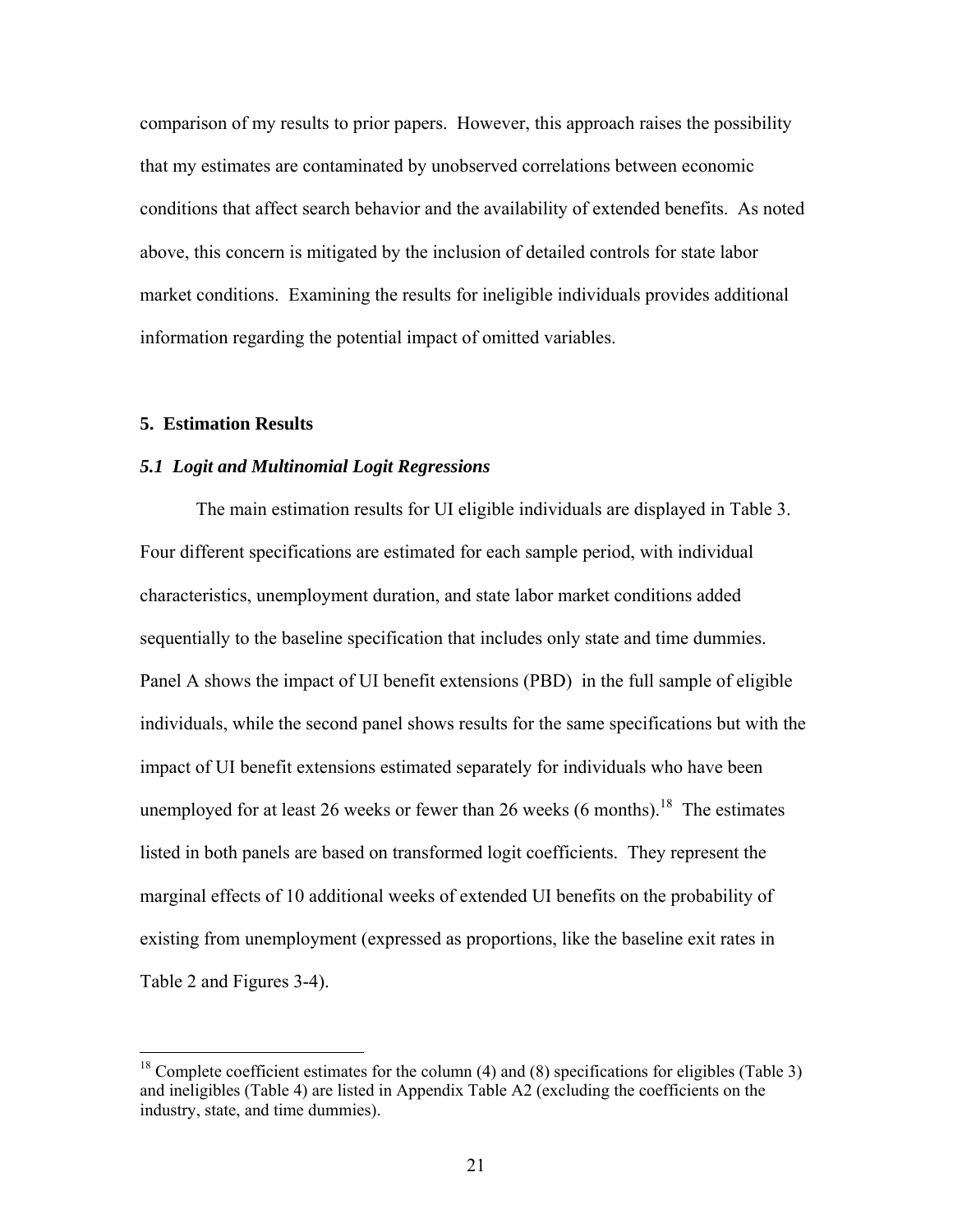comparison of my results to prior papers. However, this approach raises the possibility that my estimates are contaminated by unobserved correlations between economic conditions that affect search behavior and the availability of extended benefits. As noted above, this concern is mitigated by the inclusion of detailed controls for state labor market conditions. Examining the results for ineligible individuals provides additional information regarding the potential impact of omitted variables.

## 5. Estimation Results

### *5.1 Logit and Multinomial Logit Regressions*

The main estimation results for UI eligible individuals are displayed in Table 3. Four different specifications are estimated for each sample period, with individual characteristics, unemployment duration, and state labor market conditions added sequentially to the baseline specification that includes only state and time dummies. Panel A shows the impact of UI benefit extensions (PBD) in the full sample of eligible individuals, while the second panel shows results for the same specifications but with the impact of UI benefit extensions estimated separately for individuals who have been unemployed for at least 26 weeks or fewer than 26 weeks (6 months).[18] The estimates listed in both panels are based on transformed logit coefficients. They represent the marginal effects of 10 additional weeks of extended UI benefits on the probability of existing from unemployment (expressed as proportions, like the baseline exit rates in Table 2 and Figures 3-4).

---

[18] Complete coefficient estimates for the column (4) and (8) specifications for eligibles (Table 3) and ineligibles (Table 4) are listed in Appendix Table A2 (excluding the coefficients on the industry, state, and time dummies).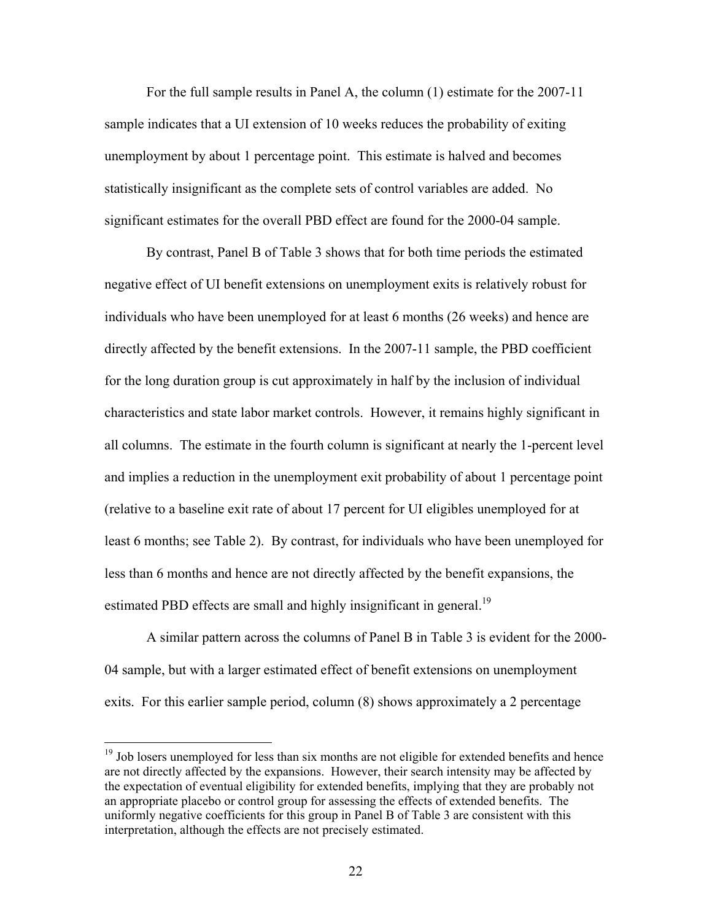For the full sample results in Panel A, the column (1) estimate for the 2007-11 sample indicates that a UI extension of 10 weeks reduces the probability of exiting unemployment by about 1 percentage point. This estimate is halved and becomes statistically insignificant as the complete sets of control variables are added. No significant estimates for the overall PBD effect are found for the 2000-04 sample.

By contrast, Panel B of Table 3 shows that for both time periods the estimated negative effect of UI benefit extensions on unemployment exits is relatively robust for individuals who have been unemployed for at least 6 months (26 weeks) and hence are directly affected by the benefit extensions. In the 2007-11 sample, the PBD coefficient for the long duration group is cut approximately in half by the inclusion of individual characteristics and state labor market controls. However, it remains highly significant in all columns. The estimate in the fourth column is significant at nearly the 1-percent level and implies a reduction in the unemployment exit probability of about 1 percentage point (relative to a baseline exit rate of about 17 percent for UI eligibles unemployed for at least 6 months; see Table 2). By contrast, for individuals who have been unemployed for less than 6 months and hence are not directly affected by the benefit expansions, the estimated PBD effects are small and highly insignificant in general.[19]

A similar pattern across the columns of Panel B in Table 3 is evident for the 2000-04 sample, but with a larger estimated effect of benefit extensions on unemployment exits. For this earlier sample period, column (8) shows approximately a 2 percentage

[19] Job losers unemployed for less than six months are not eligible for extended benefits and hence are not directly affected by the expansions. However, their search intensity may be affected by the expectation of eventual eligibility for extended benefits, implying that they are probably not an appropriate placebo or control group for assessing the effects of extended benefits. The uniformly negative coefficients for this group in Panel B of Table 3 are consistent with this interpretation, although the effects are not precisely estimated.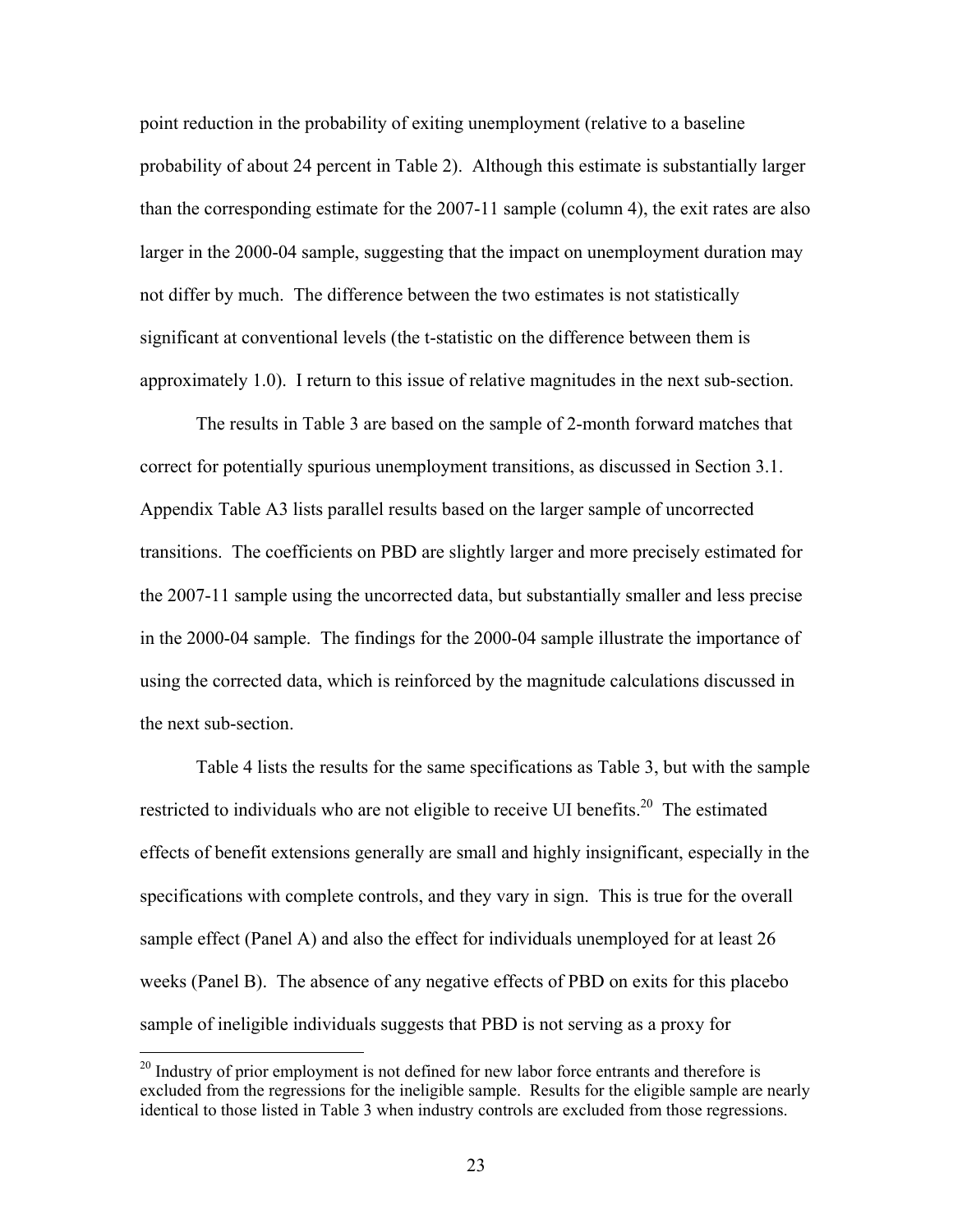point reduction in the probability of exiting unemployment (relative to a baseline probability of about 24 percent in Table 2). Although this estimate is substantially larger than the corresponding estimate for the 2007-11 sample (column 4), the exit rates are also larger in the 2000-04 sample, suggesting that the impact on unemployment duration may not differ by much. The difference between the two estimates is not statistically significant at conventional levels (the t-statistic on the difference between them is approximately 1.0). I return to this issue of relative magnitudes in the next sub-section.

The results in Table 3 are based on the sample of 2-month forward matches that correct for potentially spurious unemployment transitions, as discussed in Section 3.1. Appendix Table A3 lists parallel results based on the larger sample of uncorrected transitions. The coefficients on PBD are slightly larger and more precisely estimated for the 2007-11 sample using the uncorrected data, but substantially smaller and less precise in the 2000-04 sample. The findings for the 2000-04 sample illustrate the importance of using the corrected data, which is reinforced by the magnitude calculations discussed in the next sub-section.

Table 4 lists the results for the same specifications as Table 3, but with the sample restricted to individuals who are not eligible to receive UI benefits.[20] The estimated effects of benefit extensions generally are small and highly insignificant, especially in the specifications with complete controls, and they vary in sign. This is true for the overall sample effect (Panel A) and also the effect for individuals unemployed for at least 26 weeks (Panel B). The absence of any negative effects of PBD on exits for this placebo sample of ineligible individuals suggests that PBD is not serving as a proxy for

[20] Industry of prior employment is not defined for new labor force entrants and therefore is excluded from the regressions for the ineligible sample. Results for the eligible sample are nearly identical to those listed in Table 3 when industry controls are excluded from those regressions.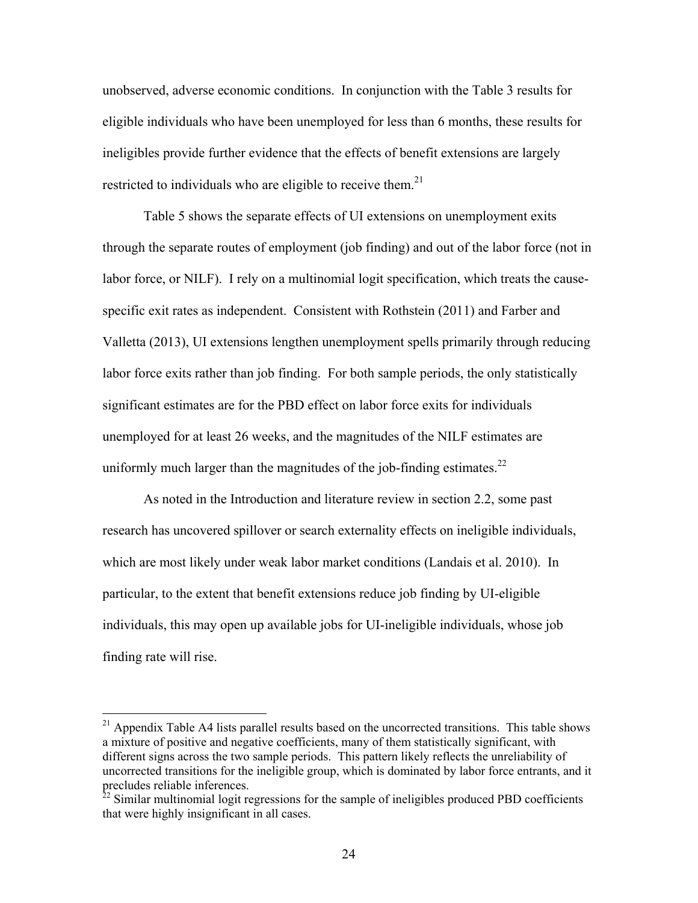unobserved, adverse economic conditions. In conjunction with the Table 3 results for eligible individuals who have been unemployed for less than 6 months, these results for ineligibles provide further evidence that the effects of benefit extensions are largely restricted to individuals who are eligible to receive them.[21]

Table 5 shows the separate effects of UI extensions on unemployment exits through the separate routes of employment (job finding) and out of the labor force (not in labor force, or NILF). I rely on a multinomial logit specification, which treats the cause-specific exit rates as independent. Consistent with Rothstein (2011) and Farber and Valletta (2013), UI extensions lengthen unemployment spells primarily through reducing labor force exits rather than job finding. For both sample periods, the only statistically significant estimates are for the PBD effect on labor force exits for individuals unemployed for at least 26 weeks, and the magnitudes of the NILF estimates are uniformly much larger than the magnitudes of the job-finding estimates.[22]

As noted in the Introduction and literature review in section 2.2, some past research has uncovered spillover or search externality effects on ineligible individuals, which are most likely under weak labor market conditions (Landais et al. 2010). In particular, to the extent that benefit extensions reduce job finding by UI-eligible individuals, this may open up available jobs for UI-ineligible individuals, whose job finding rate will rise.

---

[21] Appendix Table A4 lists parallel results based on the uncorrected transitions. This table shows a mixture of positive and negative coefficients, many of them statistically significant, with different signs across the two sample periods. This pattern likely reflects the unreliability of uncorrected transitions for the ineligible group, which is dominated by labor force entrants, and it precludes reliable inferences.

[22] Similar multinomial logit regressions for the sample of ineligibles produced PBD coefficients that were highly insignificant in all cases.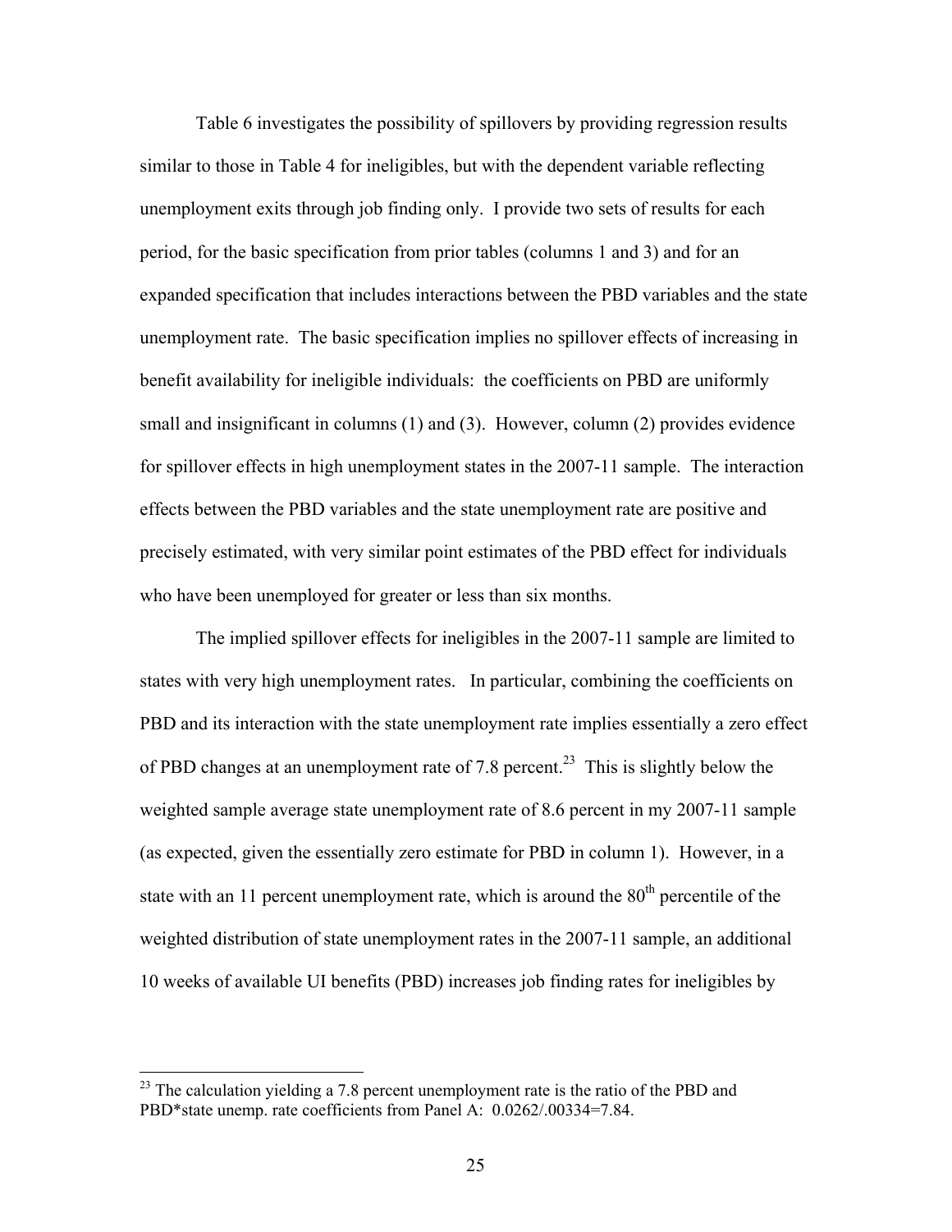Table 6 investigates the possibility of spillovers by providing regression results similar to those in Table 4 for ineligibles, but with the dependent variable reflecting unemployment exits through job finding only. I provide two sets of results for each period, for the basic specification from prior tables (columns 1 and 3) and for an expanded specification that includes interactions between the PBD variables and the state unemployment rate. The basic specification implies no spillover effects of increasing in benefit availability for ineligible individuals: the coefficients on PBD are uniformly small and insignificant in columns (1) and (3). However, column (2) provides evidence for spillover effects in high unemployment states in the 2007-11 sample. The interaction effects between the PBD variables and the state unemployment rate are positive and precisely estimated, with very similar point estimates of the PBD effect for individuals who have been unemployed for greater or less than six months.

The implied spillover effects for ineligibles in the 2007-11 sample are limited to states with very high unemployment rates. In particular, combining the coefficients on PBD and its interaction with the state unemployment rate implies essentially a zero effect of PBD changes at an unemployment rate of 7.8 percent.[23] This is slightly below the weighted sample average state unemployment rate of 8.6 percent in my 2007-11 sample (as expected, given the essentially zero estimate for PBD in column 1). However, in a state with an 11 percent unemployment rate, which is around the 80th percentile of the weighted distribution of state unemployment rates in the 2007-11 sample, an additional 10 weeks of available UI benefits (PBD) increases job finding rates for ineligibles by

[23] The calculation yielding a 7.8 percent unemployment rate is the ratio of the PBD and PBD*state unemp. rate coefficients from Panel A: 0.0262/.00334=7.84.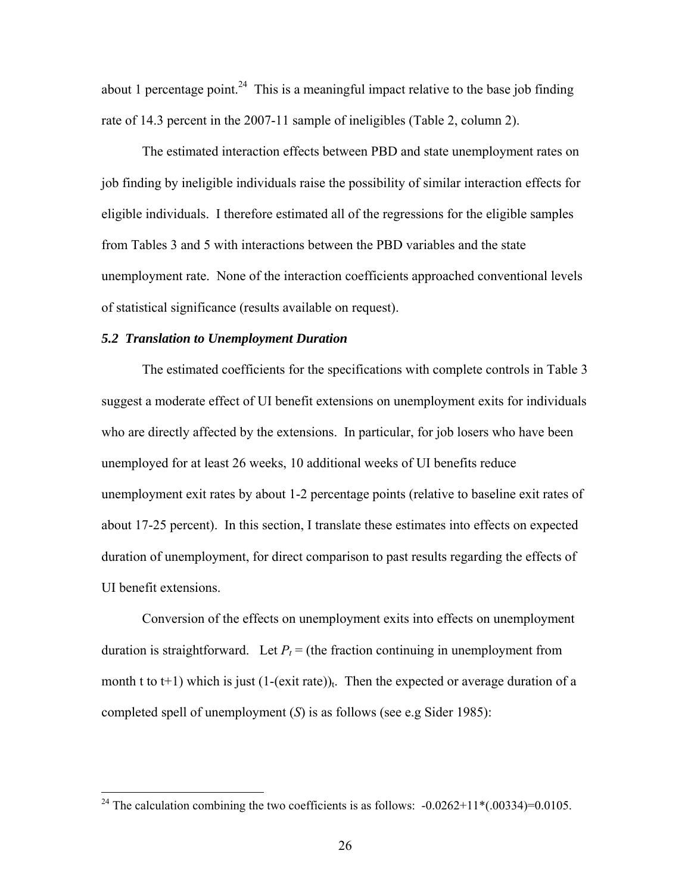about 1 percentage point.[24] This is a meaningful impact relative to the base job finding rate of 14.3 percent in the 2007-11 sample of ineligibles (Table 2, column 2).

The estimated interaction effects between PBD and state unemployment rates on job finding by ineligible individuals raise the possibility of similar interaction effects for eligible individuals. I therefore estimated all of the regressions for the eligible samples from Tables 3 and 5 with interactions between the PBD variables and the state unemployment rate. None of the interaction coefficients approached conventional levels of statistical significance (results available on request).

### *5.2 Translation to Unemployment Duration*

The estimated coefficients for the specifications with complete controls in Table 3 suggest a moderate effect of UI benefit extensions on unemployment exits for individuals who are directly affected by the extensions. In particular, for job losers who have been unemployed for at least 26 weeks, 10 additional weeks of UI benefits reduce unemployment exit rates by about 1-2 percentage points (relative to baseline exit rates of about 17-25 percent). In this section, I translate these estimates into effects on expected duration of unemployment, for direct comparison to past results regarding the effects of UI benefit extensions.

Conversion of the effects on unemployment exits into effects on unemployment duration is straightforward. Let $P_t$ = (the fraction continuing in unemployment from month t to t+1) which is just $(1\text{-(exit rate)})_t$. Then the expected or average duration of a completed spell of unemployment (*S*) is as follows (see e.g Sider 1985):

[24] The calculation combining the two coefficients is as follows: -0.0262+11*(.00334)=0.0105.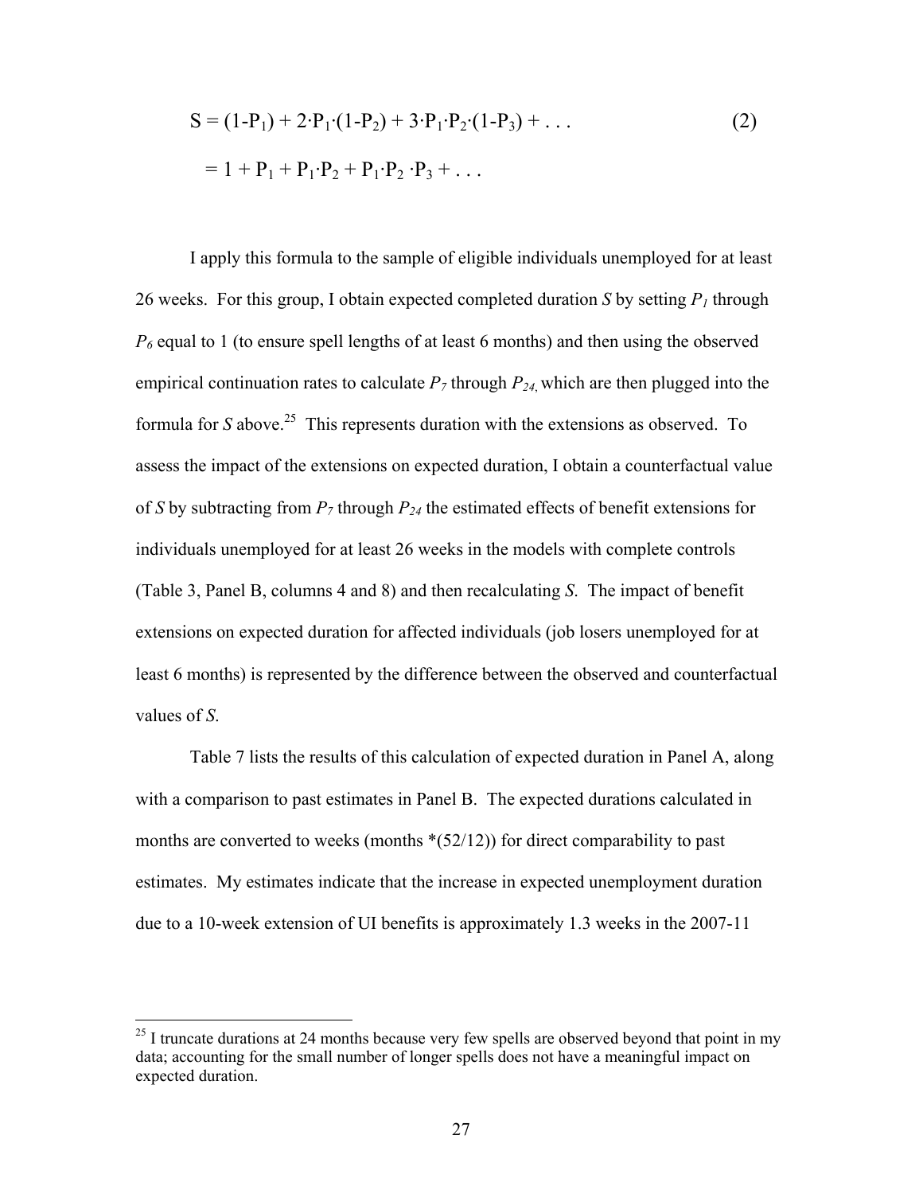$$S = (1-P_1) + 2 \cdot P_1 \cdot (1-P_2) + 3 \cdot P_1 \cdot P_2 \cdot (1-P_3) + \ldots \quad (2)$$

$$= 1 + P_1 + P_1 \cdot P_2 + P_1 \cdot P_2 \cdot P_3 + \ldots$$

I apply this formula to the sample of eligible individuals unemployed for at least 26 weeks. For this group, I obtain expected completed duration $S$ by setting $P_1$ through $P_6$ equal to 1 (to ensure spell lengths of at least 6 months) and then using the observed empirical continuation rates to calculate $P_7$ through $P_{24}$, which are then plugged into the formula for $S$ above.[25] This represents duration with the extensions as observed. To assess the impact of the extensions on expected duration, I obtain a counterfactual value of $S$ by subtracting from $P_7$ through $P_{24}$ the estimated effects of benefit extensions for individuals unemployed for at least 26 weeks in the models with complete controls (Table 3, Panel B, columns 4 and 8) and then recalculating $S$. The impact of benefit extensions on expected duration for affected individuals (job losers unemployed for at least 6 months) is represented by the difference between the observed and counterfactual values of $S$.

Table 7 lists the results of this calculation of expected duration in Panel A, along with a comparison to past estimates in Panel B. The expected durations calculated in months are converted to weeks (months *(52/12)) for direct comparability to past estimates. My estimates indicate that the increase in expected unemployment duration due to a 10-week extension of UI benefits is approximately 1.3 weeks in the 2007-11

---

[25] I truncate durations at 24 months because very few spells are observed beyond that point in my data; accounting for the small number of longer spells does not have a meaningful impact on expected duration.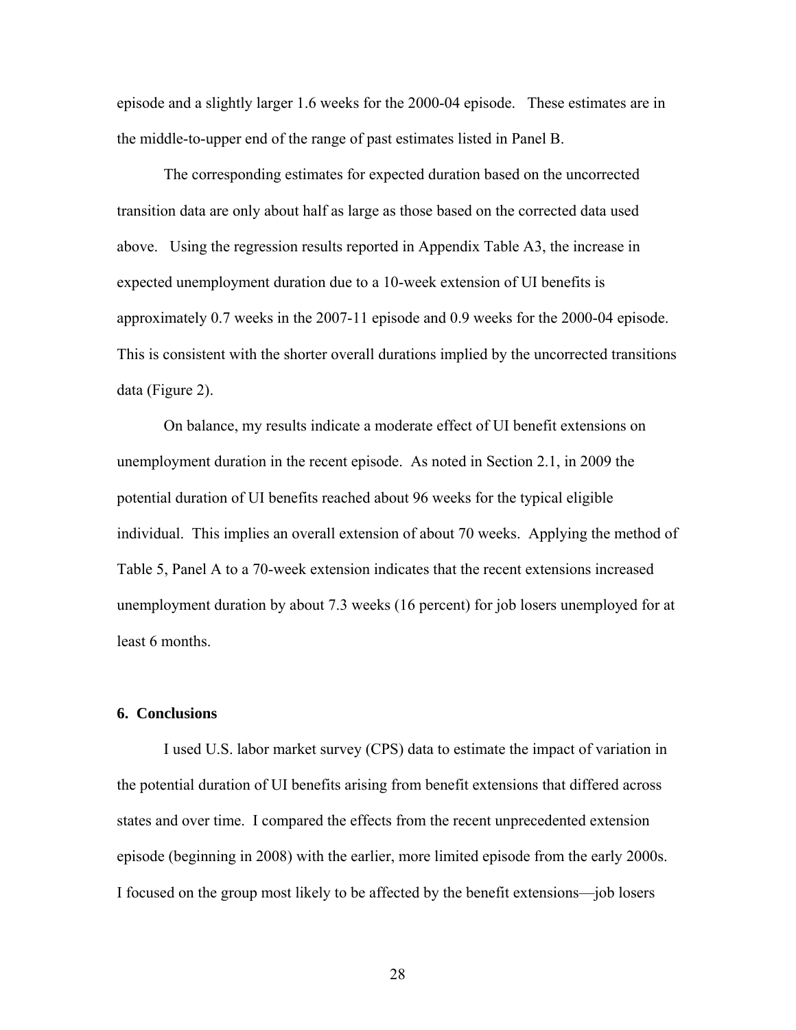episode and a slightly larger 1.6 weeks for the 2000-04 episode. These estimates are in the middle-to-upper end of the range of past estimates listed in Panel B.

The corresponding estimates for expected duration based on the uncorrected transition data are only about half as large as those based on the corrected data used above. Using the regression results reported in Appendix Table A3, the increase in expected unemployment duration due to a 10-week extension of UI benefits is approximately 0.7 weeks in the 2007-11 episode and 0.9 weeks for the 2000-04 episode. This is consistent with the shorter overall durations implied by the uncorrected transitions data (Figure 2).

On balance, my results indicate a moderate effect of UI benefit extensions on unemployment duration in the recent episode. As noted in Section 2.1, in 2009 the potential duration of UI benefits reached about 96 weeks for the typical eligible individual. This implies an overall extension of about 70 weeks. Applying the method of Table 5, Panel A to a 70-week extension indicates that the recent extensions increased unemployment duration by about 7.3 weeks (16 percent) for job losers unemployed for at least 6 months.

## 6. Conclusions

I used U.S. labor market survey (CPS) data to estimate the impact of variation in the potential duration of UI benefits arising from benefit extensions that differed across states and over time. I compared the effects from the recent unprecedented extension episode (beginning in 2008) with the earlier, more limited episode from the early 2000s. I focused on the group most likely to be affected by the benefit extensions—job losers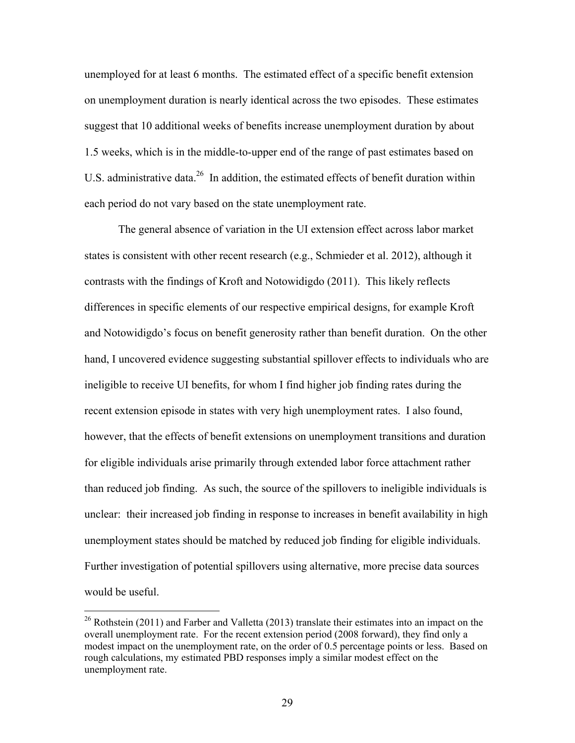unemployed for at least 6 months. The estimated effect of a specific benefit extension on unemployment duration is nearly identical across the two episodes. These estimates suggest that 10 additional weeks of benefits increase unemployment duration by about 1.5 weeks, which is in the middle-to-upper end of the range of past estimates based on U.S. administrative data.[26] In addition, the estimated effects of benefit duration within each period do not vary based on the state unemployment rate.

The general absence of variation in the UI extension effect across labor market states is consistent with other recent research (e.g., Schmieder et al. 2012), although it contrasts with the findings of Kroft and Notowidigdo (2011). This likely reflects differences in specific elements of our respective empirical designs, for example Kroft and Notowidigdo's focus on benefit generosity rather than benefit duration. On the other hand, I uncovered evidence suggesting substantial spillover effects to individuals who are ineligible to receive UI benefits, for whom I find higher job finding rates during the recent extension episode in states with very high unemployment rates. I also found, however, that the effects of benefit extensions on unemployment transitions and duration for eligible individuals arise primarily through extended labor force attachment rather than reduced job finding. As such, the source of the spillovers to ineligible individuals is unclear: their increased job finding in response to increases in benefit availability in high unemployment states should be matched by reduced job finding for eligible individuals. Further investigation of potential spillovers using alternative, more precise data sources would be useful.

[26] Rothstein (2011) and Farber and Valletta (2013) translate their estimates into an impact on the overall unemployment rate. For the recent extension period (2008 forward), they find only a modest impact on the unemployment rate, on the order of 0.5 percentage points or less. Based on rough calculations, my estimated PBD responses imply a similar modest effect on the unemployment rate.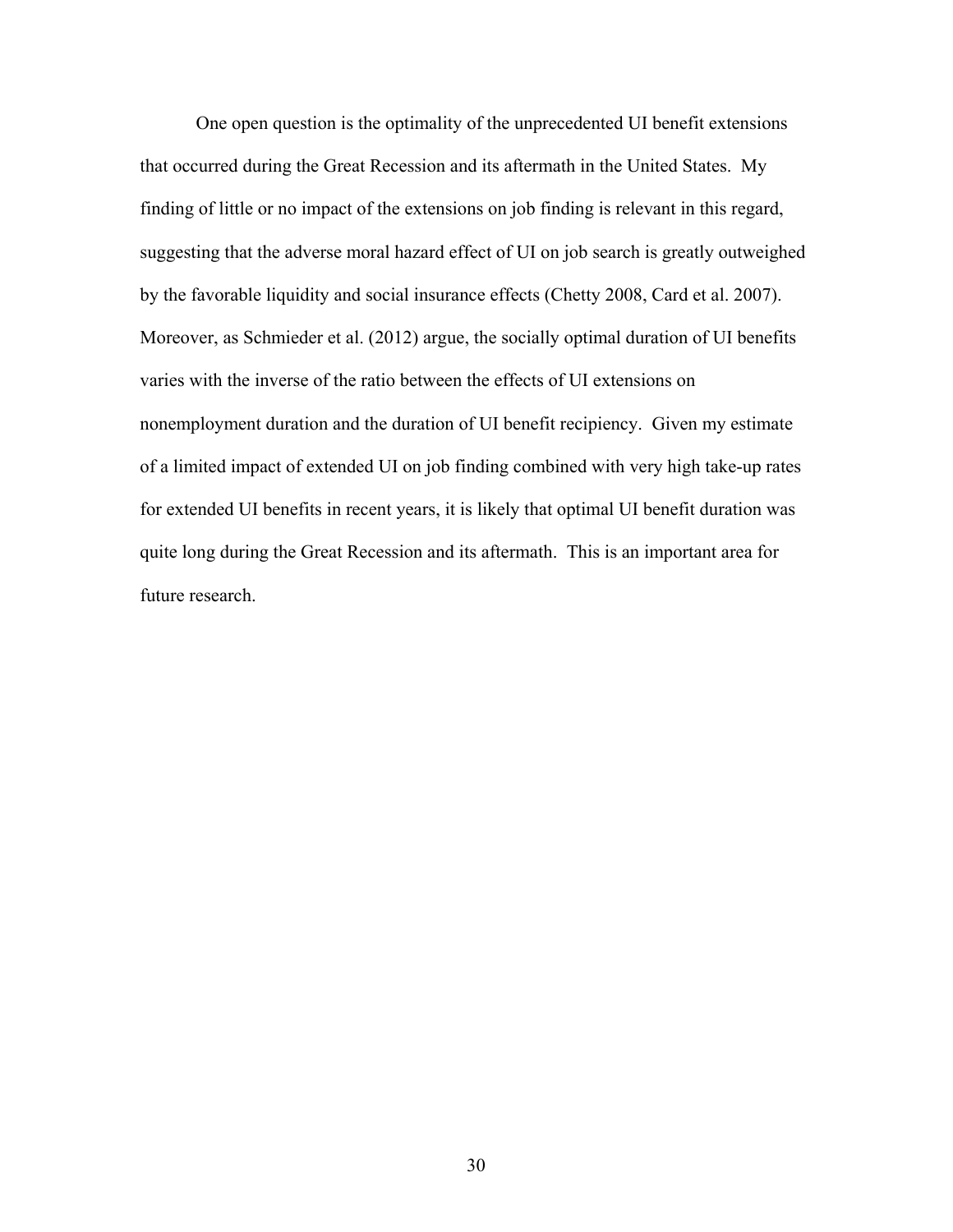One open question is the optimality of the unprecedented UI benefit extensions that occurred during the Great Recession and its aftermath in the United States. My finding of little or no impact of the extensions on job finding is relevant in this regard, suggesting that the adverse moral hazard effect of UI on job search is greatly outweighed by the favorable liquidity and social insurance effects (Chetty 2008, Card et al. 2007). Moreover, as Schmieder et al. (2012) argue, the socially optimal duration of UI benefits varies with the inverse of the ratio between the effects of UI extensions on nonemployment duration and the duration of UI benefit recipiency. Given my estimate of a limited impact of extended UI on job finding combined with very high take-up rates for extended UI benefits in recent years, it is likely that optimal UI benefit duration was quite long during the Great Recession and its aftermath. This is an important area for future research.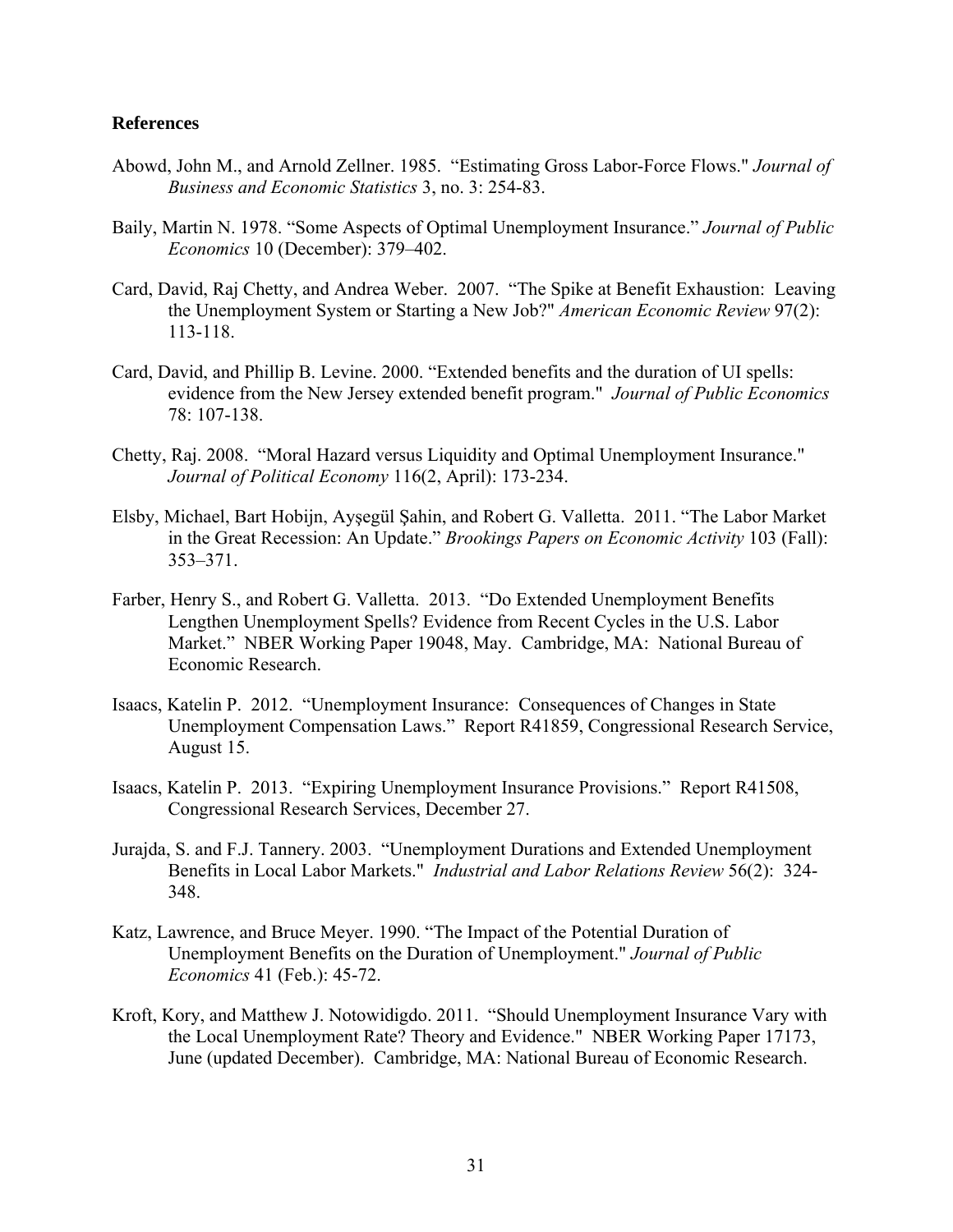**References**

Abowd, John M., and Arnold Zellner. 1985. "Estimating Gross Labor-Force Flows." *Journal of Business and Economic Statistics* 3, no. 3: 254-83.

Baily, Martin N. 1978. "Some Aspects of Optimal Unemployment Insurance." *Journal of Public Economics* 10 (December): 379–402.

Card, David, Raj Chetty, and Andrea Weber. 2007. "The Spike at Benefit Exhaustion: Leaving the Unemployment System or Starting a New Job?" *American Economic Review* 97(2): 113-118.

Card, David, and Phillip B. Levine. 2000. "Extended benefits and the duration of UI spells: evidence from the New Jersey extended benefit program." *Journal of Public Economics* 78: 107-138.

Chetty, Raj. 2008. "Moral Hazard versus Liquidity and Optimal Unemployment Insurance." *Journal of Political Economy* 116(2, April): 173-234.

Elsby, Michael, Bart Hobijn, Ayşegül Şahin, and Robert G. Valletta. 2011. "The Labor Market in the Great Recession: An Update." *Brookings Papers on Economic Activity* 103 (Fall): 353–371.

Farber, Henry S., and Robert G. Valletta. 2013. "Do Extended Unemployment Benefits Lengthen Unemployment Spells? Evidence from Recent Cycles in the U.S. Labor Market." NBER Working Paper 19048, May. Cambridge, MA: National Bureau of Economic Research.

Isaacs, Katelin P. 2012. "Unemployment Insurance: Consequences of Changes in State Unemployment Compensation Laws." Report R41859, Congressional Research Service, August 15.

Isaacs, Katelin P. 2013. "Expiring Unemployment Insurance Provisions." Report R41508, Congressional Research Services, December 27.

Jurajda, S. and F.J. Tannery. 2003. "Unemployment Durations and Extended Unemployment Benefits in Local Labor Markets." *Industrial and Labor Relations Review* 56(2): 324-348.

Katz, Lawrence, and Bruce Meyer. 1990. "The Impact of the Potential Duration of Unemployment Benefits on the Duration of Unemployment." *Journal of Public Economics* 41 (Feb.): 45-72.

Kroft, Kory, and Matthew J. Notowidigdo. 2011. "Should Unemployment Insurance Vary with the Local Unemployment Rate? Theory and Evidence." NBER Working Paper 17173, June (updated December). Cambridge, MA: National Bureau of Economic Research.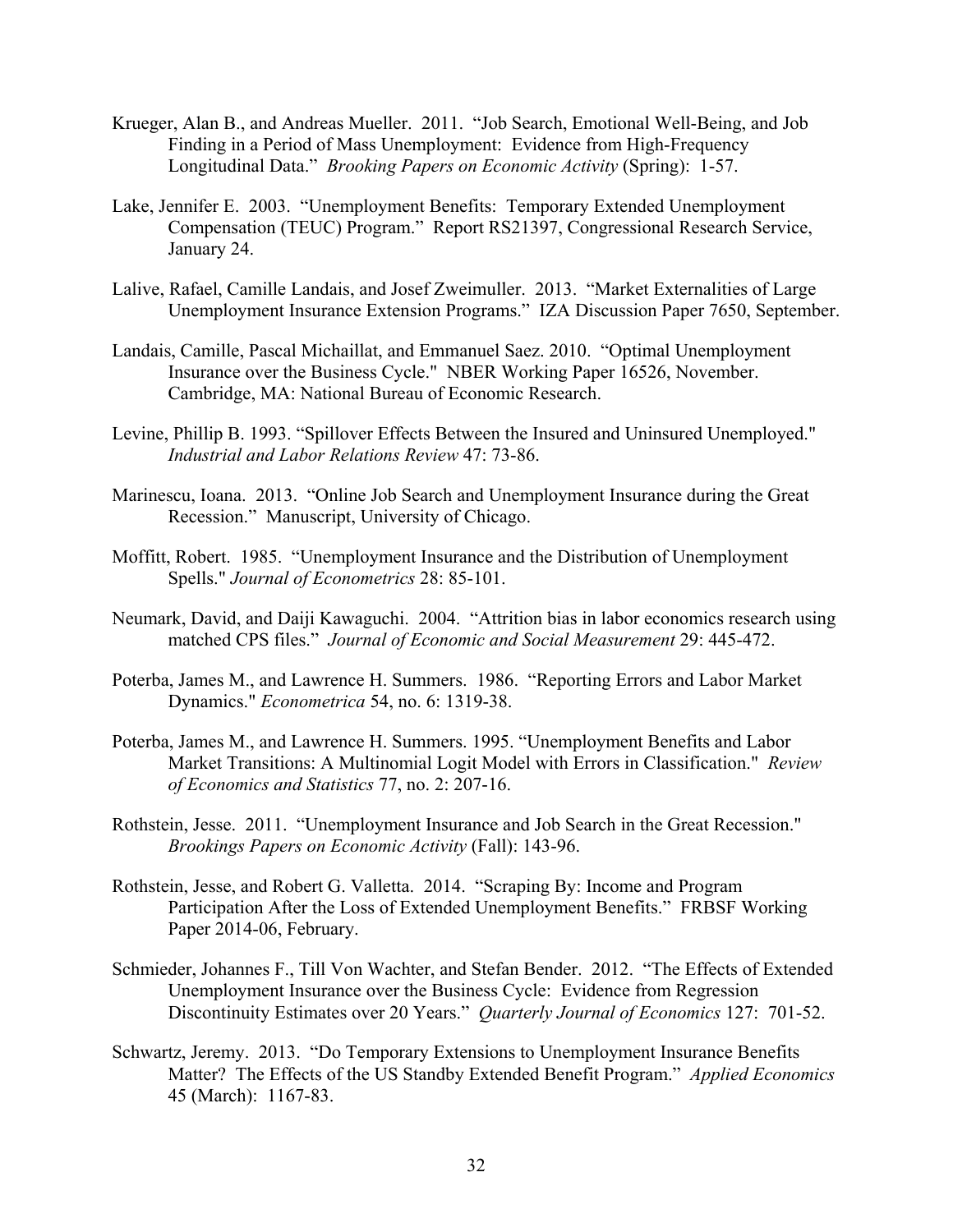Krueger, Alan B., and Andreas Mueller. 2011. "Job Search, Emotional Well-Being, and Job Finding in a Period of Mass Unemployment: Evidence from High-Frequency Longitudinal Data." *Brooking Papers on Economic Activity* (Spring): 1-57.

Lake, Jennifer E. 2003. "Unemployment Benefits: Temporary Extended Unemployment Compensation (TEUC) Program." Report RS21397, Congressional Research Service, January 24.

Lalive, Rafael, Camille Landais, and Josef Zweimuller. 2013. "Market Externalities of Large Unemployment Insurance Extension Programs." IZA Discussion Paper 7650, September.

Landais, Camille, Pascal Michaillat, and Emmanuel Saez. 2010. "Optimal Unemployment Insurance over the Business Cycle." NBER Working Paper 16526, November. Cambridge, MA: National Bureau of Economic Research.

Levine, Phillip B. 1993. "Spillover Effects Between the Insured and Uninsured Unemployed." *Industrial and Labor Relations Review* 47: 73-86.

Marinescu, Ioana. 2013. "Online Job Search and Unemployment Insurance during the Great Recession." Manuscript, University of Chicago.

Moffitt, Robert. 1985. "Unemployment Insurance and the Distribution of Unemployment Spells." *Journal of Econometrics* 28: 85-101.

Neumark, David, and Daiji Kawaguchi. 2004. "Attrition bias in labor economics research using matched CPS files." *Journal of Economic and Social Measurement* 29: 445-472.

Poterba, James M., and Lawrence H. Summers. 1986. "Reporting Errors and Labor Market Dynamics." *Econometrica* 54, no. 6: 1319-38.

Poterba, James M., and Lawrence H. Summers. 1995. "Unemployment Benefits and Labor Market Transitions: A Multinomial Logit Model with Errors in Classification." *Review of Economics and Statistics* 77, no. 2: 207-16.

Rothstein, Jesse. 2011. "Unemployment Insurance and Job Search in the Great Recession." *Brookings Papers on Economic Activity* (Fall): 143-96.

Rothstein, Jesse, and Robert G. Valletta. 2014. "Scraping By: Income and Program Participation After the Loss of Extended Unemployment Benefits." FRBSF Working Paper 2014-06, February.

Schmieder, Johannes F., Till Von Wachter, and Stefan Bender. 2012. "The Effects of Extended Unemployment Insurance over the Business Cycle: Evidence from Regression Discontinuity Estimates over 20 Years." *Quarterly Journal of Economics* 127: 701-52.

Schwartz, Jeremy. 2013. "Do Temporary Extensions to Unemployment Insurance Benefits Matter? The Effects of the US Standby Extended Benefit Program." *Applied Economics* 45 (March): 1167-83.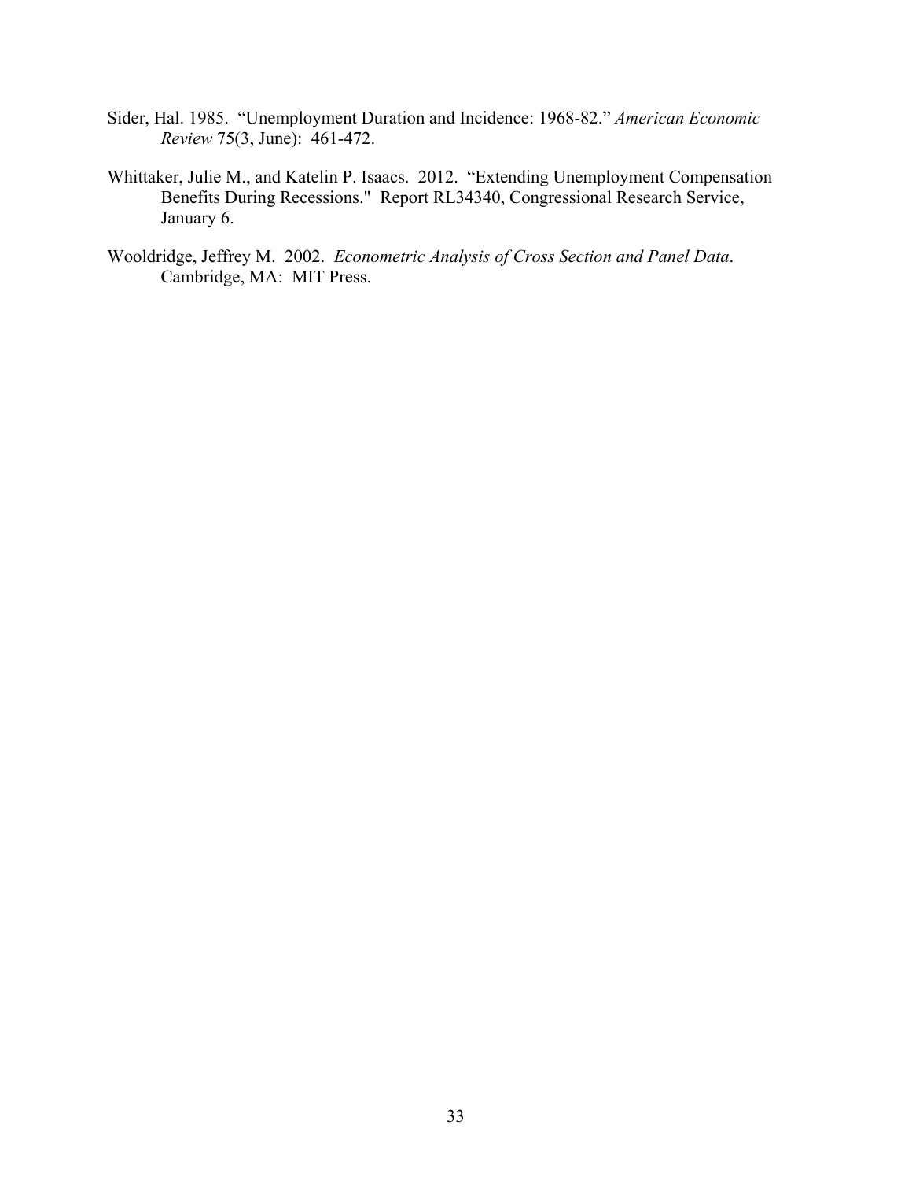Sider, Hal. 1985. "Unemployment Duration and Incidence: 1968-82." *American Economic Review* 75(3, June): 461-472.

Whittaker, Julie M., and Katelin P. Isaacs. 2012. "Extending Unemployment Compensation Benefits During Recessions." Report RL34340, Congressional Research Service, January 6.

Wooldridge, Jeffrey M. 2002. *Econometric Analysis of Cross Section and Panel Data*. Cambridge, MA: MIT Press.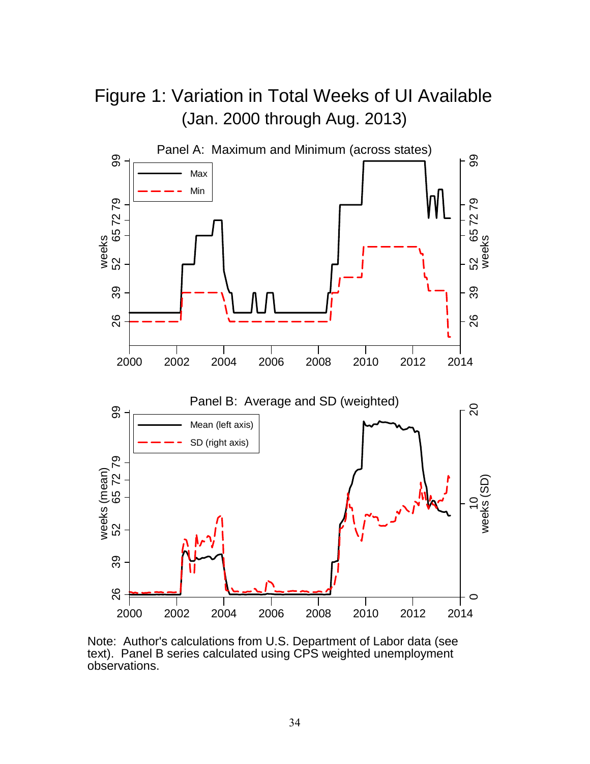# Figure 1: Variation in Total Weeks of UI Available
(Jan. 2000 through Aug. 2013)

Panel A: Maximum and Minimum (across states)

Panel B: Average and SD (weighted)

Note: Author's calculations from U.S. Department of Labor data (see text). Panel B series calculated using CPS weighted unemployment observations.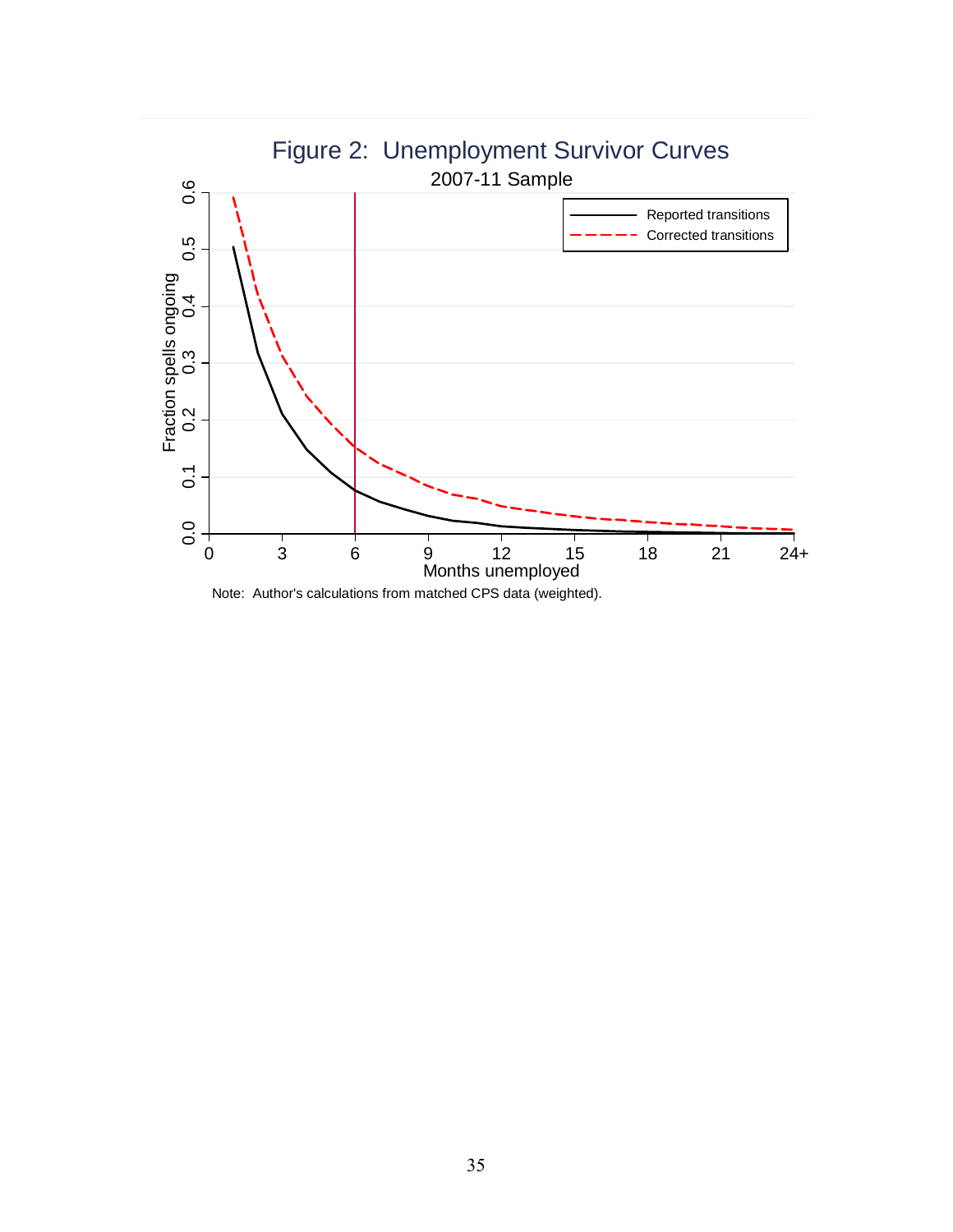# Figure 2: Unemployment Survivor Curves

2007-11 Sample

Note: Author's calculations from matched CPS data (weighted).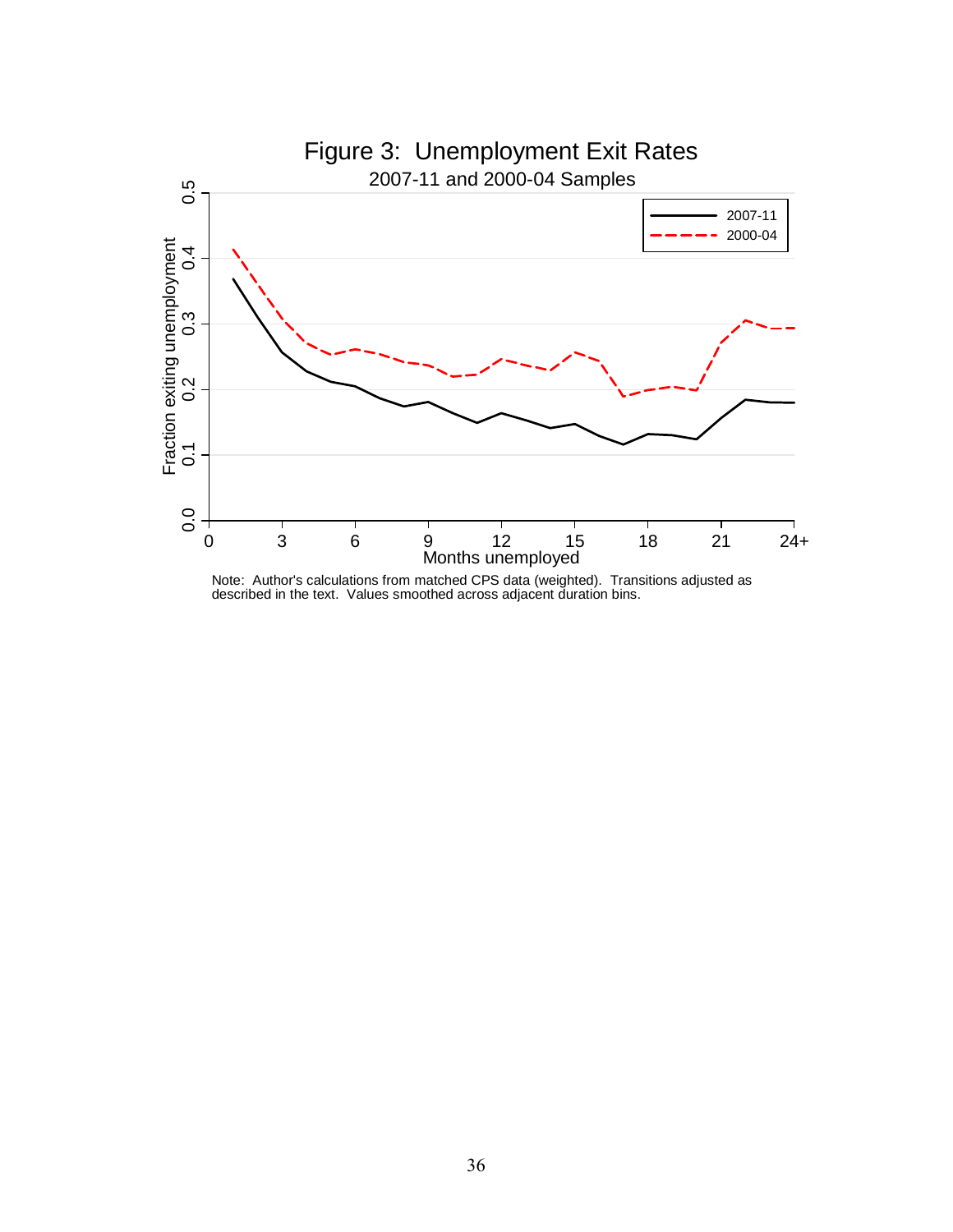# Figure 3: Unemployment Exit Rates

2007-11 and 2000-04 Samples

Note: Author's calculations from matched CPS data (weighted). Transitions adjusted as described in the text. Values smoothed across adjacent duration bins.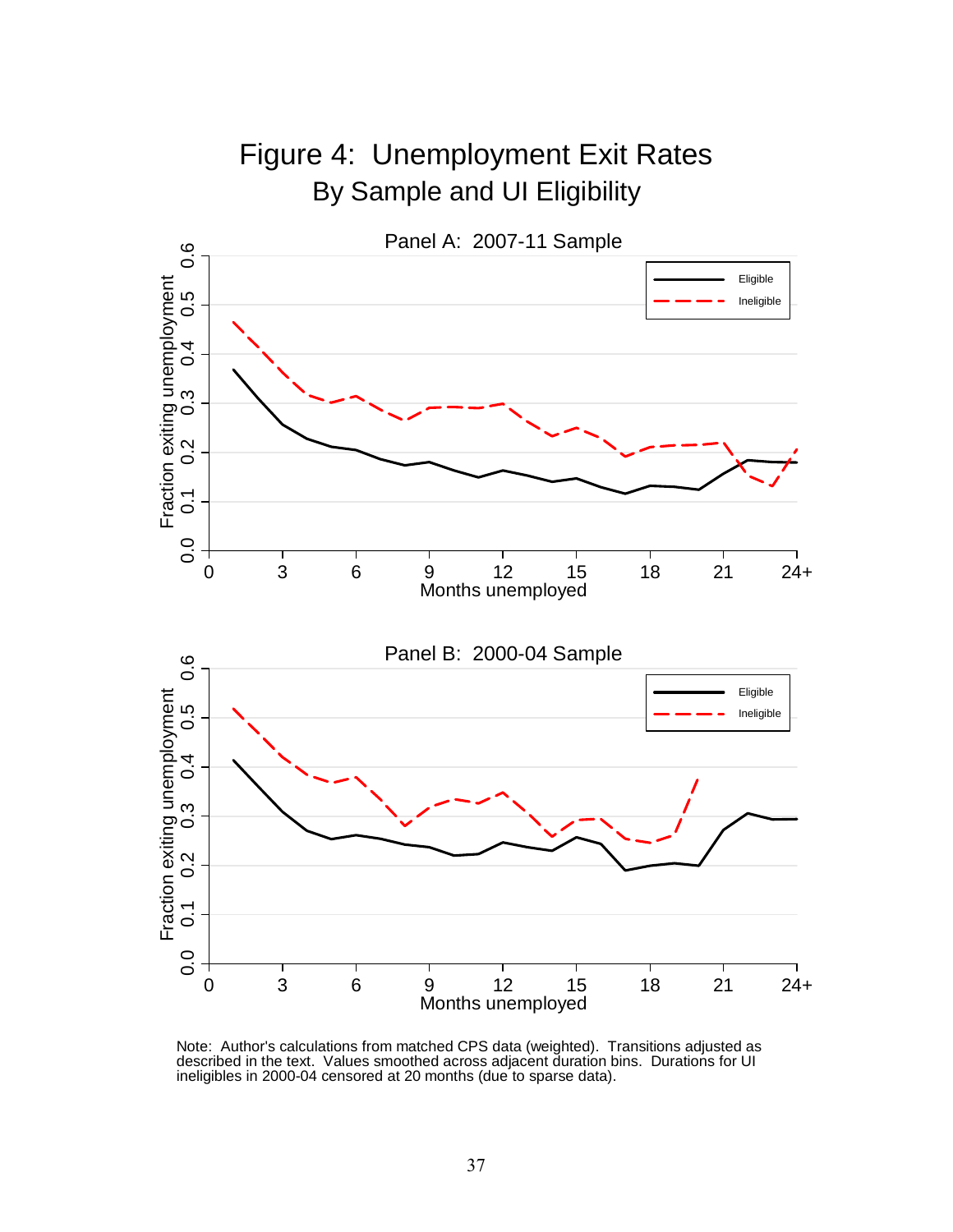# Figure 4: Unemployment Exit Rates
## By Sample and UI Eligibility

Panel A: 2007-11 Sample

Panel B: 2000-04 Sample

Note: Author's calculations from matched CPS data (weighted). Transitions adjusted as described in the text. Values smoothed across adjacent duration bins. Durations for UI ineligibles in 2000-04 censored at 20 months (due to sparse data).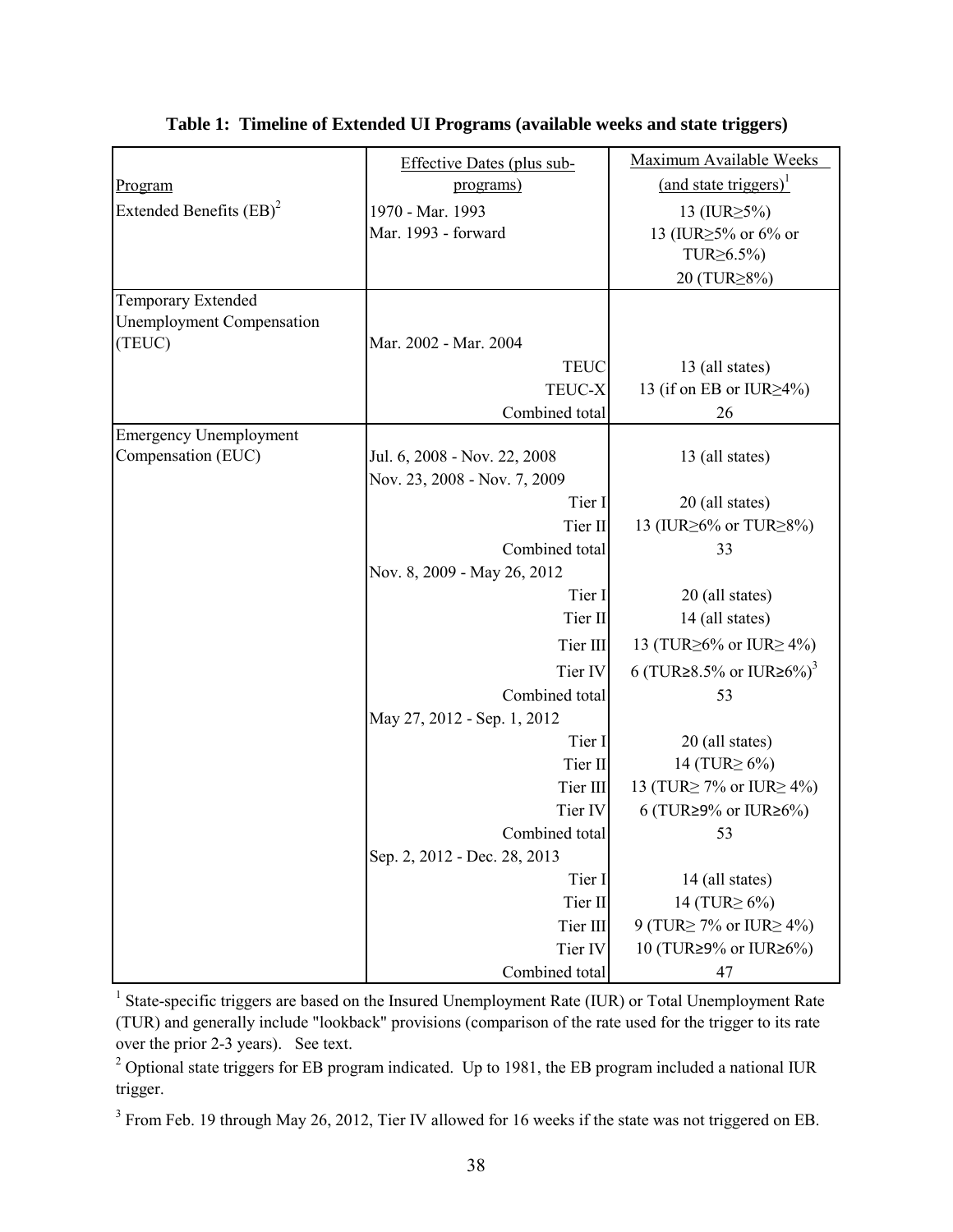**Table 1: Timeline of Extended UI Programs (available weeks and state triggers)**

| Program | Effective Dates (plus sub-programs) | Maximum Available Weeks (and state triggers)[1] |
|---|---|---|
| Extended Benefits (EB)[2] | 1970 - Mar. 1993 | 13 (IUR≥5%) |
| | Mar. 1993 - forward | 13 (IUR≥5% or 6% or TUR≥6.5%) |
| | | 20 (TUR≥8%) |
| Temporary Extended Unemployment Compensation (TEUC) | Mar. 2002 - Mar. 2004 | |
| | TEUC | 13 (all states) |
| | TEUC-X | 13 (if on EB or IUR≥4%) |
| | Combined total | 26 |
| Emergency Unemployment Compensation (EUC) | Jul. 6, 2008 - Nov. 22, 2008 | 13 (all states) |
| | Nov. 23, 2008 - Nov. 7, 2009 | |
| | Tier I | 20 (all states) |
| | Tier II | 13 (IUR≥6% or TUR≥8%) |
| | Combined total | 33 |
| | Nov. 8, 2009 - May 26, 2012 | |
| | Tier I | 20 (all states) |
| | Tier II | 14 (all states) |
| | Tier III | 13 (TUR≥6% or IUR≥ 4%) |
| | Tier IV | 6 (TUR≥8.5% or IUR≥6%)[3] |
| | Combined total | 53 |
| | May 27, 2012 - Sep. 1, 2012 | |
| | Tier I | 20 (all states) |
| | Tier II | 14 (TUR≥ 6%) |
| | Tier III | 13 (TUR≥ 7% or IUR≥ 4%) |
| | Tier IV | 6 (TUR≥9% or IUR≥6%) |
| | Combined total | 53 |
| | Sep. 2, 2012 - Dec. 28, 2013 | |
| | Tier I | 14 (all states) |
| | Tier II | 14 (TUR≥ 6%) |
| | Tier III | 9 (TUR≥ 7% or IUR≥ 4%) |
| | Tier IV | 10 (TUR≥9% or IUR≥6%) |
| | Combined total | 47 |

[1] State-specific triggers are based on the Insured Unemployment Rate (IUR) or Total Unemployment Rate (TUR) and generally include "lookback" provisions (comparison of the rate used for the trigger to its rate over the prior 2-3 years). See text.

[2] Optional state triggers for EB program indicated. Up to 1981, the EB program included a national IUR trigger.

[3] From Feb. 19 through May 26, 2012, Tier IV allowed for 16 weeks if the state was not triggered on EB.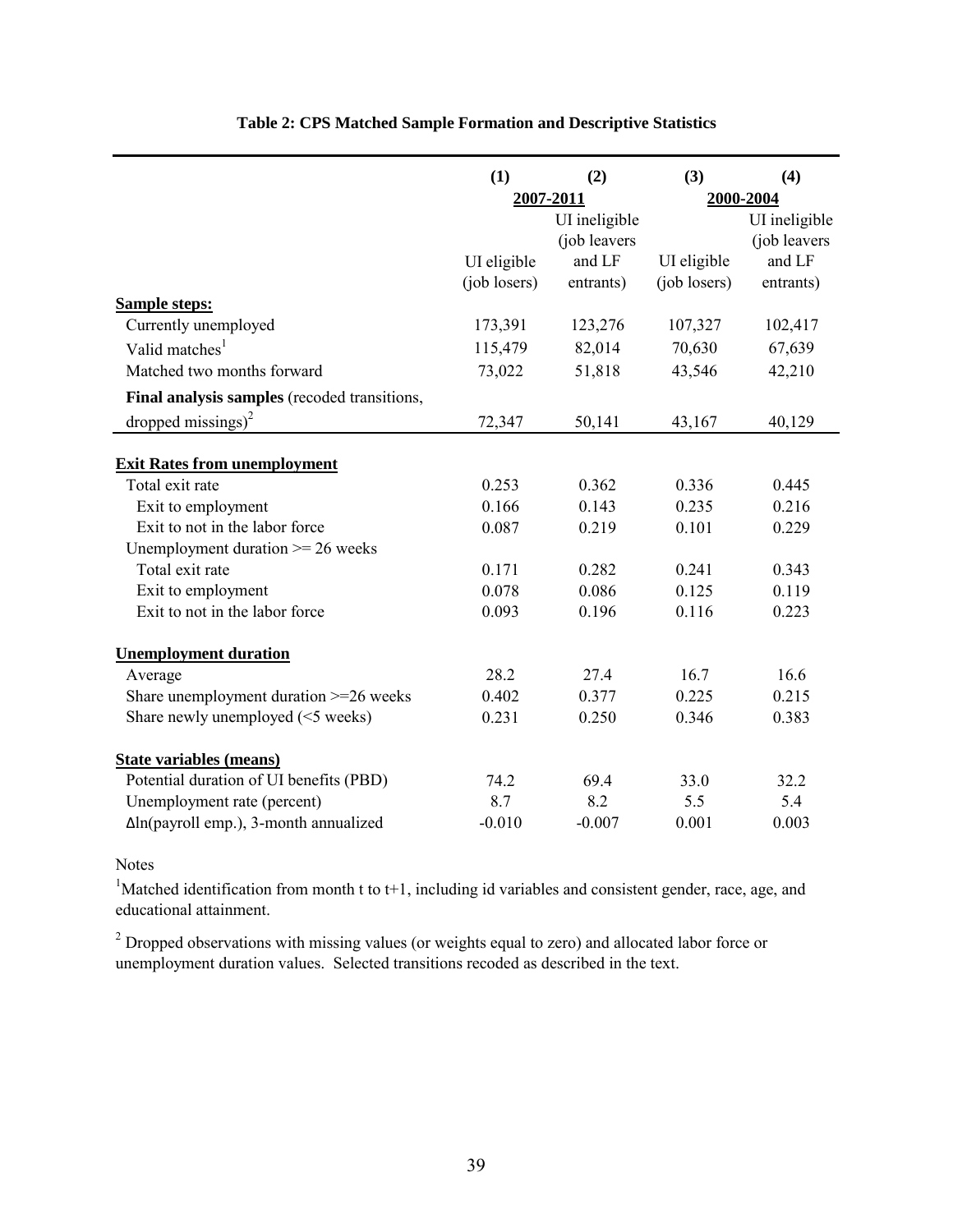**Table 2: CPS Matched Sample Formation and Descriptive Statistics**

| | (1) | (2) | (3) | (4) |
|---|---|---|---|---|
| | 2007-2011 | | 2000-2004 | |
| | UI eligible (job losers) | UI ineligible (job leavers and LF entrants) | UI eligible (job losers) | UI ineligible (job leavers and LF entrants) |
| **Sample steps:** | | | | |
| Currently unemployed | 173,391 | 123,276 | 107,327 | 102,417 |
| Valid matches[1] | 115,479 | 82,014 | 70,630 | 67,639 |
| Matched two months forward | 73,022 | 51,818 | 43,546 | 42,210 |
| **Final analysis samples** (recoded transitions, dropped missings)[2] | 72,347 | 50,141 | 43,167 | 40,129 |
| **Exit Rates from unemployment** | | | | |
| Total exit rate | 0.253 | 0.362 | 0.336 | 0.445 |
| Exit to employment | 0.166 | 0.143 | 0.235 | 0.216 |
| Exit to not in the labor force | 0.087 | 0.219 | 0.101 | 0.229 |
| Unemployment duration >= 26 weeks | | | | |
| Total exit rate | 0.171 | 0.282 | 0.241 | 0.343 |
| Exit to employment | 0.078 | 0.086 | 0.125 | 0.119 |
| Exit to not in the labor force | 0.093 | 0.196 | 0.116 | 0.223 |
| **Unemployment duration** | | | | |
| Average | 28.2 | 27.4 | 16.7 | 16.6 |
| Share unemployment duration >=26 weeks | 0.402 | 0.377 | 0.225 | 0.215 |
| Share newly unemployed (<5 weeks) | 0.231 | 0.250 | 0.346 | 0.383 |
| **State variables (means)** | | | | |
| Potential duration of UI benefits (PBD) | 74.2 | 69.4 | 33.0 | 32.2 |
| Unemployment rate (percent) | 8.7 | 8.2 | 5.5 | 5.4 |
| Δln(payroll emp.), 3-month annualized | -0.010 | -0.007 | 0.001 | 0.003 |

Notes

[1] Matched identification from month t to t+1, including id variables and consistent gender, race, age, and educational attainment.

[2] Dropped observations with missing values (or weights equal to zero) and allocated labor force or unemployment duration values. Selected transitions recoded as described in the text.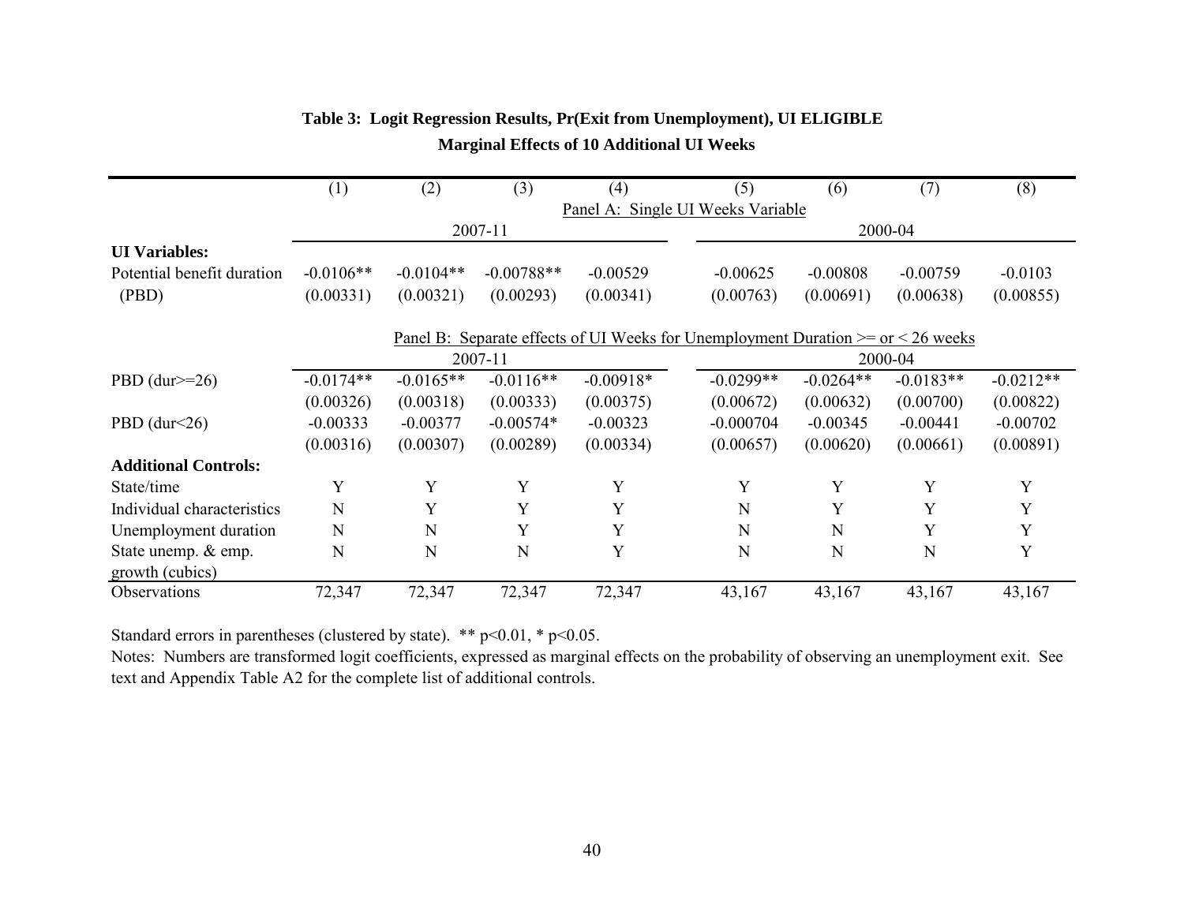**Table 3: Logit Regression Results, Pr(Exit from Unemployment), UI ELIGIBLE**

**Marginal Effects of 10 Additional UI Weeks**

| | (1) | (2) | (3) | (4) | (5) | (6) | (7) | (8) |
|---|---|---|---|---|---|---|---|---|
| | Panel A: Single UI Weeks Variable | | | | | | | |
| | 2007-11 | | | | 2000-04 | | | |
| **UI Variables:** | | | | | | | | |
| Potential benefit duration | -0.0106** | -0.0104** | -0.00788** | -0.00529 | -0.00625 | -0.00808 | -0.00759 | -0.0103 |
| (PBD) | (0.00331) | (0.00321) | (0.00293) | (0.00341) | (0.00763) | (0.00691) | (0.00638) | (0.00855) |
| | Panel B: Separate effects of UI Weeks for Unemployment Duration >= or < 26 weeks | | | | | | | |
| | 2007-11 | | | | 2000-04 | | | |
| PBD (dur>=26) | -0.0174** | -0.0165** | -0.0116** | -0.00918* | -0.0299** | -0.0264** | -0.0183** | -0.0212** |
| | (0.00326) | (0.00318) | (0.00333) | (0.00375) | (0.00672) | (0.00632) | (0.00700) | (0.00822) |
| PBD (dur<26) | -0.00333 | -0.00377 | -0.00574* | -0.00323 | -0.000704 | -0.00345 | -0.00441 | -0.00702 |
| | (0.00316) | (0.00307) | (0.00289) | (0.00334) | (0.00657) | (0.00620) | (0.00661) | (0.00891) |
| **Additional Controls:** | | | | | | | | |
| State/time | Y | Y | Y | Y | Y | Y | Y | Y |
| Individual characteristics | N | Y | Y | Y | N | Y | Y | Y |
| Unemployment duration | N | N | Y | Y | N | N | Y | Y |
| State unemp. & emp. growth (cubics) | N | N | N | Y | N | N | N | Y |
| Observations | 72,347 | 72,347 | 72,347 | 72,347 | 43,167 | 43,167 | 43,167 | 43,167 |

Standard errors in parentheses (clustered by state). ** p<0.01, * p<0.05.

Notes: Numbers are transformed logit coefficients, expressed as marginal effects on the probability of observing an unemployment exit. See text and Appendix Table A2 for the complete list of additional controls.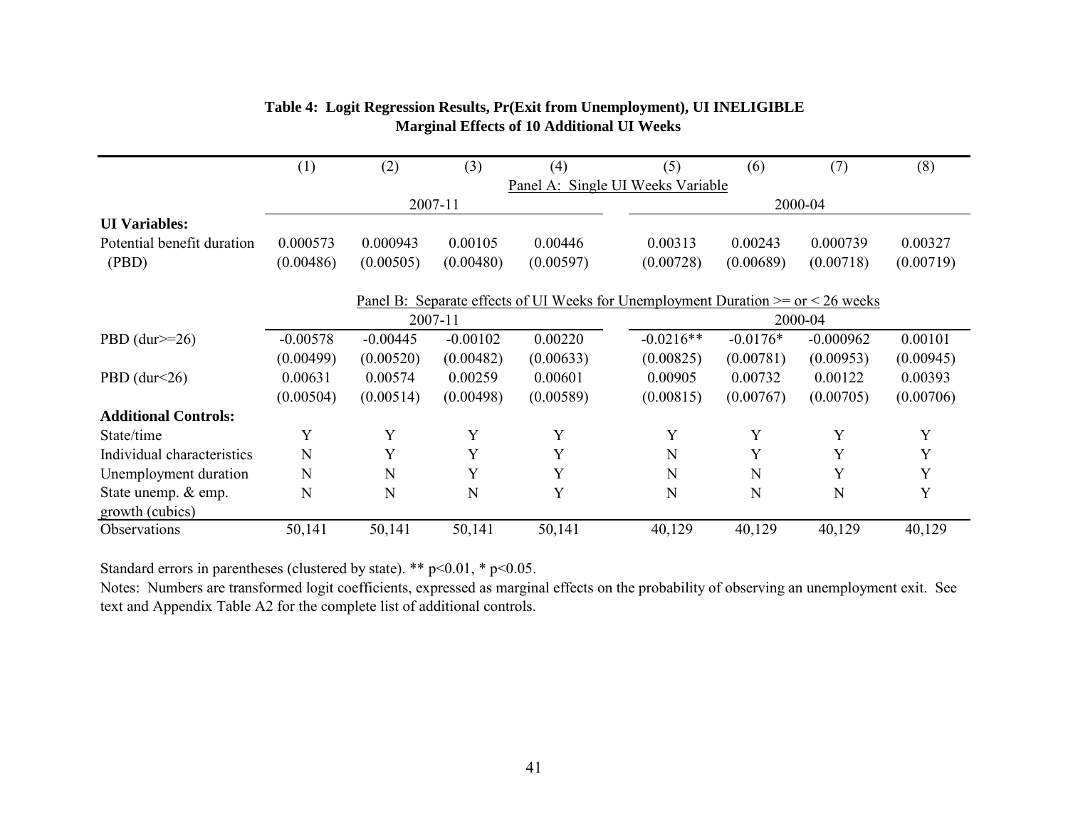**Table 4: Logit Regression Results, Pr(Exit from Unemployment), UI INELIGIBLE**
**Marginal Effects of 10 Additional UI Weeks**

| | (1) | (2) | (3) | (4) | (5) | (6) | (7) | (8) |
|---|---|---|---|---|---|---|---|---|
| | Panel A: Single UI Weeks Variable | | | | | | | |
| | 2007-11 | | | | 2000-04 | | | |
| **UI Variables:** | | | | | | | | |
| Potential benefit duration | 0.000573 | 0.000943 | 0.00105 | 0.00446 | 0.00313 | 0.00243 | 0.000739 | 0.00327 |
| (PBD) | (0.00486) | (0.00505) | (0.00480) | (0.00597) | (0.00728) | (0.00689) | (0.00718) | (0.00719) |
| | Panel B: Separate effects of UI Weeks for Unemployment Duration >= or < 26 weeks | | | | | | | |
| | 2007-11 | | | | 2000-04 | | | |
| PBD (dur>=26) | -0.00578 | -0.00445 | -0.00102 | 0.00220 | -0.0216** | -0.0176* | -0.000962 | 0.00101 |
| | (0.00499) | (0.00520) | (0.00482) | (0.00633) | (0.00825) | (0.00781) | (0.00953) | (0.00945) |
| PBD (dur<26) | 0.00631 | 0.00574 | 0.00259 | 0.00601 | 0.00905 | 0.00732 | 0.00122 | 0.00393 |
| | (0.00504) | (0.00514) | (0.00498) | (0.00589) | (0.00815) | (0.00767) | (0.00705) | (0.00706) |
| **Additional Controls:** | | | | | | | | |
| State/time | Y | Y | Y | Y | Y | Y | Y | Y |
| Individual characteristics | N | Y | Y | Y | N | Y | Y | Y |
| Unemployment duration | N | N | Y | Y | N | N | Y | Y |
| State unemp. & emp. growth (cubics) | N | N | N | Y | N | N | N | Y |
| Observations | 50,141 | 50,141 | 50,141 | 50,141 | 40,129 | 40,129 | 40,129 | 40,129 |

Standard errors in parentheses (clustered by state). ** p<0.01, * p<0.05.

Notes: Numbers are transformed logit coefficients, expressed as marginal effects on the probability of observing an unemployment exit. See text and Appendix Table A2 for the complete list of additional controls.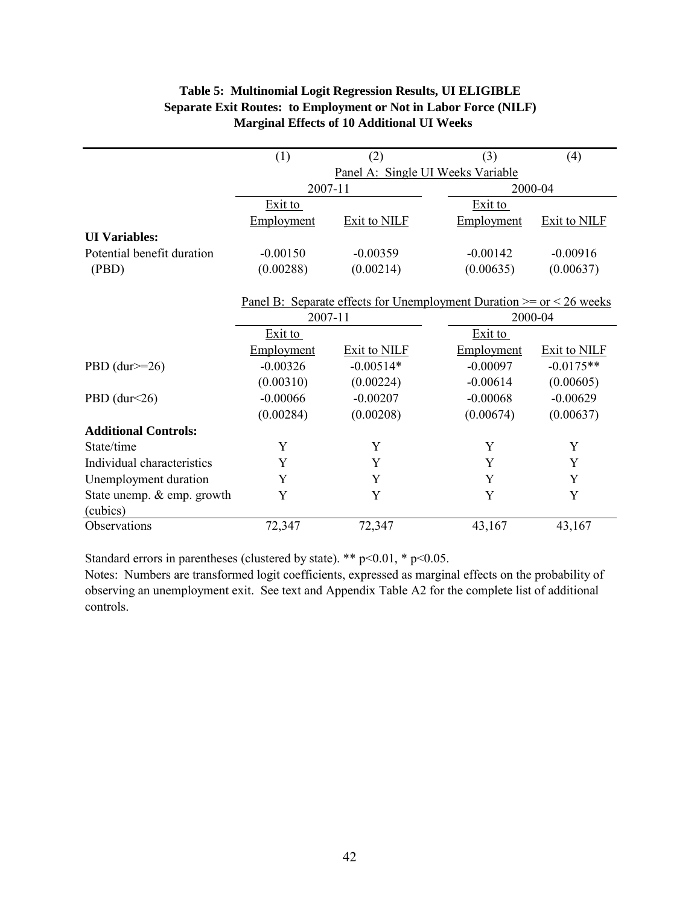**Table 5: Multinomial Logit Regression Results, UI ELIGIBLE**
**Separate Exit Routes: to Employment or Not in Labor Force (NILF)**
**Marginal Effects of 10 Additional UI Weeks**

| | (1) | (2) | (3) | (4) |
|---|---|---|---|---|
| | Panel A: Single UI Weeks Variable | | | |
| | 2007-11 | | 2000-04 | |
| | Exit to Employment | Exit to NILF | Exit to Employment | Exit to NILF |
| **UI Variables:** | | | | |
| Potential benefit duration (PBD) | -0.00150 | -0.00359 | -0.00142 | -0.00916 |
| | (0.00288) | (0.00214) | (0.00635) | (0.00637) |
| | Panel B: Separate effects for Unemployment Duration >= or < 26 weeks | | | |
| | 2007-11 | | 2000-04 | |
| | Exit to Employment | Exit to NILF | Exit to Employment | Exit to NILF |
| PBD (dur>=26) | -0.00326 | -0.00514* | -0.00097 | -0.0175** |
| | (0.00310) | (0.00224) | -0.00614 | (0.00605) |
| PBD (dur<26) | -0.00066 | -0.00207 | -0.00068 | -0.00629 |
| | (0.00284) | (0.00208) | (0.00674) | (0.00637) |
| **Additional Controls:** | | | | |
| State/time | Y | Y | Y | Y |
| Individual characteristics | Y | Y | Y | Y |
| Unemployment duration | Y | Y | Y | Y |
| State unemp. & emp. growth (cubics) | Y | Y | Y | Y |
| Observations | 72,347 | 72,347 | 43,167 | 43,167 |

Standard errors in parentheses (clustered by state). ** p<0.01, * p<0.05.

Notes: Numbers are transformed logit coefficients, expressed as marginal effects on the probability of observing an unemployment exit. See text and Appendix Table A2 for the complete list of additional controls.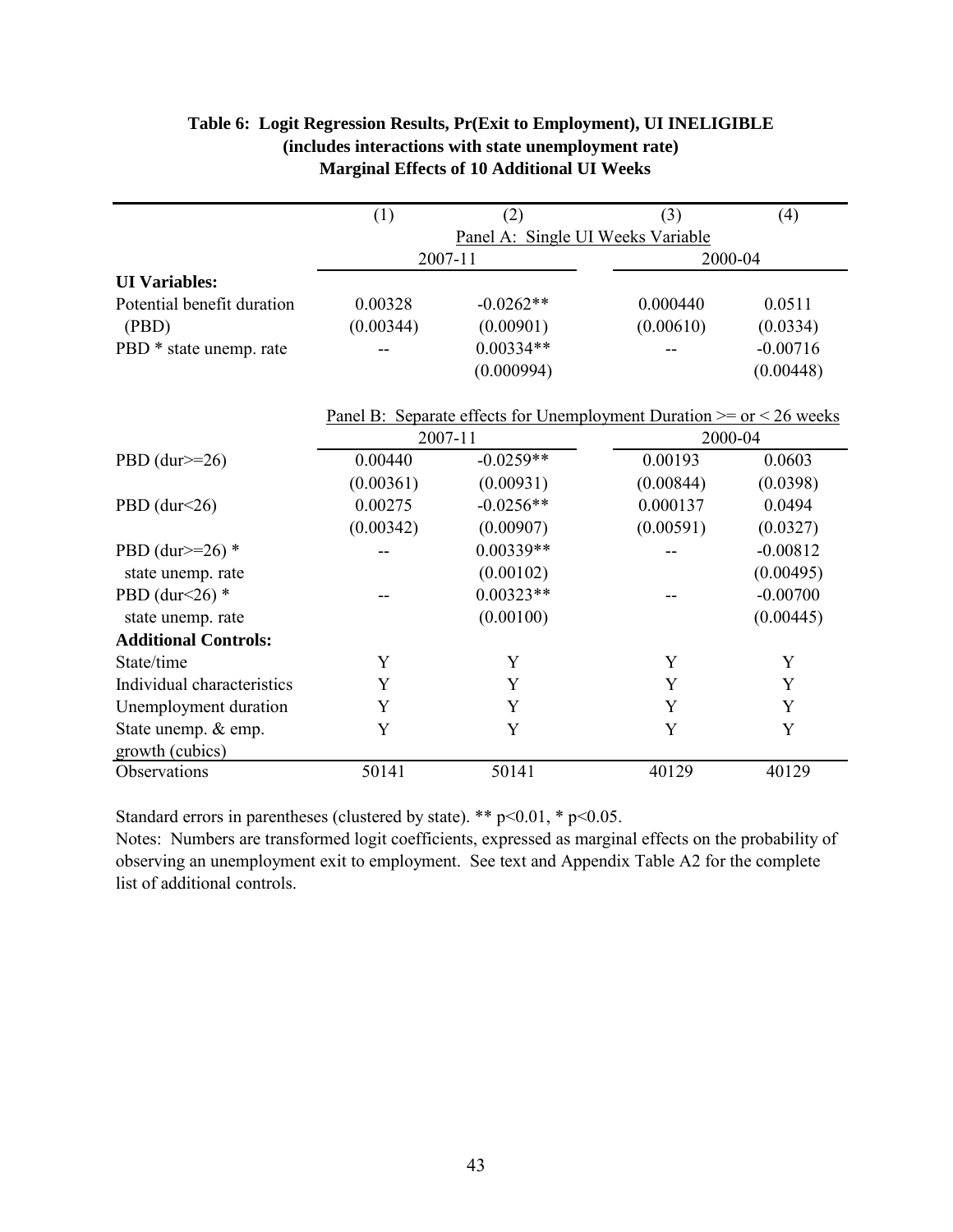**Table 6: Logit Regression Results, Pr(Exit to Employment), UI INELIGIBLE (includes interactions with state unemployment rate) Marginal Effects of 10 Additional UI Weeks**

| | (1) | (2) | (3) | (4) |
|---|---|---|---|---|
| | Panel A: Single UI Weeks Variable | | | |
| | 2007-11 | | 2000-04 | |
| **UI Variables:** | | | | |
| Potential benefit duration | 0.00328 | -0.0262** | 0.000440 | 0.0511 |
| (PBD) | (0.00344) | (0.00901) | (0.00610) | (0.0334) |
| PBD * state unemp. rate | -- | 0.00334** | -- | -0.00716 |
| | | (0.000994) | | (0.00448) |
| | Panel B: Separate effects for Unemployment Duration >= or < 26 weeks | | | |
| | 2007-11 | | 2000-04 | |
| PBD (dur>=26) | 0.00440 | -0.0259** | 0.00193 | 0.0603 |
| | (0.00361) | (0.00931) | (0.00844) | (0.0398) |
| PBD (dur<26) | 0.00275 | -0.0256** | 0.000137 | 0.0494 |
| | (0.00342) | (0.00907) | (0.00591) | (0.0327) |
| PBD (dur>=26) * state unemp. rate | -- | 0.00339** | -- | -0.00812 |
| | | (0.00102) | | (0.00495) |
| PBD (dur<26) * state unemp. rate | -- | 0.00323** | -- | -0.00700 |
| | | (0.00100) | | (0.00445) |
| **Additional Controls:** | | | | |
| State/time | Y | Y | Y | Y |
| Individual characteristics | Y | Y | Y | Y |
| Unemployment duration | Y | Y | Y | Y |
| State unemp. & emp. growth (cubics) | Y | Y | Y | Y |
| Observations | 50141 | 50141 | 40129 | 40129 |

Standard errors in parentheses (clustered by state). ** p<0.01, * p<0.05.

Notes: Numbers are transformed logit coefficients, expressed as marginal effects on the probability of observing an unemployment exit to employment. See text and Appendix Table A2 for the complete list of additional controls.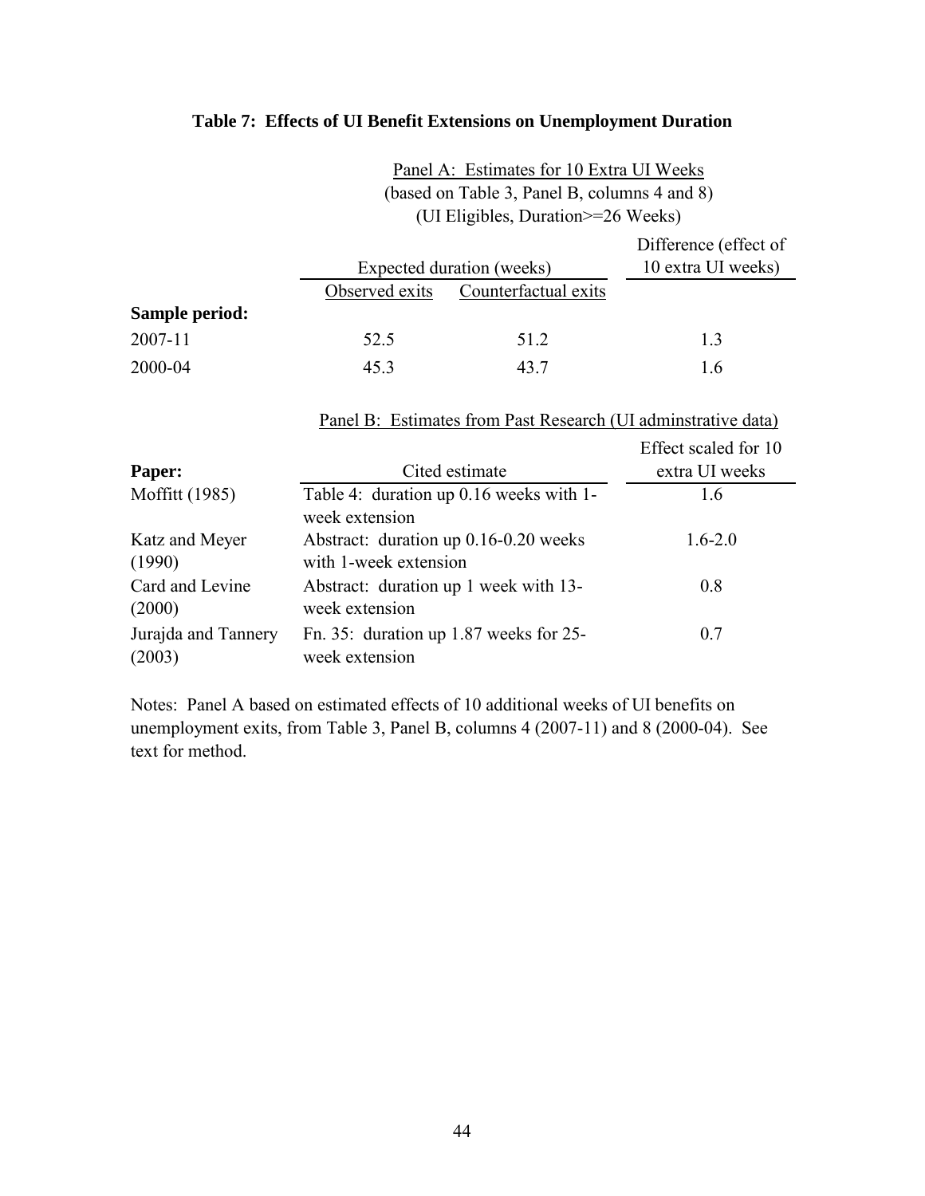**Table 7: Effects of UI Benefit Extensions on Unemployment Duration**

Panel A: Estimates for 10 Extra UI Weeks
(based on Table 3, Panel B, columns 4 and 8)
(UI Eligibles, Duration>=26 Weeks)

| | Expected duration (weeks) | | Difference (effect of 10 extra UI weeks) |
|---|---|---|---|
| | Observed exits | Counterfactual exits | |
| **Sample period:** | | | |
| 2007-11 | 52.5 | 51.2 | 1.3 |
| 2000-04 | 45.3 | 43.7 | 1.6 |

Panel B: Estimates from Past Research (UI adminstrative data)

| **Paper:** | Cited estimate | Effect scaled for 10 extra UI weeks |
|---|---|---|
| Moffitt (1985) | Table 4: duration up 0.16 weeks with 1-week extension | 1.6 |
| Katz and Meyer (1990) | Abstract: duration up 0.16-0.20 weeks with 1-week extension | 1.6-2.0 |
| Card and Levine (2000) | Abstract: duration up 1 week with 13-week extension | 0.8 |
| Jurajda and Tannery (2003) | Fn. 35: duration up 1.87 weeks for 25-week extension | 0.7 |

Notes: Panel A based on estimated effects of 10 additional weeks of UI benefits on unemployment exits, from Table 3, Panel B, columns 4 (2007-11) and 8 (2000-04). See text for method.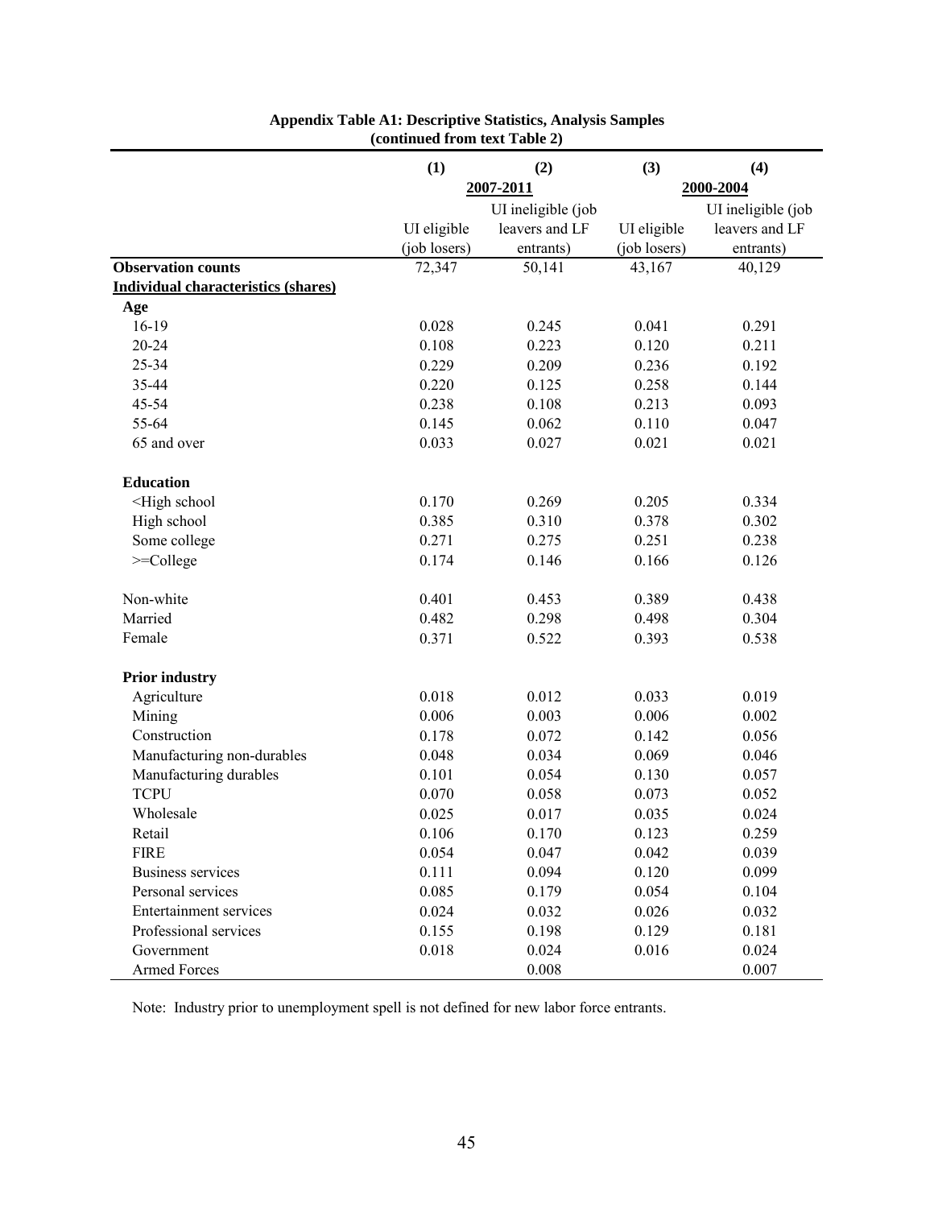**Appendix Table A1: Descriptive Statistics, Analysis Samples (continued from text Table 2)**

| | (1) | (2) | (3) | (4) |
|---|---|---|---|---|
| | 2007-2011 | | 2000-2004 | |
| | UI eligible (job losers) | UI ineligible (job leavers and LF entrants) | UI eligible (job losers) | UI ineligible (job leavers and LF entrants) |
| **Observation counts** | 72,347 | 50,141 | 43,167 | 40,129 |
| **Individual characteristics (shares)** | | | | |
| **Age** | | | | |
| 16-19 | 0.028 | 0.245 | 0.041 | 0.291 |
| 20-24 | 0.108 | 0.223 | 0.120 | 0.211 |
| 25-34 | 0.229 | 0.209 | 0.236 | 0.192 |
| 35-44 | 0.220 | 0.125 | 0.258 | 0.144 |
| 45-54 | 0.238 | 0.108 | 0.213 | 0.093 |
| 55-64 | 0.145 | 0.062 | 0.110 | 0.047 |
| 65 and over | 0.033 | 0.027 | 0.021 | 0.021 |
| **Education** | | | | |
| <High school | 0.170 | 0.269 | 0.205 | 0.334 |
| High school | 0.385 | 0.310 | 0.378 | 0.302 |
| Some college | 0.271 | 0.275 | 0.251 | 0.238 |
| >=College | 0.174 | 0.146 | 0.166 | 0.126 |
| Non-white | 0.401 | 0.453 | 0.389 | 0.438 |
| Married | 0.482 | 0.298 | 0.498 | 0.304 |
| Female | 0.371 | 0.522 | 0.393 | 0.538 |
| **Prior industry** | | | | |
| Agriculture | 0.018 | 0.012 | 0.033 | 0.019 |
| Mining | 0.006 | 0.003 | 0.006 | 0.002 |
| Construction | 0.178 | 0.072 | 0.142 | 0.056 |
| Manufacturing non-durables | 0.048 | 0.034 | 0.069 | 0.046 |
| Manufacturing durables | 0.101 | 0.054 | 0.130 | 0.057 |
| TCPU | 0.070 | 0.058 | 0.073 | 0.052 |
| Wholesale | 0.025 | 0.017 | 0.035 | 0.024 |
| Retail | 0.106 | 0.170 | 0.123 | 0.259 |
| FIRE | 0.054 | 0.047 | 0.042 | 0.039 |
| Business services | 0.111 | 0.094 | 0.120 | 0.099 |
| Personal services | 0.085 | 0.179 | 0.054 | 0.104 |
| Entertainment services | 0.024 | 0.032 | 0.026 | 0.032 |
| Professional services | 0.155 | 0.198 | 0.129 | 0.181 |
| Government | 0.018 | 0.024 | 0.016 | 0.024 |
| Armed Forces | | 0.008 | | 0.007 |

Note: Industry prior to unemployment spell is not defined for new labor force entrants.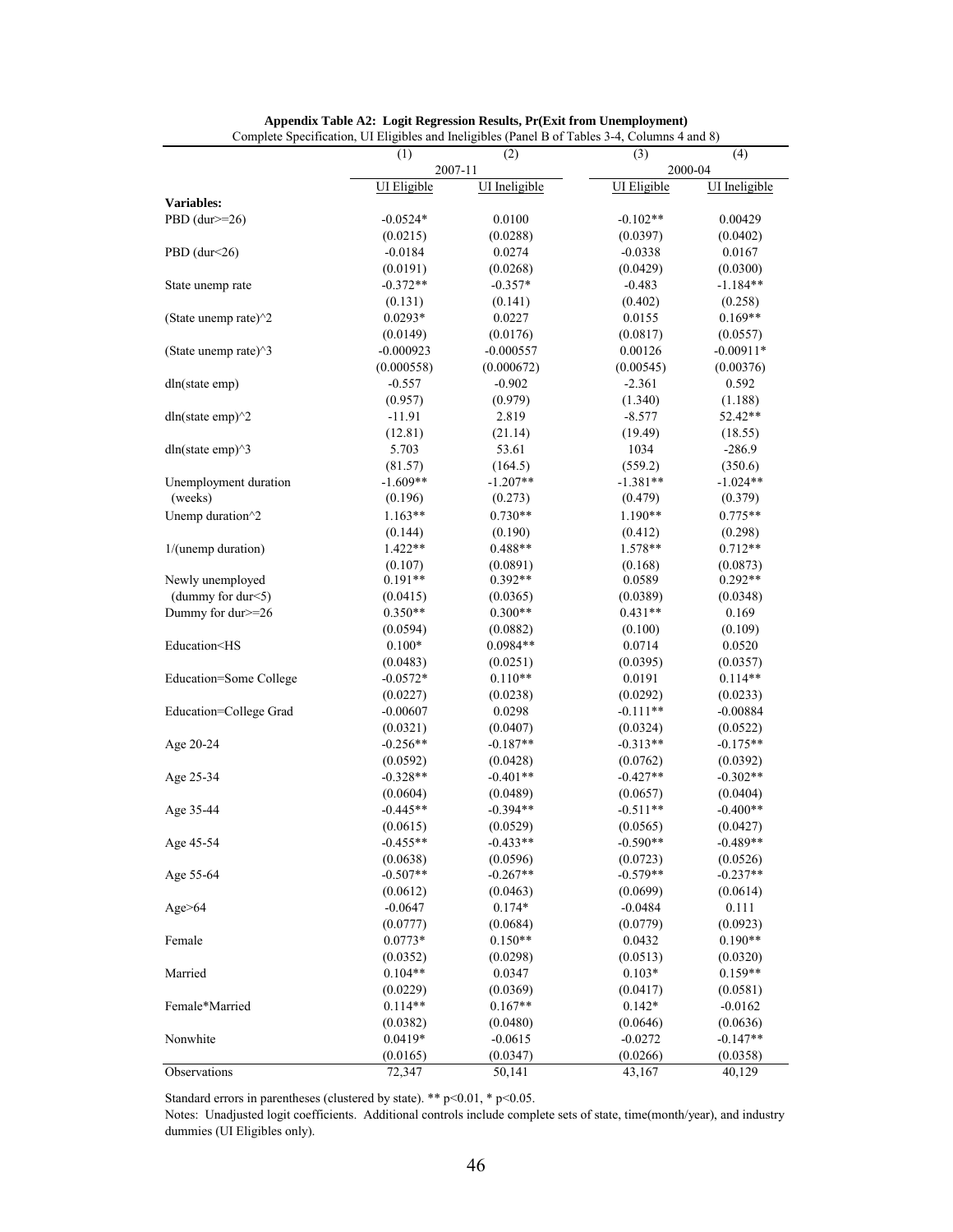**Appendix Table A2: Logit Regression Results, Pr(Exit from Unemployment)**

Complete Specification, UI Eligibles and Ineligibles (Panel B of Tables 3-4, Columns 4 and 8)

| | (1) | (2) | (3) | (4) |
|---|---|---|---|---|
| | 2007-11 | | 2000-04 | |
| | UI Eligible | UI Ineligible | UI Eligible | UI Ineligible |
| **Variables:** | | | | |
| PBD (dur>=26) | -0.0524* | 0.0100 | -0.102** | 0.00429 |
| | (0.0215) | (0.0288) | (0.0397) | (0.0402) |
| PBD (dur<26) | -0.0184 | 0.0274 | -0.0338 | 0.0167 |
| | (0.0191) | (0.0268) | (0.0429) | (0.0300) |
| State unemp rate | -0.372** | -0.357* | -0.483 | -1.184** |
| | (0.131) | (0.141) | (0.402) | (0.258) |
| (State unemp rate)^2 | 0.0293* | 0.0227 | 0.0155 | 0.169** |
| | (0.0149) | (0.0176) | (0.0817) | (0.0557) |
| (State unemp rate)^3 | -0.000923 | -0.000557 | 0.00126 | -0.00911* |
| | (0.000558) | (0.000672) | (0.00545) | (0.00376) |
| dln(state emp) | -0.557 | -0.902 | -2.361 | 0.592 |
| | (0.957) | (0.979) | (1.340) | (1.188) |
| dln(state emp)^2 | -11.91 | 2.819 | -8.577 | 52.42** |
| | (12.81) | (21.14) | (19.49) | (18.55) |
| dln(state emp)^3 | 5.703 | 53.61 | 1034 | -286.9 |
| | (81.57) | (164.5) | (559.2) | (350.6) |
| Unemployment duration (weeks) | -1.609** | -1.207** | -1.381** | -1.024** |
| | (0.196) | (0.273) | (0.479) | (0.379) |
| Unemp duration^2 | 1.163** | 0.730** | 1.190** | 0.775** |
| | (0.144) | (0.190) | (0.412) | (0.298) |
| 1/(unemp duration) | 1.422** | 0.488** | 1.578** | 0.712** |
| | (0.107) | (0.0891) | (0.168) | (0.0873) |
| Newly unemployed (dummy for dur<5) | 0.191** | 0.392** | 0.0589 | 0.292** |
| | (0.0415) | (0.0365) | (0.0389) | (0.0348) |
| Dummy for dur>=26 | 0.350** | 0.300** | 0.431** | 0.169 |
| | (0.0594) | (0.0882) | (0.100) | (0.109) |
| Education<HS | 0.100* | 0.0984** | 0.0714 | 0.0520 |
| | (0.0483) | (0.0251) | (0.0395) | (0.0357) |
| Education=Some College | -0.0572* | 0.110** | 0.0191 | 0.114** |
| | (0.0227) | (0.0238) | (0.0292) | (0.0233) |
| Education=College Grad | -0.00607 | 0.0298 | -0.111** | -0.00884 |
| | (0.0321) | (0.0407) | (0.0324) | (0.0522) |
| Age 20-24 | -0.256** | -0.187** | -0.313** | -0.175** |
| | (0.0592) | (0.0428) | (0.0762) | (0.0392) |
| Age 25-34 | -0.328** | -0.401** | -0.427** | -0.302** |
| | (0.0604) | (0.0489) | (0.0657) | (0.0404) |
| Age 35-44 | -0.445** | -0.394** | -0.511** | -0.400** |
| | (0.0615) | (0.0529) | (0.0565) | (0.0427) |
| Age 45-54 | -0.455** | -0.433** | -0.590** | -0.489** |
| | (0.0638) | (0.0596) | (0.0723) | (0.0526) |
| Age 55-64 | -0.507** | -0.267** | -0.579** | -0.237** |
| | (0.0612) | (0.0463) | (0.0699) | (0.0614) |
| Age>64 | -0.0647 | 0.174* | -0.0484 | 0.111 |
| | (0.0777) | (0.0684) | (0.0779) | (0.0923) |
| Female | 0.0773* | 0.150** | 0.0432 | 0.190** |
| | (0.0352) | (0.0298) | (0.0513) | (0.0320) |
| Married | 0.104** | 0.0347 | 0.103* | 0.159** |
| | (0.0229) | (0.0369) | (0.0417) | (0.0581) |
| Female*Married | 0.114** | 0.167** | 0.142* | -0.0162 |
| | (0.0382) | (0.0480) | (0.0646) | (0.0636) |
| Nonwhite | 0.0419* | -0.0615 | -0.0272 | -0.147** |
| | (0.0165) | (0.0347) | (0.0266) | (0.0358) |
| Observations | 72,347 | 50,141 | 43,167 | 40,129 |

Standard errors in parentheses (clustered by state). ** p<0.01, * p<0.05.

Notes: Unadjusted logit coefficients. Additional controls include complete sets of state, time(month/year), and industry dummies (UI Eligibles only).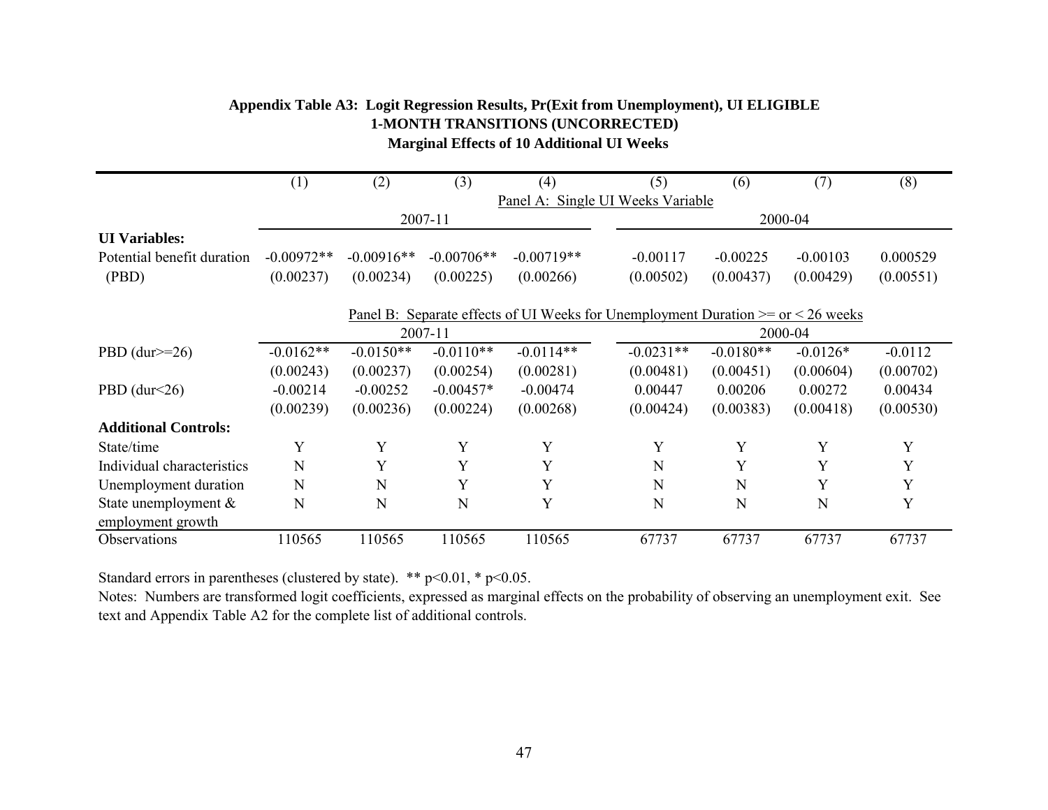**Appendix Table A3: Logit Regression Results, Pr(Exit from Unemployment), UI ELIGIBLE**
**1-MONTH TRANSITIONS (UNCORRECTED)**
**Marginal Effects of 10 Additional UI Weeks**

| | (1) | (2) | (3) | (4) | (5) | (6) | (7) | (8) |
|---|---|---|---|---|---|---|---|---|
| | Panel A: Single UI Weeks Variable | | | | | | | |
| | 2007-11 | | | | 2000-04 | | | |
| **UI Variables:** | | | | | | | | |
| Potential benefit duration | -0.00972** | -0.00916** | -0.00706** | -0.00719** | -0.00117 | -0.00225 | -0.00103 | 0.000529 |
| (PBD) | (0.00237) | (0.00234) | (0.00225) | (0.00266) | (0.00502) | (0.00437) | (0.00429) | (0.00551) |
| | Panel B: Separate effects of UI Weeks for Unemployment Duration >= or < 26 weeks | | | | | | | |
| | 2007-11 | | | | 2000-04 | | | |
| PBD (dur>=26) | -0.0162** | -0.0150** | -0.0110** | -0.0114** | -0.0231** | -0.0180** | -0.0126* | -0.0112 |
| | (0.00243) | (0.00237) | (0.00254) | (0.00281) | (0.00481) | (0.00451) | (0.00604) | (0.00702) |
| PBD (dur<26) | -0.00214 | -0.00252 | -0.00457* | -0.00474 | 0.00447 | 0.00206 | 0.00272 | 0.00434 |
| | (0.00239) | (0.00236) | (0.00224) | (0.00268) | (0.00424) | (0.00383) | (0.00418) | (0.00530) |
| **Additional Controls:** | | | | | | | | |
| State/time | Y | Y | Y | Y | Y | Y | Y | Y |
| Individual characteristics | N | Y | Y | Y | N | Y | Y | Y |
| Unemployment duration | N | N | Y | Y | N | N | Y | Y |
| State unemployment & employment growth | N | N | N | Y | N | N | N | Y |
| Observations | 110565 | 110565 | 110565 | 110565 | 67737 | 67737 | 67737 | 67737 |

Standard errors in parentheses (clustered by state). ** p<0.01, * p<0.05.

Notes: Numbers are transformed logit coefficients, expressed as marginal effects on the probability of observing an unemployment exit. See text and Appendix Table A2 for the complete list of additional controls.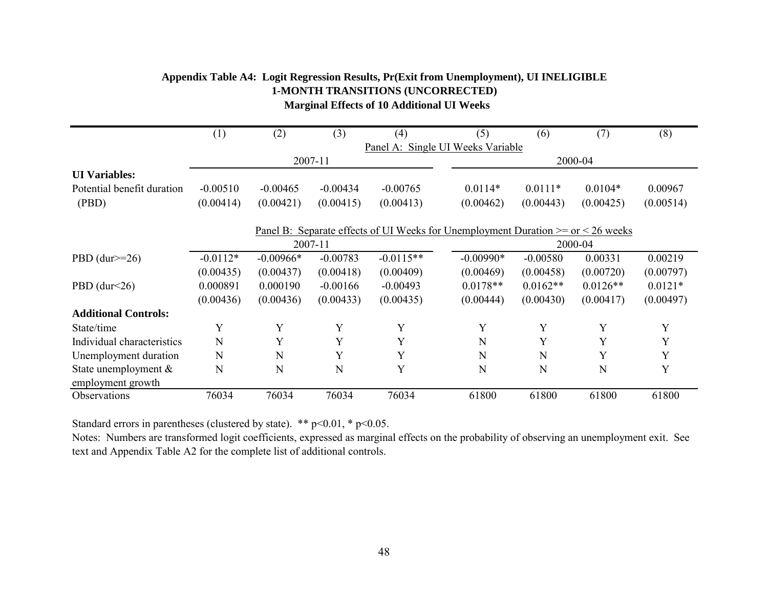**Appendix Table A4: Logit Regression Results, Pr(Exit from Unemployment), UI INELIGIBLE**
**1-MONTH TRANSITIONS (UNCORRECTED)**
**Marginal Effects of 10 Additional UI Weeks**

| | (1) | (2) | (3) | (4) | (5) | (6) | (7) | (8) |
|---|---|---|---|---|---|---|---|---|
| | Panel A: Single UI Weeks Variable | | | | | | | |
| | 2007-11 | | | | 2000-04 | | | |
| **UI Variables:** | | | | | | | | |
| Potential benefit duration | -0.00510 | -0.00465 | -0.00434 | -0.00765 | 0.0114* | 0.0111* | 0.0104* | 0.00967 |
| (PBD) | (0.00414) | (0.00421) | (0.00415) | (0.00413) | (0.00462) | (0.00443) | (0.00425) | (0.00514) |
| | Panel B: Separate effects of UI Weeks for Unemployment Duration >= or < 26 weeks | | | | | | | |
| | 2007-11 | | | | 2000-04 | | | |
| PBD (dur>=26) | -0.0112* | -0.00966* | -0.00783 | -0.0115** | -0.00990* | -0.00580 | 0.00331 | 0.00219 |
| | (0.00435) | (0.00437) | (0.00418) | (0.00409) | (0.00469) | (0.00458) | (0.00720) | (0.00797) |
| PBD (dur<26) | 0.000891 | 0.000190 | -0.00166 | -0.00493 | 0.0178** | 0.0162** | 0.0126** | 0.0121* |
| | (0.00436) | (0.00436) | (0.00433) | (0.00435) | (0.00444) | (0.00430) | (0.00417) | (0.00497) |
| **Additional Controls:** | | | | | | | | |
| State/time | Y | Y | Y | Y | Y | Y | Y | Y |
| Individual characteristics | N | Y | Y | Y | N | Y | Y | Y |
| Unemployment duration | N | N | Y | Y | N | N | Y | Y |
| State unemployment & employment growth | N | N | N | Y | N | N | N | Y |
| Observations | 76034 | 76034 | 76034 | 76034 | 61800 | 61800 | 61800 | 61800 |

Standard errors in parentheses (clustered by state). ** p<0.01, * p<0.05.

Notes: Numbers are transformed logit coefficients, expressed as marginal effects on the probability of observing an unemployment exit. See text and Appendix Table A2 for the complete list of additional controls.